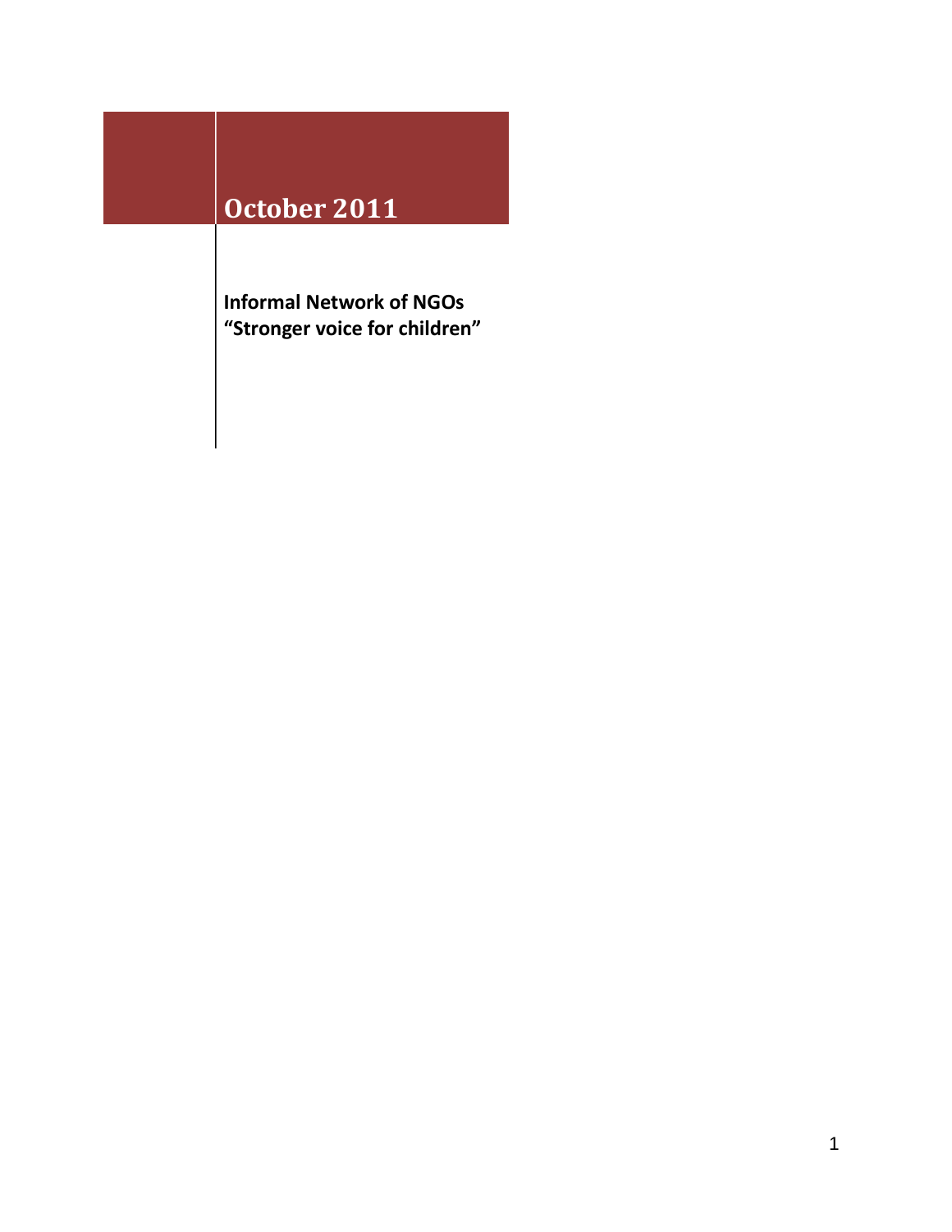# October 2011

**Informal Network of NGOs**
**“Stronger voice for children”**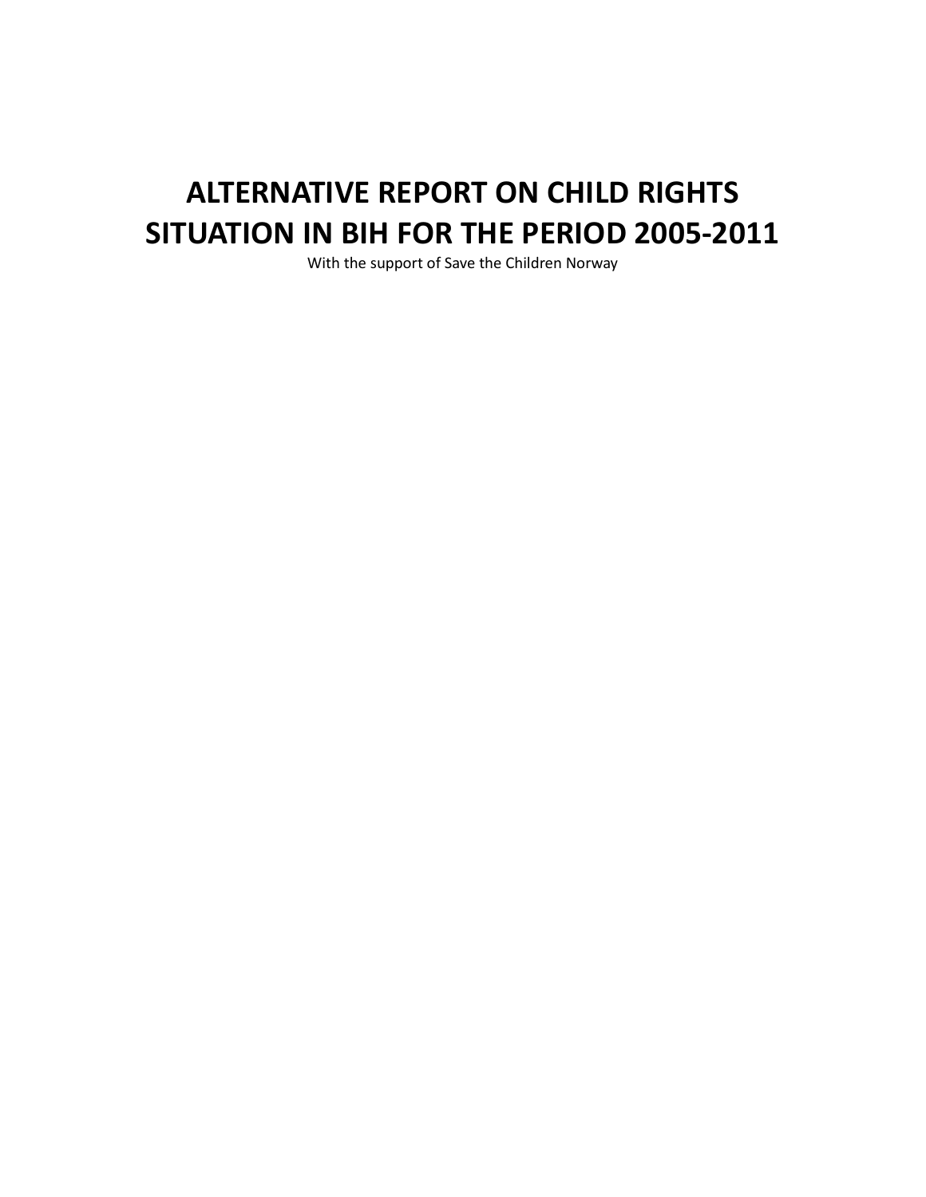# ALTERNATIVE REPORT ON CHILD RIGHTS SITUATION IN BIH FOR THE PERIOD 2005-2011

With the support of Save the Children Norway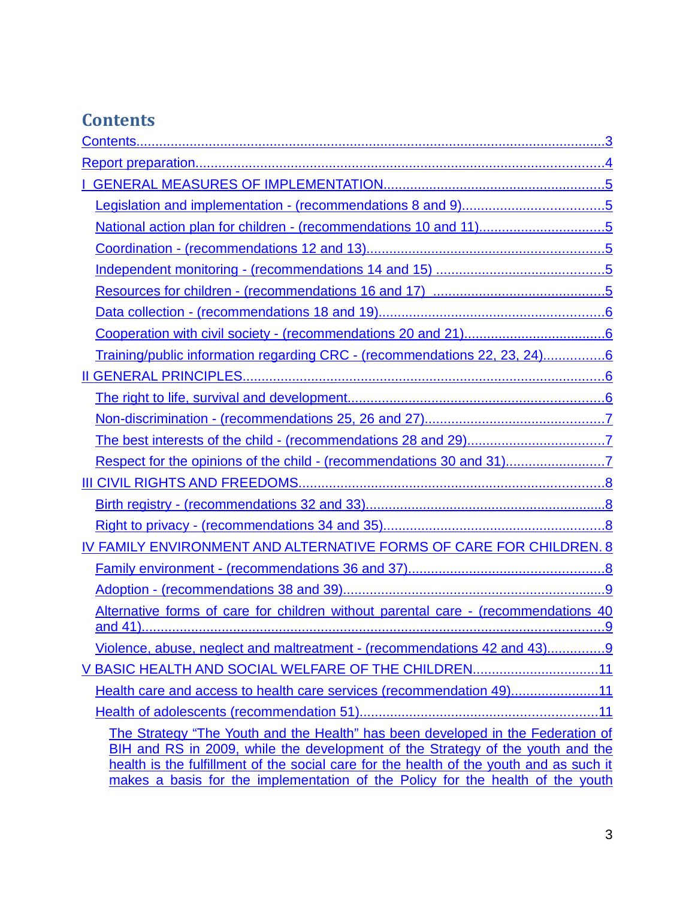## Contents

Contents....................................................................................................................3

Report preparation......................................................................................................4

I GENERAL MEASURES OF IMPLEMENTATION.........................................................5

- Legislation and implementation - (recommendations 8 and 9)....................................5
- National action plan for children - (recommendations 10 and 11)................................5
- Coordination - (recommendations 12 and 13)............................................................5
- Independent monitoring - (recommendations 14 and 15) ...........................................5
- Resources for children - (recommendations 16 and 17) ............................................5
- Data collection - (recommendations 18 and 19)..........................................................6
- Cooperation with civil society - (recommendations 20 and 21)....................................6
- Training/public information regarding CRC - (recommendations 22, 23, 24)................6

II GENERAL PRINCIPLES..............................................................................................6

- The right to life, survival and development..................................................................6
- Non-discrimination - (recommendations 25, 26 and 27)..............................................7
- The best interests of the child - (recommendations 28 and 29)...................................7
- Respect for the opinions of the child - (recommendations 30 and 31)..........................7

III CIVIL RIGHTS AND FREEDOMS...............................................................................8

- Birth registry - (recommendations 32 and 33).............................................................8
- Right to privacy - (recommendations 34 and 35).........................................................8

IV FAMILY ENVIRONMENT AND ALTERNATIVE FORMS OF CARE FOR CHILDREN. 8

- Family environment - (recommendations 36 and 37)..................................................8
- Adoption - (recommendations 38 and 39)...................................................................9
- Alternative forms of care for children without parental care - (recommendations 40 and 41)........................................................................................................................9
- Violence, abuse, neglect and maltreatment - (recommendations 42 and 43)...............9

V BASIC HEALTH AND SOCIAL WELFARE OF THE CHILDREN................................11

- Health care and access to health care services (recommendation 49)......................11
- Health of adolescents (recommendation 51).............................................................11
  - The Strategy “The Youth and the Health” has been developed in the Federation of BIH and RS in 2009, while the development of the Strategy of the youth and the health is the fulfillment of the social care for the health of the youth and as such it makes a basis for the implementation of the Policy for the health of the youth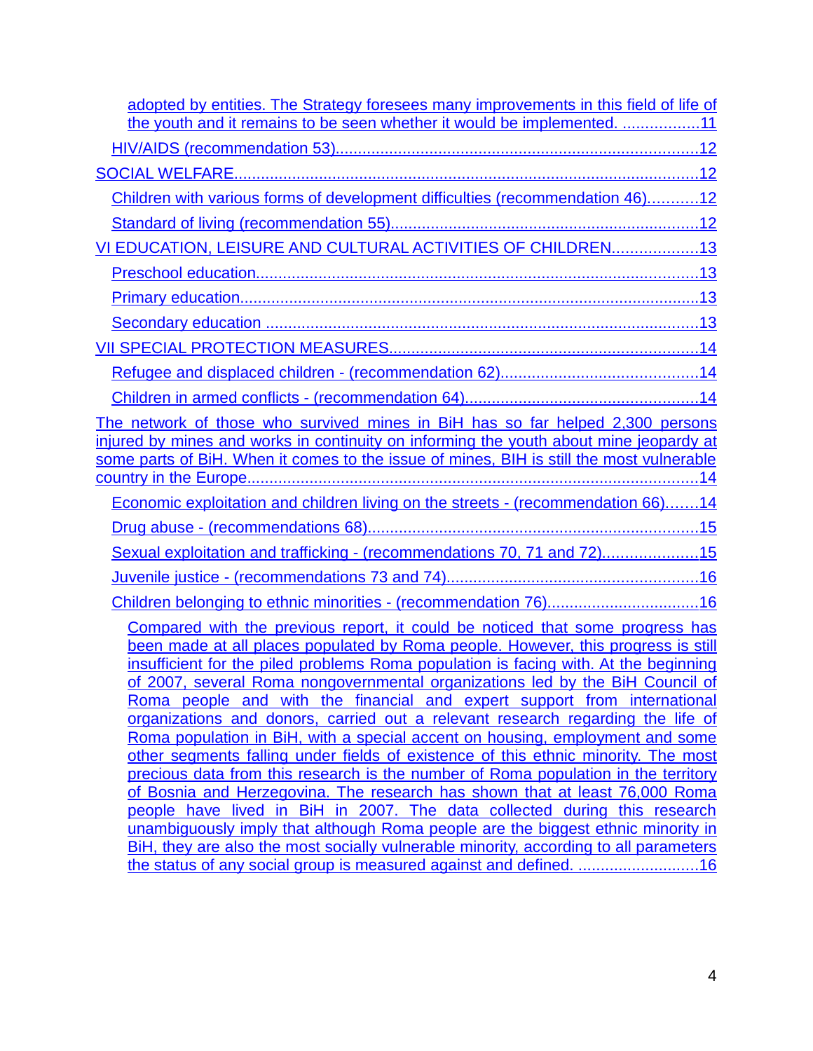adopted by entities. The Strategy foresees many improvements in this field of life of the youth and it remains to be seen whether it would be implemented. .................11

HIV/AIDS (recommendation 53)................................................................................12

SOCIAL WELFARE.......................................................................................................12

Children with various forms of development difficulties (recommendation 46)...........12

Standard of living (recommendation 55)....................................................................12

VI EDUCATION, LEISURE AND CULTURAL ACTIVITIES OF CHILDREN...................13

Preschool education....................................................................................................13

Primary education.......................................................................................................13

Secondary education ..................................................................................................13

VII SPECIAL PROTECTION MEASURES....................................................................14

Refugee and displaced children - (recommendation 62)............................................14

Children in armed conflicts - (recommendation 64)....................................................14

The network of those who survived mines in BiH has so far helped 2,300 persons injured by mines and works in continuity on informing the youth about mine jeopardy at some parts of BiH. When it comes to the issue of mines, BIH is still the most vulnerable country in the Europe....................................................................................................14

Economic exploitation and children living on the streets - (recommendation 66).......14

Drug abuse - (recommendations 68).........................................................................15

Sexual exploitation and trafficking - (recommendations 70, 71 and 72).....................15

Juvenile justice - (recommendations 73 and 74).......................................................16

Children belonging to ethnic minorities - (recommendation 76).................................16

Compared with the previous report, it could be noticed that some progress has been made at all places populated by Roma people. However, this progress is still insufficient for the piled problems Roma population is facing with. At the beginning of 2007, several Roma nongovernmental organizations led by the BiH Council of Roma people and with the financial and expert support from international organizations and donors, carried out a relevant research regarding the life of Roma population in BiH, with a special accent on housing, employment and some other segments falling under fields of existence of this ethnic minority. The most precious data from this research is the number of Roma population in the territory of Bosnia and Herzegovina. The research has shown that at least 76,000 Roma people have lived in BiH in 2007. The data collected during this research unambiguously imply that although Roma people are the biggest ethnic minority in BiH, they are also the most socially vulnerable minority, according to all parameters the status of any social group is measured against and defined. ...........................16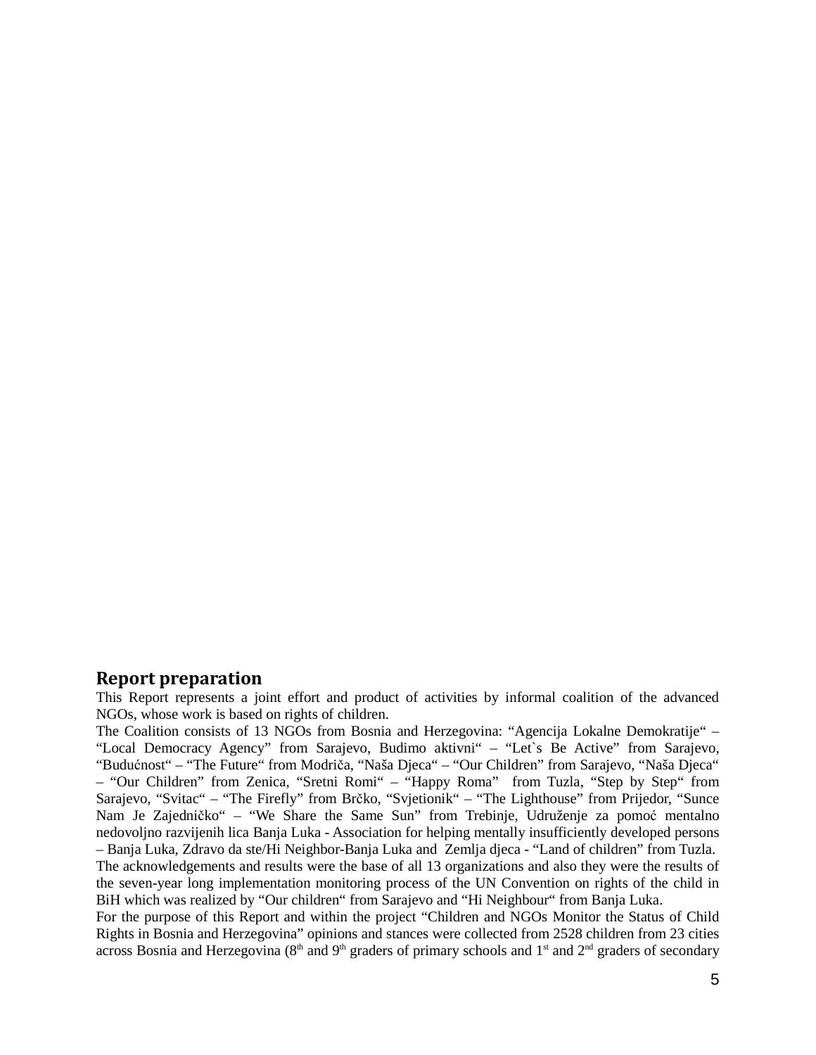## Report preparation

This Report represents a joint effort and product of activities by informal coalition of the advanced NGOs, whose work is based on rights of children.

The Coalition consists of 13 NGOs from Bosnia and Herzegovina: "Agencija Lokalne Demokratije" – "Local Democracy Agency" from Sarajevo, Budimo aktivni" – "Let`s Be Active" from Sarajevo, "Budućnost" – "The Future" from Modriča, "Naša Djeca" – "Our Children" from Sarajevo, "Naša Djeca" – "Our Children" from Zenica, "Sretni Romi" – "Happy Roma" from Tuzla, "Step by Step" from Sarajevo, "Svitac" – "The Firefly" from Brčko, "Svjetionik" – "The Lighthouse" from Prijedor, "Sunce Nam Je Zajedničko" – "We Share the Same Sun" from Trebinje, Udruženje za pomoć mentalno nedovoljno razvijenih lica Banja Luka - Association for helping mentally insufficiently developed persons – Banja Luka, Zdravo da ste/Hi Neighbor-Banja Luka and Zemlja djeca - "Land of children" from Tuzla.

The acknowledgements and results were the base of all 13 organizations and also they were the results of the seven-year long implementation monitoring process of the UN Convention on rights of the child in BiH which was realized by "Our children" from Sarajevo and "Hi Neighbour" from Banja Luka.

For the purpose of this Report and within the project "Children and NGOs Monitor the Status of Child Rights in Bosnia and Herzegovina" opinions and stances were collected from 2528 children from 23 cities across Bosnia and Herzegovina (8th and 9th graders of primary schools and 1st and 2nd graders of secondary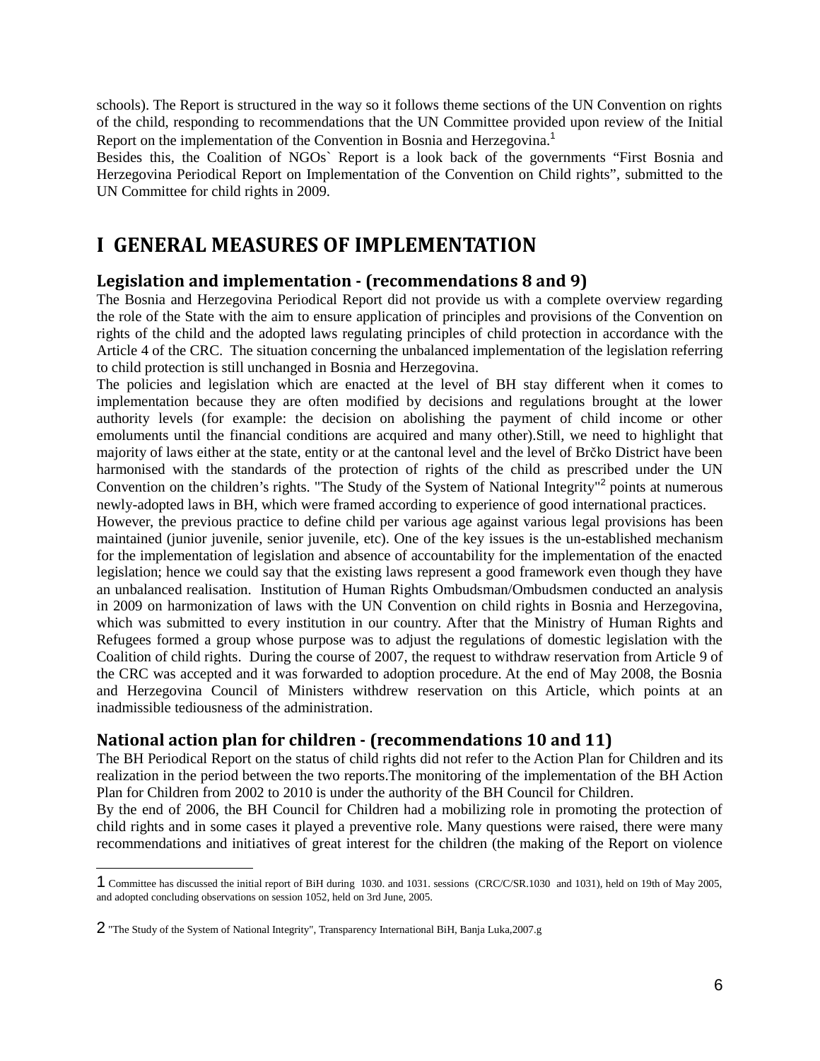schools). The Report is structured in the way so it follows theme sections of the UN Convention on rights of the child, responding to recommendations that the UN Committee provided upon review of the Initial Report on the implementation of the Convention in Bosnia and Herzegovina.[1]

Besides this, the Coalition of NGOs` Report is a look back of the governments "First Bosnia and Herzegovina Periodical Report on Implementation of the Convention on Child rights", submitted to the UN Committee for child rights in 2009.

# I GENERAL MEASURES OF IMPLEMENTATION

## Legislation and implementation - (recommendations 8 and 9)

The Bosnia and Herzegovina Periodical Report did not provide us with a complete overview regarding the role of the State with the aim to ensure application of principles and provisions of the Convention on rights of the child and the adopted laws regulating principles of child protection in accordance with the Article 4 of the CRC. The situation concerning the unbalanced implementation of the legislation referring to child protection is still unchanged in Bosnia and Herzegovina.

The policies and legislation which are enacted at the level of BH stay different when it comes to implementation because they are often modified by decisions and regulations brought at the lower authority levels (for example: the decision on abolishing the payment of child income or other emoluments until the financial conditions are acquired and many other).Still, we need to highlight that majority of laws either at the state, entity or at the cantonal level and the level of Brčko District have been harmonised with the standards of the protection of rights of the child as prescribed under the UN Convention on the children's rights. "The Study of the System of National Integrity"[2] points at numerous newly-adopted laws in BH, which were framed according to experience of good international practices.

However, the previous practice to define child per various age against various legal provisions has been maintained (junior juvenile, senior juvenile, etc). One of the key issues is the un-established mechanism for the implementation of legislation and absence of accountability for the implementation of the enacted legislation; hence we could say that the existing laws represent a good framework even though they have an unbalanced realisation. Institution of Human Rights Ombudsman/Ombudsmen conducted an analysis in 2009 on harmonization of laws with the UN Convention on child rights in Bosnia and Herzegovina, which was submitted to every institution in our country. After that the Ministry of Human Rights and Refugees formed a group whose purpose was to adjust the regulations of domestic legislation with the Coalition of child rights. During the course of 2007, the request to withdraw reservation from Article 9 of the CRC was accepted and it was forwarded to adoption procedure. At the end of May 2008, the Bosnia and Herzegovina Council of Ministers withdrew reservation on this Article, which points at an inadmissible tediousness of the administration.

## National action plan for children - (recommendations 10 and 11)

The BH Periodical Report on the status of child rights did not refer to the Action Plan for Children and its realization in the period between the two reports.The monitoring of the implementation of the BH Action Plan for Children from 2002 to 2010 is under the authority of the BH Council for Children.

By the end of 2006, the BH Council for Children had a mobilizing role in promoting the protection of child rights and in some cases it played a preventive role. Many questions were raised, there were many recommendations and initiatives of great interest for the children (the making of the Report on violence

---

[1] Committee has discussed the initial report of BiH during 1030. and 1031. sessions (CRC/C/SR.1030 and 1031), held on 19th of May 2005, and adopted concluding observations on session 1052, held on 3rd June, 2005.

[2] "The Study of the System of National Integrity", Transparency International BiH, Banja Luka,2007.g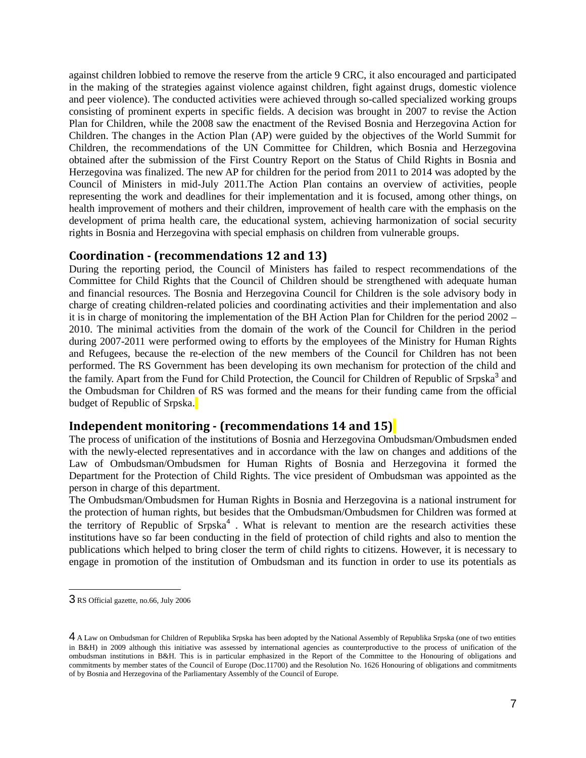against children lobbied to remove the reserve from the article 9 CRC, it also encouraged and participated in the making of the strategies against violence against children, fight against drugs, domestic violence and peer violence). The conducted activities were achieved through so-called specialized working groups consisting of prominent experts in specific fields. A decision was brought in 2007 to revise the Action Plan for Children, while the 2008 saw the enactment of the Revised Bosnia and Herzegovina Action for Children. The changes in the Action Plan (AP) were guided by the objectives of the World Summit for Children, the recommendations of the UN Committee for Children, which Bosnia and Herzegovina obtained after the submission of the First Country Report on the Status of Child Rights in Bosnia and Herzegovina was finalized. The new AP for children for the period from 2011 to 2014 was adopted by the Council of Ministers in mid-July 2011.The Action Plan contains an overview of activities, people representing the work and deadlines for their implementation and it is focused, among other things, on health improvement of mothers and their children, improvement of health care with the emphasis on the development of prima health care, the educational system, achieving harmonization of social security rights in Bosnia and Herzegovina with special emphasis on children from vulnerable groups.

## Coordination - (recommendations 12 and 13)

During the reporting period, the Council of Ministers has failed to respect recommendations of the Committee for Child Rights that the Council of Children should be strengthened with adequate human and financial resources. The Bosnia and Herzegovina Council for Children is the sole advisory body in charge of creating children-related policies and coordinating activities and their implementation and also it is in charge of monitoring the implementation of the BH Action Plan for Children for the period 2002 – 2010. The minimal activities from the domain of the work of the Council for Children in the period during 2007-2011 were performed owing to efforts by the employees of the Ministry for Human Rights and Refugees, because the re-election of the new members of the Council for Children has not been performed. The RS Government has been developing its own mechanism for protection of the child and the family. Apart from the Fund for Child Protection, the Council for Children of Republic of Srpska[3] and the Ombudsman for Children of RS was formed and the means for their funding came from the official budget of Republic of Srpska.

## Independent monitoring - (recommendations 14 and 15)

The process of unification of the institutions of Bosnia and Herzegovina Ombudsman/Ombudsmen ended with the newly-elected representatives and in accordance with the law on changes and additions of the Law of Ombudsman/Ombudsmen for Human Rights of Bosnia and Herzegovina it formed the Department for the Protection of Child Rights. The vice president of Ombudsman was appointed as the person in charge of this department.

The Ombudsman/Ombudsmen for Human Rights in Bosnia and Herzegovina is a national instrument for the protection of human rights, but besides that the Ombudsman/Ombudsmen for Children was formed at the territory of Republic of Srpska[4] . What is relevant to mention are the research activities these institutions have so far been conducting in the field of protection of child rights and also to mention the publications which helped to bring closer the term of child rights to citizens. However, it is necessary to engage in promotion of the institution of Ombudsman and its function in order to use its potentials as

---

3 RS Official gazette, no.66, July 2006

4 A Law on Ombudsman for Children of Republika Srpska has been adopted by the National Assembly of Republika Srpska (one of two entities in B&H) in 2009 although this initiative was assessed by international agencies as counterproductive to the process of unification of the ombudsman institutions in B&H. This is in particular emphasized in the Report of the Committee to the Honouring of obligations and commitments by member states of the Council of Europe (Doc.11700) and the Resolution No. 1626 Honouring of obligations and commitments of by Bosnia and Herzegovina of the Parliamentary Assembly of the Council of Europe.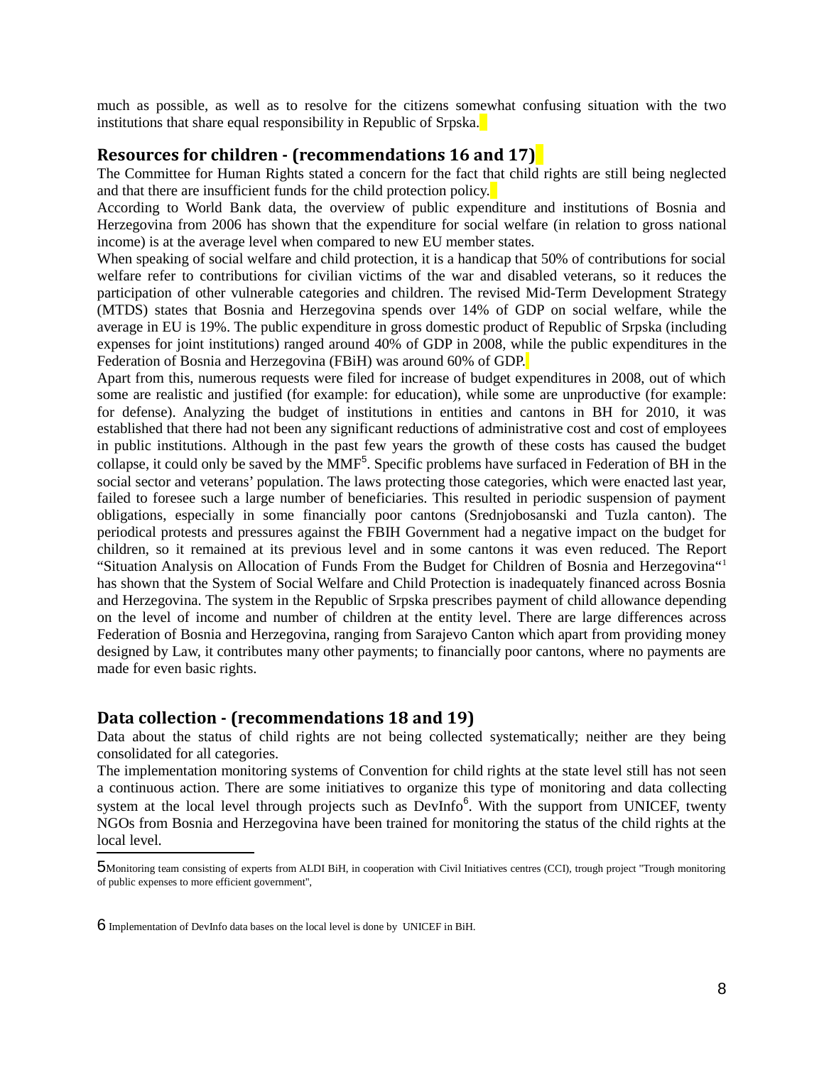much as possible, as well as to resolve for the citizens somewhat confusing situation with the two institutions that share equal responsibility in Republic of Srpska.

## Resources for children - (recommendations 16 and 17)

The Committee for Human Rights stated a concern for the fact that child rights are still being neglected and that there are insufficient funds for the child protection policy.

According to World Bank data, the overview of public expenditure and institutions of Bosnia and Herzegovina from 2006 has shown that the expenditure for social welfare (in relation to gross national income) is at the average level when compared to new EU member states.

When speaking of social welfare and child protection, it is a handicap that 50% of contributions for social welfare refer to contributions for civilian victims of the war and disabled veterans, so it reduces the participation of other vulnerable categories and children. The revised Mid-Term Development Strategy (MTDS) states that Bosnia and Herzegovina spends over 14% of GDP on social welfare, while the average in EU is 19%. The public expenditure in gross domestic product of Republic of Srpska (including expenses for joint institutions) ranged around 40% of GDP in 2008, while the public expenditures in the Federation of Bosnia and Herzegovina (FBiH) was around 60% of GDP.

Apart from this, numerous requests were filed for increase of budget expenditures in 2008, out of which some are realistic and justified (for example: for education), while some are unproductive (for example: for defense). Analyzing the budget of institutions in entities and cantons in BH for 2010, it was established that there had not been any significant reductions of administrative cost and cost of employees in public institutions. Although in the past few years the growth of these costs has caused the budget collapse, it could only be saved by the MMF[5]. Specific problems have surfaced in Federation of BH in the social sector and veterans' population. The laws protecting those categories, which were enacted last year, failed to foresee such a large number of beneficiaries. This resulted in periodic suspension of payment obligations, especially in some financially poor cantons (Srednjobosanski and Tuzla canton). The periodical protests and pressures against the FBIH Government had a negative impact on the budget for children, so it remained at its previous level and in some cantons it was even reduced. The Report "Situation Analysis on Allocation of Funds From the Budget for Children of Bosnia and Herzegovina"[1] has shown that the System of Social Welfare and Child Protection is inadequately financed across Bosnia and Herzegovina. The system in the Republic of Srpska prescribes payment of child allowance depending on the level of income and number of children at the entity level. There are large differences across Federation of Bosnia and Herzegovina, ranging from Sarajevo Canton which apart from providing money designed by Law, it contributes many other payments; to financially poor cantons, where no payments are made for even basic rights.

## Data collection - (recommendations 18 and 19)

Data about the status of child rights are not being collected systematically; neither are they being consolidated for all categories.

The implementation monitoring systems of Convention for child rights at the state level still has not seen a continuous action. There are some initiatives to organize this type of monitoring and data collecting system at the local level through projects such as DevInfo[6]. With the support from UNICEF, twenty NGOs from Bosnia and Herzegovina have been trained for monitoring the status of the child rights at the local level.

---

5 Monitoring team consisting of experts from ALDI BiH, in cooperation with Civil Initiatives centres (CCI), trough project "Trough monitoring of public expenses to more efficient government",

6 Implementation of DevInfo data bases on the local level is done by UNICEF in BiH.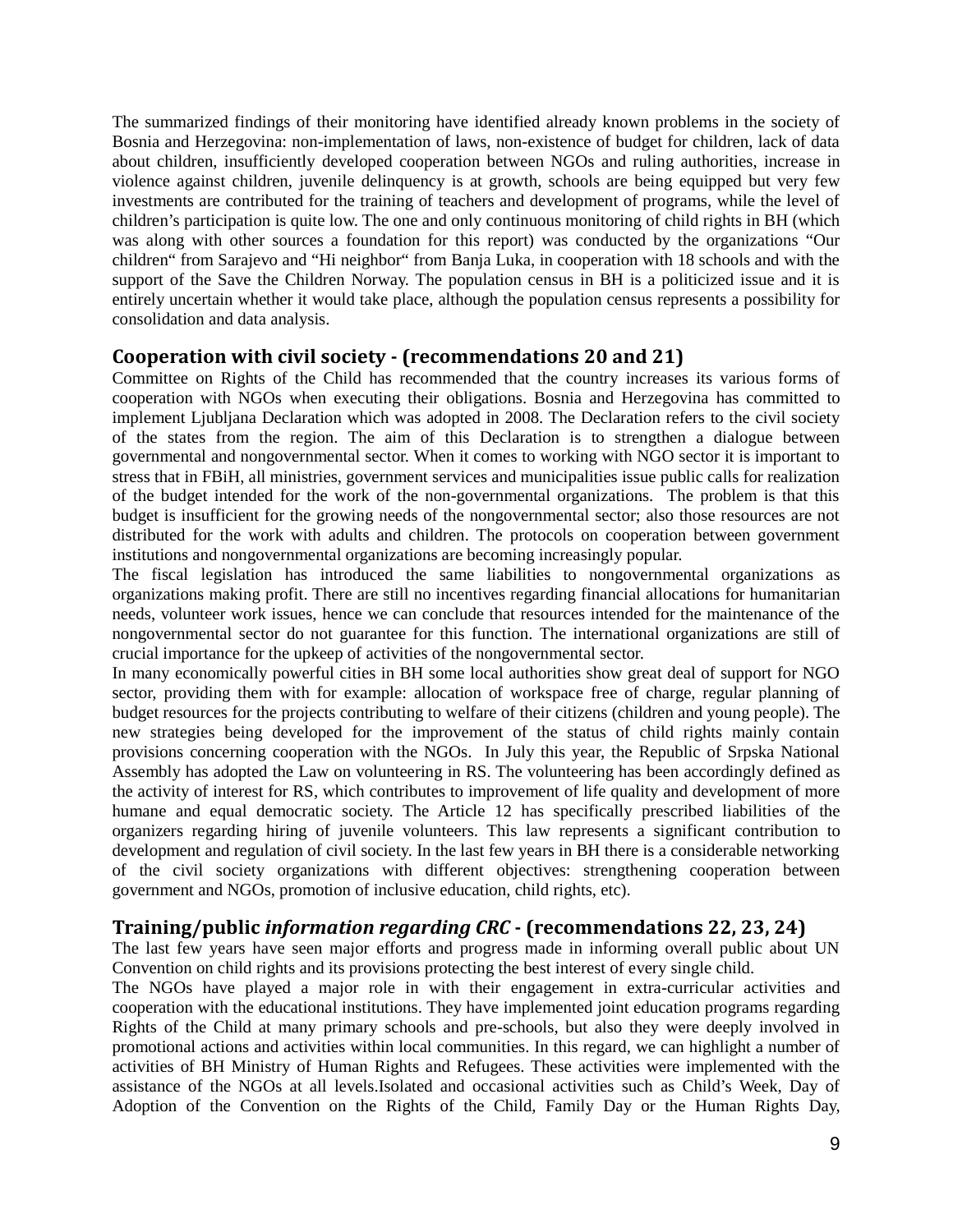The summarized findings of their monitoring have identified already known problems in the society of Bosnia and Herzegovina: non-implementation of laws, non-existence of budget for children, lack of data about children, insufficiently developed cooperation between NGOs and ruling authorities, increase in violence against children, juvenile delinquency is at growth, schools are being equipped but very few investments are contributed for the training of teachers and development of programs, while the level of children's participation is quite low. The one and only continuous monitoring of child rights in BH (which was along with other sources a foundation for this report) was conducted by the organizations "Our children" from Sarajevo and "Hi neighbor" from Banja Luka, in cooperation with 18 schools and with the support of the Save the Children Norway. The population census in BH is a politicized issue and it is entirely uncertain whether it would take place, although the population census represents a possibility for consolidation and data analysis.

## Cooperation with civil society - (recommendations 20 and 21)

Committee on Rights of the Child has recommended that the country increases its various forms of cooperation with NGOs when executing their obligations. Bosnia and Herzegovina has committed to implement Ljubljana Declaration which was adopted in 2008. The Declaration refers to the civil society of the states from the region. The aim of this Declaration is to strengthen a dialogue between governmental and nongovernmental sector. When it comes to working with NGO sector it is important to stress that in FBiH, all ministries, government services and municipalities issue public calls for realization of the budget intended for the work of the non-governmental organizations. The problem is that this budget is insufficient for the growing needs of the nongovernmental sector; also those resources are not distributed for the work with adults and children. The protocols on cooperation between government institutions and nongovernmental organizations are becoming increasingly popular.

The fiscal legislation has introduced the same liabilities to nongovernmental organizations as organizations making profit. There are still no incentives regarding financial allocations for humanitarian needs, volunteer work issues, hence we can conclude that resources intended for the maintenance of the nongovernmental sector do not guarantee for this function. The international organizations are still of crucial importance for the upkeep of activities of the nongovernmental sector.

In many economically powerful cities in BH some local authorities show great deal of support for NGO sector, providing them with for example: allocation of workspace free of charge, regular planning of budget resources for the projects contributing to welfare of their citizens (children and young people). The new strategies being developed for the improvement of the status of child rights mainly contain provisions concerning cooperation with the NGOs. In July this year, the Republic of Srpska National Assembly has adopted the Law on volunteering in RS. The volunteering has been accordingly defined as the activity of interest for RS, which contributes to improvement of life quality and development of more humane and equal democratic society. The Article 12 has specifically prescribed liabilities of the organizers regarding hiring of juvenile volunteers. This law represents a significant contribution to development and regulation of civil society. In the last few years in BH there is a considerable networking of the civil society organizations with different objectives: strengthening cooperation between government and NGOs, promotion of inclusive education, child rights, etc).

## Training/public *information regarding CRC* - (recommendations 22, 23, 24)

The last few years have seen major efforts and progress made in informing overall public about UN Convention on child rights and its provisions protecting the best interest of every single child.

The NGOs have played a major role in with their engagement in extra-curricular activities and cooperation with the educational institutions. They have implemented joint education programs regarding Rights of the Child at many primary schools and pre-schools, but also they were deeply involved in promotional actions and activities within local communities. In this regard, we can highlight a number of activities of BH Ministry of Human Rights and Refugees. These activities were implemented with the assistance of the NGOs at all levels.Isolated and occasional activities such as Child's Week, Day of Adoption of the Convention on the Rights of the Child, Family Day or the Human Rights Day,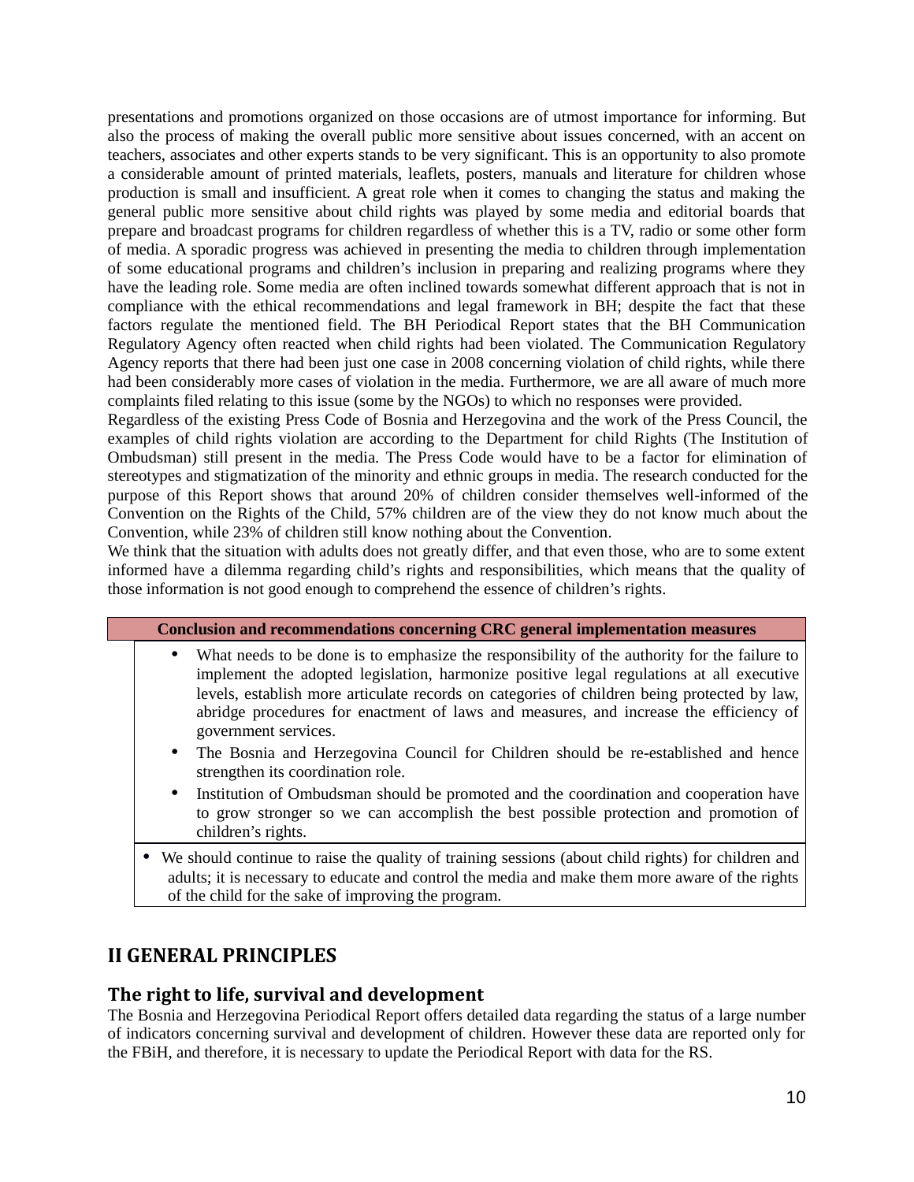presentations and promotions organized on those occasions are of utmost importance for informing. But also the process of making the overall public more sensitive about issues concerned, with an accent on teachers, associates and other experts stands to be very significant. This is an opportunity to also promote a considerable amount of printed materials, leaflets, posters, manuals and literature for children whose production is small and insufficient. A great role when it comes to changing the status and making the general public more sensitive about child rights was played by some media and editorial boards that prepare and broadcast programs for children regardless of whether this is a TV, radio or some other form of media. A sporadic progress was achieved in presenting the media to children through implementation of some educational programs and children's inclusion in preparing and realizing programs where they have the leading role. Some media are often inclined towards somewhat different approach that is not in compliance with the ethical recommendations and legal framework in BH; despite the fact that these factors regulate the mentioned field. The BH Periodical Report states that the BH Communication Regulatory Agency often reacted when child rights had been violated. The Communication Regulatory Agency reports that there had been just one case in 2008 concerning violation of child rights, while there had been considerably more cases of violation in the media. Furthermore, we are all aware of much more complaints filed relating to this issue (some by the NGOs) to which no responses were provided.

Regardless of the existing Press Code of Bosnia and Herzegovina and the work of the Press Council, the examples of child rights violation are according to the Department for child Rights (The Institution of Ombudsman) still present in the media. The Press Code would have to be a factor for elimination of stereotypes and stigmatization of the minority and ethnic groups in media. The research conducted for the purpose of this Report shows that around 20% of children consider themselves well-informed of the Convention on the Rights of the Child, 57% children are of the view they do not know much about the Convention, while 23% of children still know nothing about the Convention.

We think that the situation with adults does not greatly differ, and that even those, who are to some extent informed have a dilemma regarding child's rights and responsibilities, which means that the quality of those information is not good enough to comprehend the essence of children's rights.

**Conclusion and recommendations concerning CRC general implementation measures**

- What needs to be done is to emphasize the responsibility of the authority for the failure to implement the adopted legislation, harmonize positive legal regulations at all executive levels, establish more articulate records on categories of children being protected by law, abridge procedures for enactment of laws and measures, and increase the efficiency of government services.
- The Bosnia and Herzegovina Council for Children should be re-established and hence strengthen its coordination role.
- Institution of Ombudsman should be promoted and the coordination and cooperation have to grow stronger so we can accomplish the best possible protection and promotion of children's rights.
- We should continue to raise the quality of training sessions (about child rights) for children and adults; it is necessary to educate and control the media and make them more aware of the rights of the child for the sake of improving the program.

## II GENERAL PRINCIPLES

### The right to life, survival and development

The Bosnia and Herzegovina Periodical Report offers detailed data regarding the status of a large number of indicators concerning survival and development of children. However these data are reported only for the FBiH, and therefore, it is necessary to update the Periodical Report with data for the RS.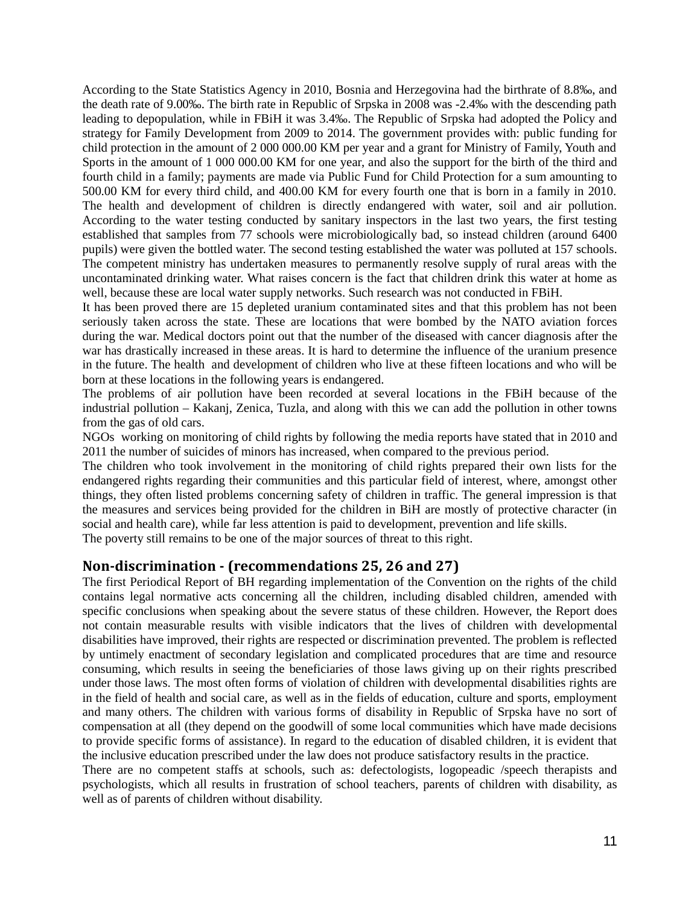According to the State Statistics Agency in 2010, Bosnia and Herzegovina had the birthrate of 8.8‰, and the death rate of 9.00‰. The birth rate in Republic of Srpska in 2008 was -2.4‰ with the descending path leading to depopulation, while in FBiH it was 3.4‰. The Republic of Srpska had adopted the Policy and strategy for Family Development from 2009 to 2014. The government provides with: public funding for child protection in the amount of 2 000 000.00 KM per year and a grant for Ministry of Family, Youth and Sports in the amount of 1 000 000.00 KM for one year, and also the support for the birth of the third and fourth child in a family; payments are made via Public Fund for Child Protection for a sum amounting to 500.00 KM for every third child, and 400.00 KM for every fourth one that is born in a family in 2010. The health and development of children is directly endangered with water, soil and air pollution. According to the water testing conducted by sanitary inspectors in the last two years, the first testing established that samples from 77 schools were microbiologically bad, so instead children (around 6400 pupils) were given the bottled water. The second testing established the water was polluted at 157 schools. The competent ministry has undertaken measures to permanently resolve supply of rural areas with the uncontaminated drinking water. What raises concern is the fact that children drink this water at home as well, because these are local water supply networks. Such research was not conducted in FBiH.

It has been proved there are 15 depleted uranium contaminated sites and that this problem has not been seriously taken across the state. These are locations that were bombed by the NATO aviation forces during the war. Medical doctors point out that the number of the diseased with cancer diagnosis after the war has drastically increased in these areas. It is hard to determine the influence of the uranium presence in the future. The health and development of children who live at these fifteen locations and who will be born at these locations in the following years is endangered.

The problems of air pollution have been recorded at several locations in the FBiH because of the industrial pollution – Kakanj, Zenica, Tuzla, and along with this we can add the pollution in other towns from the gas of old cars.

NGOs working on monitoring of child rights by following the media reports have stated that in 2010 and 2011 the number of suicides of minors has increased, when compared to the previous period.

The children who took involvement in the monitoring of child rights prepared their own lists for the endangered rights regarding their communities and this particular field of interest, where, amongst other things, they often listed problems concerning safety of children in traffic. The general impression is that the measures and services being provided for the children in BiH are mostly of protective character (in social and health care), while far less attention is paid to development, prevention and life skills.

The poverty still remains to be one of the major sources of threat to this right.

## Non-discrimination - (recommendations 25, 26 and 27)

The first Periodical Report of BH regarding implementation of the Convention on the rights of the child contains legal normative acts concerning all the children, including disabled children, amended with specific conclusions when speaking about the severe status of these children. However, the Report does not contain measurable results with visible indicators that the lives of children with developmental disabilities have improved, their rights are respected or discrimination prevented. The problem is reflected by untimely enactment of secondary legislation and complicated procedures that are time and resource consuming, which results in seeing the beneficiaries of those laws giving up on their rights prescribed under those laws. The most often forms of violation of children with developmental disabilities rights are in the field of health and social care, as well as in the fields of education, culture and sports, employment and many others. The children with various forms of disability in Republic of Srpska have no sort of compensation at all (they depend on the goodwill of some local communities which have made decisions to provide specific forms of assistance). In regard to the education of disabled children, it is evident that the inclusive education prescribed under the law does not produce satisfactory results in the practice.

There are no competent staffs at schools, such as: defectologists, logopeadic /speech therapists and psychologists, which all results in frustration of school teachers, parents of children with disability, as well as of parents of children without disability.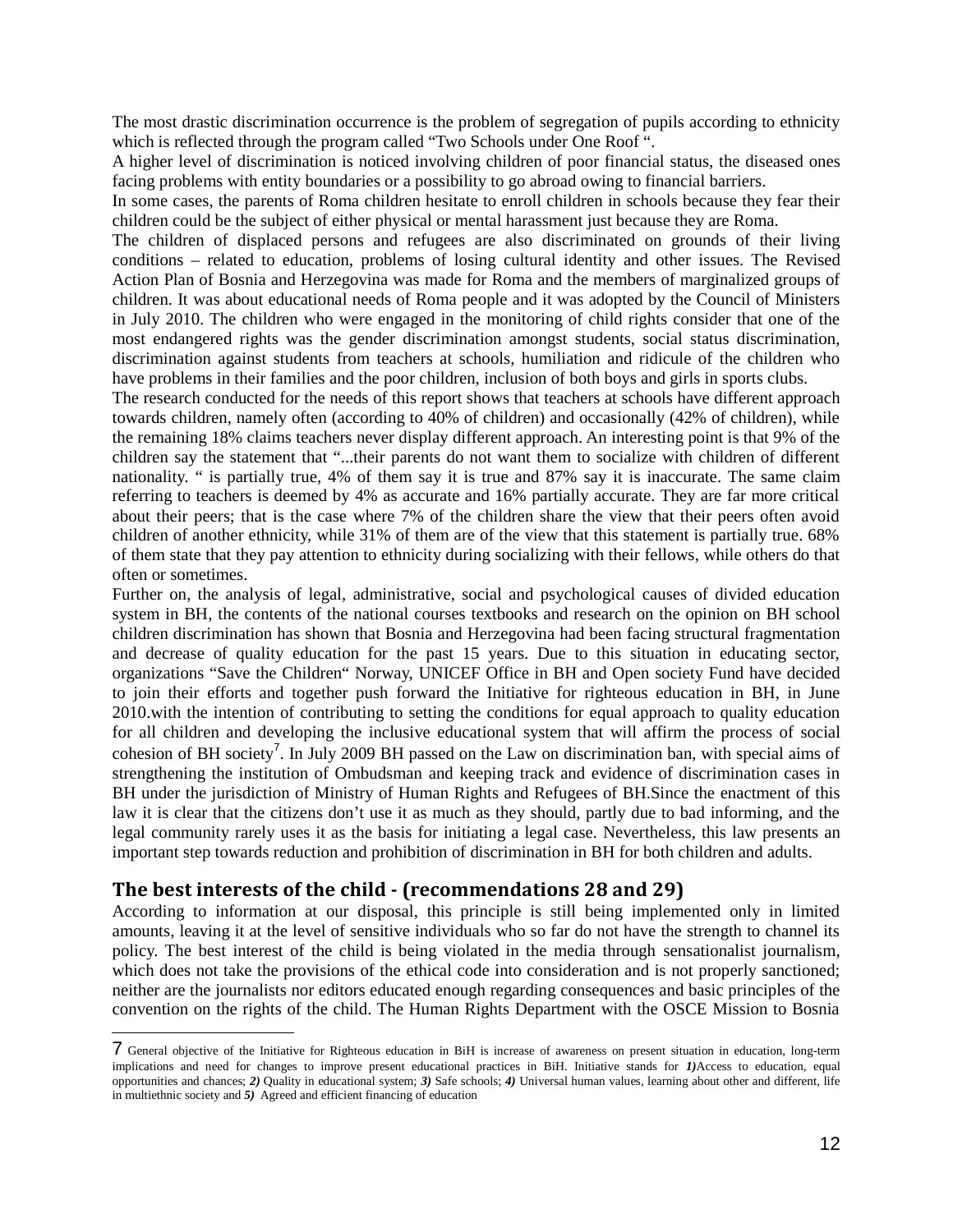The most drastic discrimination occurrence is the problem of segregation of pupils according to ethnicity which is reflected through the program called "Two Schools under One Roof ".

A higher level of discrimination is noticed involving children of poor financial status, the diseased ones facing problems with entity boundaries or a possibility to go abroad owing to financial barriers.

In some cases, the parents of Roma children hesitate to enroll children in schools because they fear their children could be the subject of either physical or mental harassment just because they are Roma.

The children of displaced persons and refugees are also discriminated on grounds of their living conditions – related to education, problems of losing cultural identity and other issues. The Revised Action Plan of Bosnia and Herzegovina was made for Roma and the members of marginalized groups of children. It was about educational needs of Roma people and it was adopted by the Council of Ministers in July 2010. The children who were engaged in the monitoring of child rights consider that one of the most endangered rights was the gender discrimination amongst students, social status discrimination, discrimination against students from teachers at schools, humiliation and ridicule of the children who have problems in their families and the poor children, inclusion of both boys and girls in sports clubs.

The research conducted for the needs of this report shows that teachers at schools have different approach towards children, namely often (according to 40% of children) and occasionally (42% of children), while the remaining 18% claims teachers never display different approach. An interesting point is that 9% of the children say the statement that "...their parents do not want them to socialize with children of different nationality. " is partially true, 4% of them say it is true and 87% say it is inaccurate. The same claim referring to teachers is deemed by 4% as accurate and 16% partially accurate. They are far more critical about their peers; that is the case where 7% of the children share the view that their peers often avoid children of another ethnicity, while 31% of them are of the view that this statement is partially true. 68% of them state that they pay attention to ethnicity during socializing with their fellows, while others do that often or sometimes.

Further on, the analysis of legal, administrative, social and psychological causes of divided education system in BH, the contents of the national courses textbooks and research on the opinion on BH school children discrimination has shown that Bosnia and Herzegovina had been facing structural fragmentation and decrease of quality education for the past 15 years. Due to this situation in educating sector, organizations "Save the Children" Norway, UNICEF Office in BH and Open society Fund have decided to join their efforts and together push forward the Initiative for righteous education in BH, in June 2010.with the intention of contributing to setting the conditions for equal approach to quality education for all children and developing the inclusive educational system that will affirm the process of social cohesion of BH society[7]. In July 2009 BH passed on the Law on discrimination ban, with special aims of strengthening the institution of Ombudsman and keeping track and evidence of discrimination cases in BH under the jurisdiction of Ministry of Human Rights and Refugees of BH.Since the enactment of this law it is clear that the citizens don't use it as much as they should, partly due to bad informing, and the legal community rarely uses it as the basis for initiating a legal case. Nevertheless, this law presents an important step towards reduction and prohibition of discrimination in BH for both children and adults.

## The best interests of the child - (recommendations 28 and 29)

According to information at our disposal, this principle is still being implemented only in limited amounts, leaving it at the level of sensitive individuals who so far do not have the strength to channel its policy. The best interest of the child is being violated in the media through sensationalist journalism, which does not take the provisions of the ethical code into consideration and is not properly sanctioned; neither are the journalists nor editors educated enough regarding consequences and basic principles of the convention on the rights of the child. The Human Rights Department with the OSCE Mission to Bosnia

---

[7] General objective of the Initiative for Righteous education in BiH is increase of awareness on present situation in education, long-term implications and need for changes to improve present educational practices in BiH. Initiative stands for ***1)***Access to education, equal opportunities and chances; ***2)*** Quality in educational system; ***3)*** Safe schools; ***4)*** Universal human values, learning about other and different, life in multiethnic society and ***5)*** Agreed and efficient financing of education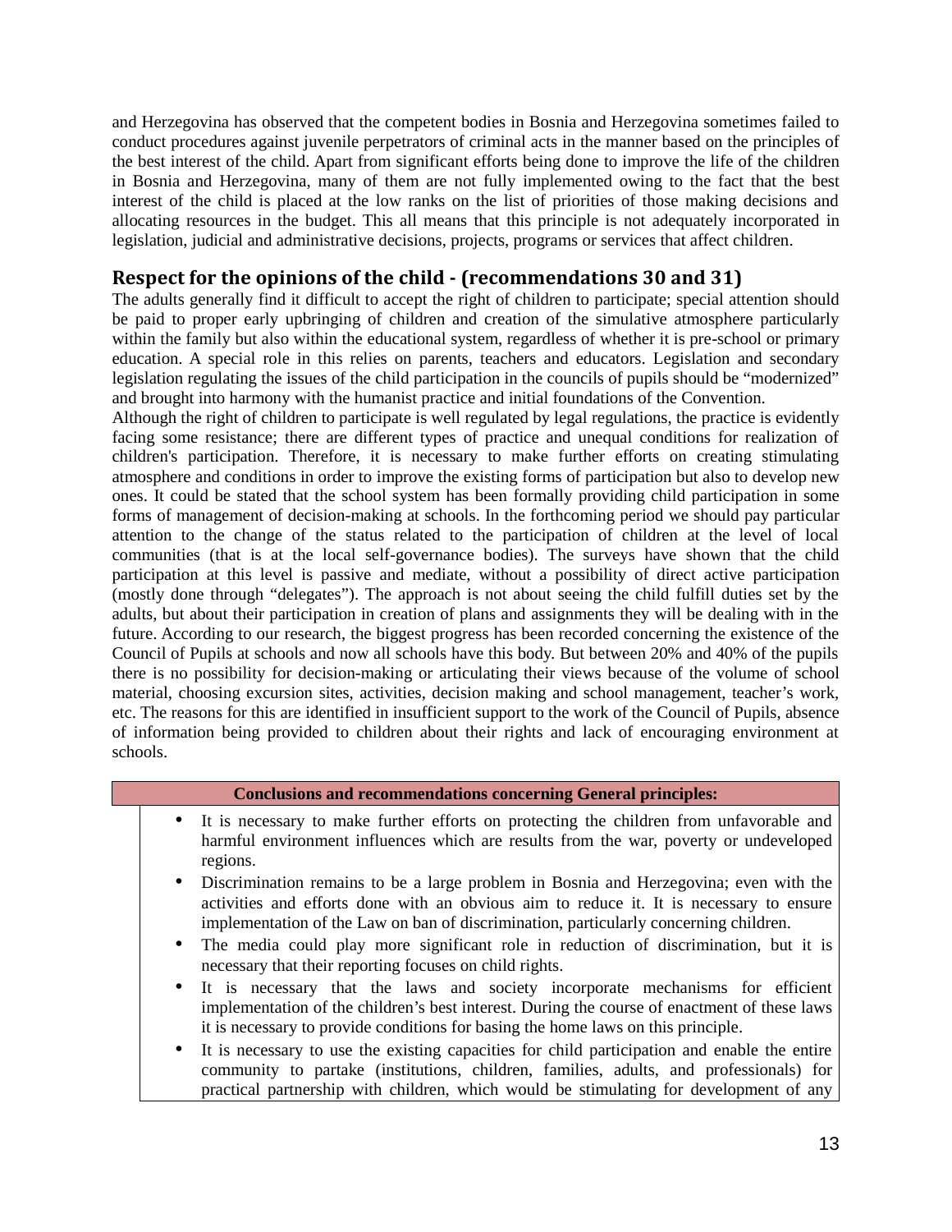and Herzegovina has observed that the competent bodies in Bosnia and Herzegovina sometimes failed to conduct procedures against juvenile perpetrators of criminal acts in the manner based on the principles of the best interest of the child. Apart from significant efforts being done to improve the life of the children in Bosnia and Herzegovina, many of them are not fully implemented owing to the fact that the best interest of the child is placed at the low ranks on the list of priorities of those making decisions and allocating resources in the budget. This all means that this principle is not adequately incorporated in legislation, judicial and administrative decisions, projects, programs or services that affect children.

## Respect for the opinions of the child - (recommendations 30 and 31)

The adults generally find it difficult to accept the right of children to participate; special attention should be paid to proper early upbringing of children and creation of the simulative atmosphere particularly within the family but also within the educational system, regardless of whether it is pre-school or primary education. A special role in this relies on parents, teachers and educators. Legislation and secondary legislation regulating the issues of the child participation in the councils of pupils should be "modernized" and brought into harmony with the humanist practice and initial foundations of the Convention.

Although the right of children to participate is well regulated by legal regulations, the practice is evidently facing some resistance; there are different types of practice and unequal conditions for realization of children's participation. Therefore, it is necessary to make further efforts on creating stimulating atmosphere and conditions in order to improve the existing forms of participation but also to develop new ones. It could be stated that the school system has been formally providing child participation in some forms of management of decision-making at schools. In the forthcoming period we should pay particular attention to the change of the status related to the participation of children at the level of local communities (that is at the local self-governance bodies). The surveys have shown that the child participation at this level is passive and mediate, without a possibility of direct active participation (mostly done through "delegates"). The approach is not about seeing the child fulfill duties set by the adults, but about their participation in creation of plans and assignments they will be dealing with in the future. According to our research, the biggest progress has been recorded concerning the existence of the Council of Pupils at schools and now all schools have this body. But between 20% and 40% of the pupils there is no possibility for decision-making or articulating their views because of the volume of school material, choosing excursion sites, activities, decision making and school management, teacher's work, etc. The reasons for this are identified in insufficient support to the work of the Council of Pupils, absence of information being provided to children about their rights and lack of encouraging environment at schools.

| Conclusions and recommendations concerning General principles: |
|---|
| • It is necessary to make further efforts on protecting the children from unfavorable and harmful environment influences which are results from the war, poverty or undeveloped regions.<br>• Discrimination remains to be a large problem in Bosnia and Herzegovina; even with the activities and efforts done with an obvious aim to reduce it. It is necessary to ensure implementation of the Law on ban of discrimination, particularly concerning children.<br>• The media could play more significant role in reduction of discrimination, but it is necessary that their reporting focuses on child rights.<br>• It is necessary that the laws and society incorporate mechanisms for efficient implementation of the children's best interest. During the course of enactment of these laws it is necessary to provide conditions for basing the home laws on this principle.<br>• It is necessary to use the existing capacities for child participation and enable the entire community to partake (institutions, children, families, adults, and professionals) for practical partnership with children, which would be stimulating for development of any |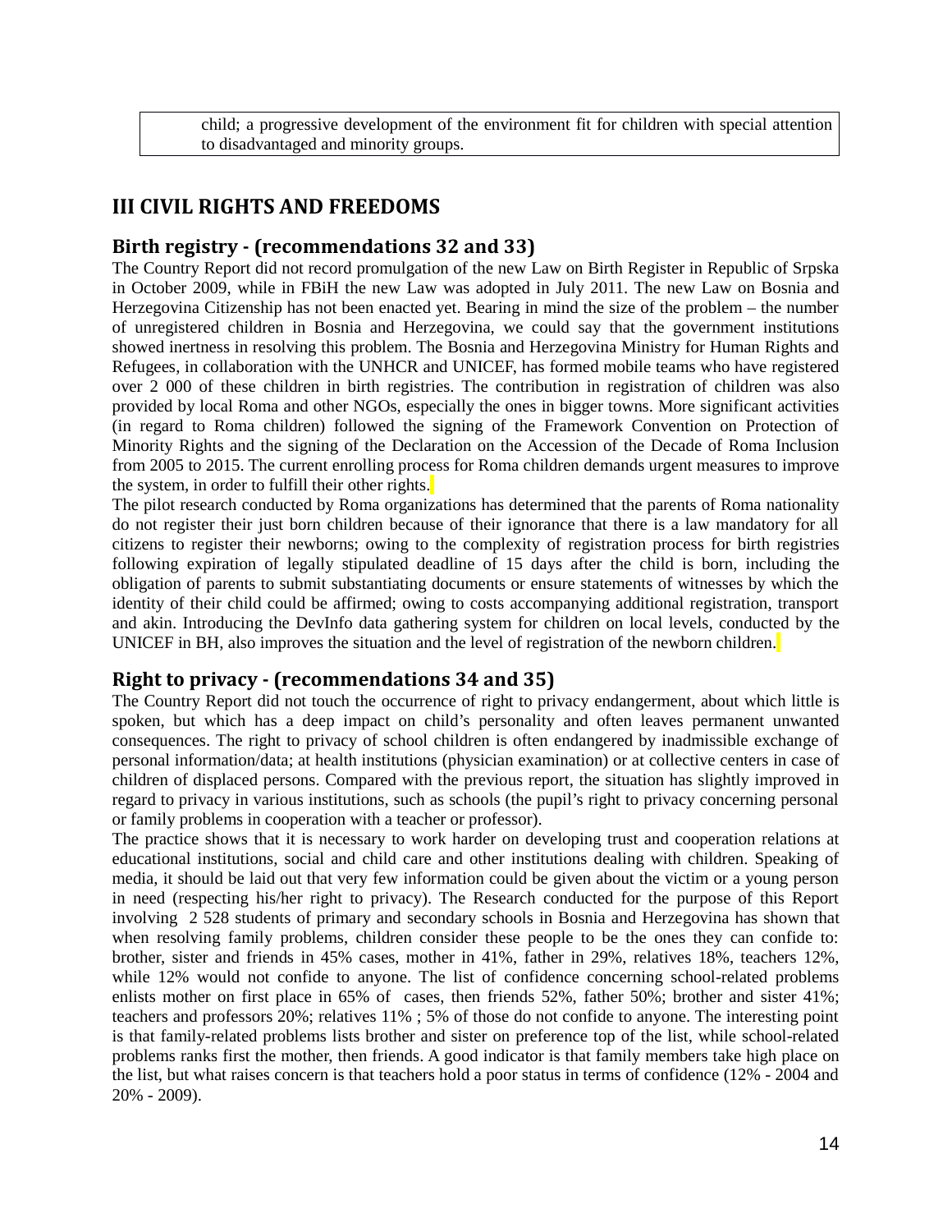child; a progressive development of the environment fit for children with special attention to disadvantaged and minority groups.

## III CIVIL RIGHTS AND FREEDOMS

### Birth registry - (recommendations 32 and 33)

The Country Report did not record promulgation of the new Law on Birth Register in Republic of Srpska in October 2009, while in FBiH the new Law was adopted in July 2011. The new Law on Bosnia and Herzegovina Citizenship has not been enacted yet. Bearing in mind the size of the problem – the number of unregistered children in Bosnia and Herzegovina, we could say that the government institutions showed inertness in resolving this problem. The Bosnia and Herzegovina Ministry for Human Rights and Refugees, in collaboration with the UNHCR and UNICEF, has formed mobile teams who have registered over 2 000 of these children in birth registries. The contribution in registration of children was also provided by local Roma and other NGOs, especially the ones in bigger towns. More significant activities (in regard to Roma children) followed the signing of the Framework Convention on Protection of Minority Rights and the signing of the Declaration on the Accession of the Decade of Roma Inclusion from 2005 to 2015. The current enrolling process for Roma children demands urgent measures to improve the system, in order to fulfill their other rights.

The pilot research conducted by Roma organizations has determined that the parents of Roma nationality do not register their just born children because of their ignorance that there is a law mandatory for all citizens to register their newborns; owing to the complexity of registration process for birth registries following expiration of legally stipulated deadline of 15 days after the child is born, including the obligation of parents to submit substantiating documents or ensure statements of witnesses by which the identity of their child could be affirmed; owing to costs accompanying additional registration, transport and akin. Introducing the DevInfo data gathering system for children on local levels, conducted by the UNICEF in BH, also improves the situation and the level of registration of the newborn children.

### Right to privacy - (recommendations 34 and 35)

The Country Report did not touch the occurrence of right to privacy endangerment, about which little is spoken, but which has a deep impact on child's personality and often leaves permanent unwanted consequences. The right to privacy of school children is often endangered by inadmissible exchange of personal information/data; at health institutions (physician examination) or at collective centers in case of children of displaced persons. Compared with the previous report, the situation has slightly improved in regard to privacy in various institutions, such as schools (the pupil's right to privacy concerning personal or family problems in cooperation with a teacher or professor).

The practice shows that it is necessary to work harder on developing trust and cooperation relations at educational institutions, social and child care and other institutions dealing with children. Speaking of media, it should be laid out that very few information could be given about the victim or a young person in need (respecting his/her right to privacy). The Research conducted for the purpose of this Report involving 2 528 students of primary and secondary schools in Bosnia and Herzegovina has shown that when resolving family problems, children consider these people to be the ones they can confide to: brother, sister and friends in 45% cases, mother in 41%, father in 29%, relatives 18%, teachers 12%, while 12% would not confide to anyone. The list of confidence concerning school-related problems enlists mother on first place in 65% of cases, then friends 52%, father 50%; brother and sister 41%; teachers and professors 20%; relatives 11% ; 5% of those do not confide to anyone. The interesting point is that family-related problems lists brother and sister on preference top of the list, while school-related problems ranks first the mother, then friends. A good indicator is that family members take high place on the list, but what raises concern is that teachers hold a poor status in terms of confidence (12% - 2004 and 20% - 2009).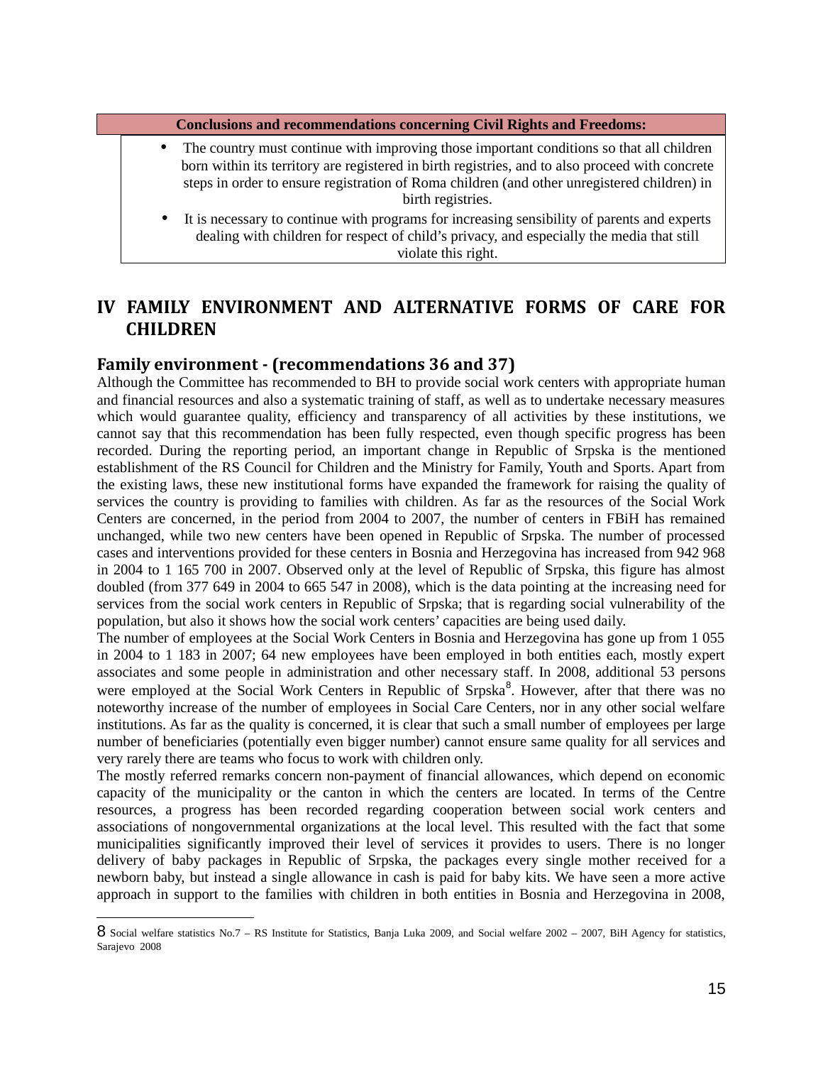| Conclusions and recommendations concerning Civil Rights and Freedoms: |
|---|
| • The country must continue with improving those important conditions so that all children born within its territory are registered in birth registries, and to also proceed with concrete steps in order to ensure registration of Roma children (and other unregistered children) in birth registries. <br> • It is necessary to continue with programs for increasing sensibility of parents and experts dealing with children for respect of child's privacy, and especially the media that still violate this right. |

# IV FAMILY ENVIRONMENT AND ALTERNATIVE FORMS OF CARE FOR CHILDREN

## Family environment - (recommendations 36 and 37)

Although the Committee has recommended to BH to provide social work centers with appropriate human and financial resources and also a systematic training of staff, as well as to undertake necessary measures which would guarantee quality, efficiency and transparency of all activities by these institutions, we cannot say that this recommendation has been fully respected, even though specific progress has been recorded. During the reporting period, an important change in Republic of Srpska is the mentioned establishment of the RS Council for Children and the Ministry for Family, Youth and Sports. Apart from the existing laws, these new institutional forms have expanded the framework for raising the quality of services the country is providing to families with children. As far as the resources of the Social Work Centers are concerned, in the period from 2004 to 2007, the number of centers in FBiH has remained unchanged, while two new centers have been opened in Republic of Srpska. The number of processed cases and interventions provided for these centers in Bosnia and Herzegovina has increased from 942 968 in 2004 to 1 165 700 in 2007. Observed only at the level of Republic of Srpska, this figure has almost doubled (from 377 649 in 2004 to 665 547 in 2008), which is the data pointing at the increasing need for services from the social work centers in Republic of Srpska; that is regarding social vulnerability of the population, but also it shows how the social work centers' capacities are being used daily.

The number of employees at the Social Work Centers in Bosnia and Herzegovina has gone up from 1 055 in 2004 to 1 183 in 2007; 64 new employees have been employed in both entities each, mostly expert associates and some people in administration and other necessary staff. In 2008, additional 53 persons were employed at the Social Work Centers in Republic of Srpska[8]. However, after that there was no noteworthy increase of the number of employees in Social Care Centers, nor in any other social welfare institutions. As far as the quality is concerned, it is clear that such a small number of employees per large number of beneficiaries (potentially even bigger number) cannot ensure same quality for all services and very rarely there are teams who focus to work with children only.

The mostly referred remarks concern non-payment of financial allowances, which depend on economic capacity of the municipality or the canton in which the centers are located. In terms of the Centre resources, a progress has been recorded regarding cooperation between social work centers and associations of nongovernmental organizations at the local level. This resulted with the fact that some municipalities significantly improved their level of services it provides to users. There is no longer delivery of baby packages in Republic of Srpska, the packages every single mother received for a newborn baby, but instead a single allowance in cash is paid for baby kits. We have seen a more active approach in support to the families with children in both entities in Bosnia and Herzegovina in 2008,

8 Social welfare statistics No.7 – RS Institute for Statistics, Banja Luka 2009, and Social welfare 2002 – 2007, BiH Agency for statistics, Sarajevo 2008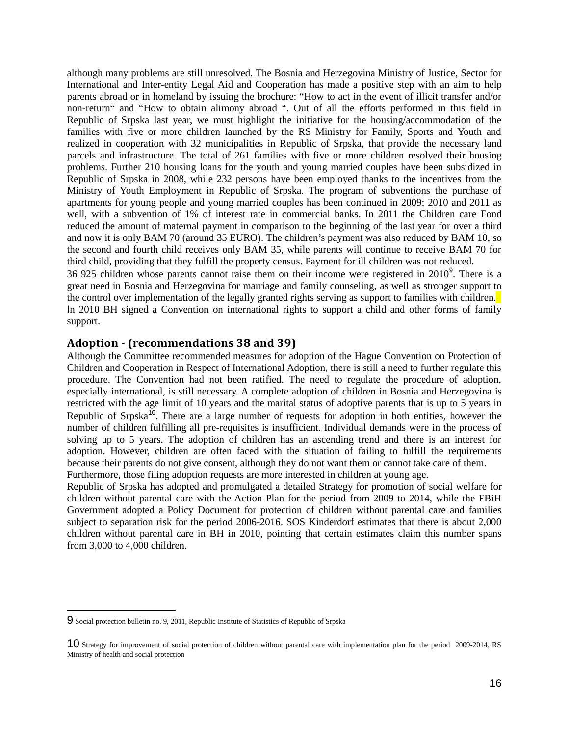although many problems are still unresolved. The Bosnia and Herzegovina Ministry of Justice, Sector for International and Inter-entity Legal Aid and Cooperation has made a positive step with an aim to help parents abroad or in homeland by issuing the brochure: "How to act in the event of illicit transfer and/or non-return" and "How to obtain alimony abroad ". Out of all the efforts performed in this field in Republic of Srpska last year, we must highlight the initiative for the housing/accommodation of the families with five or more children launched by the RS Ministry for Family, Sports and Youth and realized in cooperation with 32 municipalities in Republic of Srpska, that provide the necessary land parcels and infrastructure. The total of 261 families with five or more children resolved their housing problems. Further 210 housing loans for the youth and young married couples have been subsidized in Republic of Srpska in 2008, while 232 persons have been employed thanks to the incentives from the Ministry of Youth Employment in Republic of Srpska. The program of subventions the purchase of apartments for young people and young married couples has been continued in 2009; 2010 and 2011 as well, with a subvention of 1% of interest rate in commercial banks. In 2011 the Children care Fond reduced the amount of maternal payment in comparison to the beginning of the last year for over a third and now it is only BAM 70 (around 35 EURO). The children's payment was also reduced by BAM 10, so the second and fourth child receives only BAM 35, while parents will continue to receive BAM 70 for third child, providing that they fulfill the property census. Payment for ill children was not reduced.

36 925 children whose parents cannot raise them on their income were registered in 2010[9]. There is a great need in Bosnia and Herzegovina for marriage and family counseling, as well as stronger support to the control over implementation of the legally granted rights serving as support to families with children.

In 2010 BH signed a Convention on international rights to support a child and other forms of family support.

## Adoption - (recommendations 38 and 39)

Although the Committee recommended measures for adoption of the Hague Convention on Protection of Children and Cooperation in Respect of International Adoption, there is still a need to further regulate this procedure. The Convention had not been ratified. The need to regulate the procedure of adoption, especially international, is still necessary. A complete adoption of children in Bosnia and Herzegovina is restricted with the age limit of 10 years and the marital status of adoptive parents that is up to 5 years in Republic of Srpska[10]. There are a large number of requests for adoption in both entities, however the number of children fulfilling all pre-requisites is insufficient. Individual demands were in the process of solving up to 5 years. The adoption of children has an ascending trend and there is an interest for adoption. However, children are often faced with the situation of failing to fulfill the requirements because their parents do not give consent, although they do not want them or cannot take care of them.

Furthermore, those filing adoption requests are more interested in children at young age.

Republic of Srpska has adopted and promulgated a detailed Strategy for promotion of social welfare for children without parental care with the Action Plan for the period from 2009 to 2014, while the FBiH Government adopted a Policy Document for protection of children without parental care and families subject to separation risk for the period 2006-2016. SOS Kinderdorf estimates that there is about 2,000 children without parental care in BH in 2010, pointing that certain estimates claim this number spans from 3,000 to 4,000 children.

---

9 Social protection bulletin no. 9, 2011, Republic Institute of Statistics of Republic of Srpska

10 Strategy for improvement of social protection of children without parental care with implementation plan for the period 2009-2014, RS Ministry of health and social protection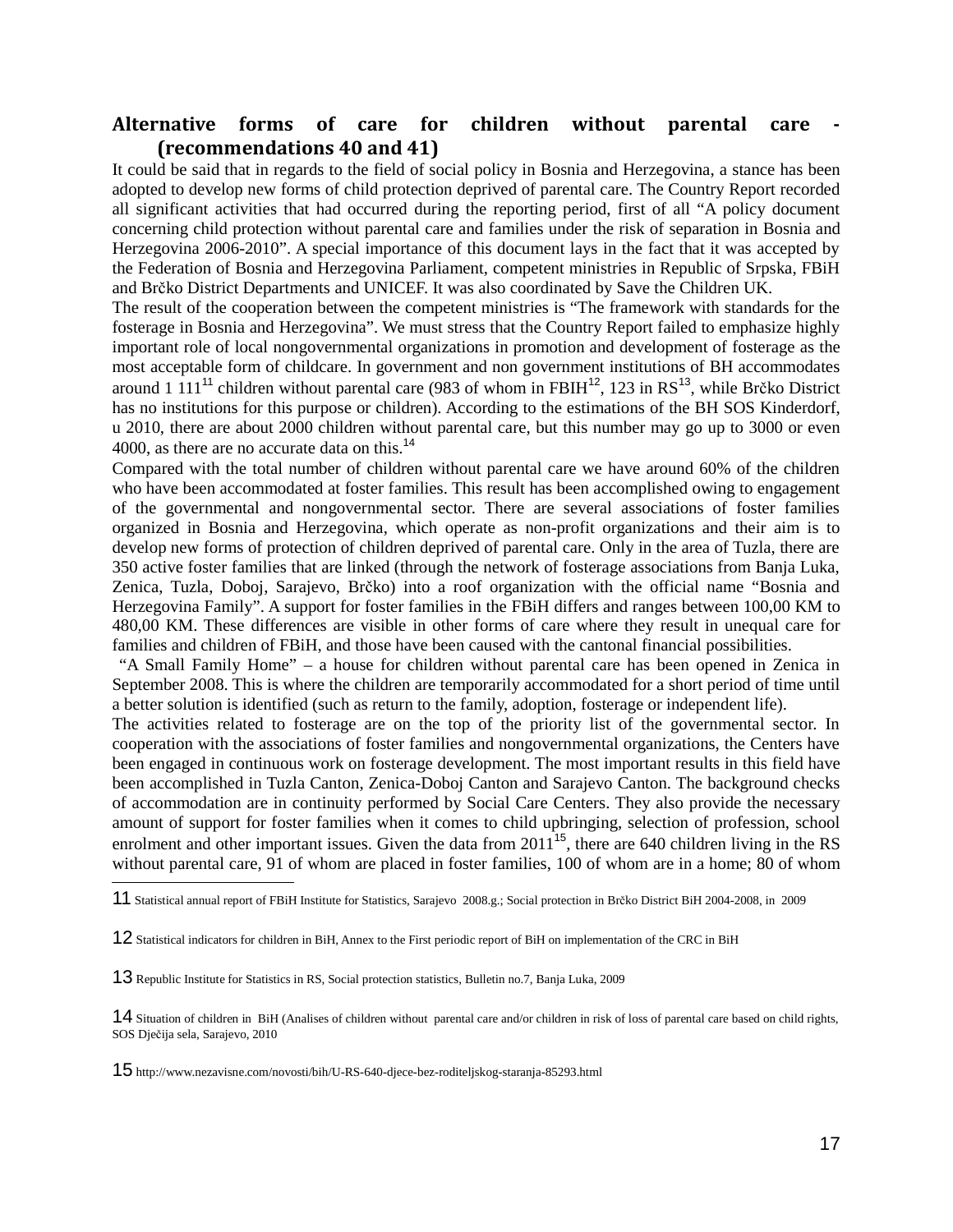## Alternative forms of care for children without parental care - (recommendations 40 and 41)

It could be said that in regards to the field of social policy in Bosnia and Herzegovina, a stance has been adopted to develop new forms of child protection deprived of parental care. The Country Report recorded all significant activities that had occurred during the reporting period, first of all "A policy document concerning child protection without parental care and families under the risk of separation in Bosnia and Herzegovina 2006-2010". A special importance of this document lays in the fact that it was accepted by the Federation of Bosnia and Herzegovina Parliament, competent ministries in Republic of Srpska, FBiH and Brčko District Departments and UNICEF. It was also coordinated by Save the Children UK.

The result of the cooperation between the competent ministries is "The framework with standards for the fosterage in Bosnia and Herzegovina". We must stress that the Country Report failed to emphasize highly important role of local nongovernmental organizations in promotion and development of fosterage as the most acceptable form of childcare. In government and non government institutions of BH accommodates around 1 111[11] children without parental care (983 of whom in FBIH[12], 123 in RS[13], while Brčko District has no institutions for this purpose or children). According to the estimations of the BH SOS Kinderdorf, u 2010, there are about 2000 children without parental care, but this number may go up to 3000 or even 4000, as there are no accurate data on this.[14]

Compared with the total number of children without parental care we have around 60% of the children who have been accommodated at foster families. This result has been accomplished owing to engagement of the governmental and nongovernmental sector. There are several associations of foster families organized in Bosnia and Herzegovina, which operate as non-profit organizations and their aim is to develop new forms of protection of children deprived of parental care. Only in the area of Tuzla, there are 350 active foster families that are linked (through the network of fosterage associations from Banja Luka, Zenica, Tuzla, Doboj, Sarajevo, Brčko) into a roof organization with the official name "Bosnia and Herzegovina Family". A support for foster families in the FBiH differs and ranges between 100,00 KM to 480,00 KM. These differences are visible in other forms of care where they result in unequal care for families and children of FBiH, and those have been caused with the cantonal financial possibilities.

"A Small Family Home" – a house for children without parental care has been opened in Zenica in September 2008. This is where the children are temporarily accommodated for a short period of time until a better solution is identified (such as return to the family, adoption, fosterage or independent life).

The activities related to fosterage are on the top of the priority list of the governmental sector. In cooperation with the associations of foster families and nongovernmental organizations, the Centers have been engaged in continuous work on fosterage development. The most important results in this field have been accomplished in Tuzla Canton, Zenica-Doboj Canton and Sarajevo Canton. The background checks of accommodation are in continuity performed by Social Care Centers. They also provide the necessary amount of support for foster families when it comes to child upbringing, selection of profession, school enrolment and other important issues. Given the data from 2011[15], there are 640 children living in the RS without parental care, 91 of whom are placed in foster families, 100 of whom are in a home; 80 of whom

---

11 Statistical annual report of FBiH Institute for Statistics, Sarajevo 2008.g.; Social protection in Brčko District BiH 2004-2008, in 2009

12 Statistical indicators for children in BiH, Annex to the First periodic report of BiH on implementation of the CRC in BiH

13 Republic Institute for Statistics in RS, Social protection statistics, Bulletin no.7, Banja Luka, 2009

14 Situation of children in BiH (Analises of children without parental care and/or children in risk of loss of parental care based on child rights, SOS Dječija sela, Sarajevo, 2010

15 http://www.nezavisne.com/novosti/bih/U-RS-640-djece-bez-roditeljskog-staranja-85293.html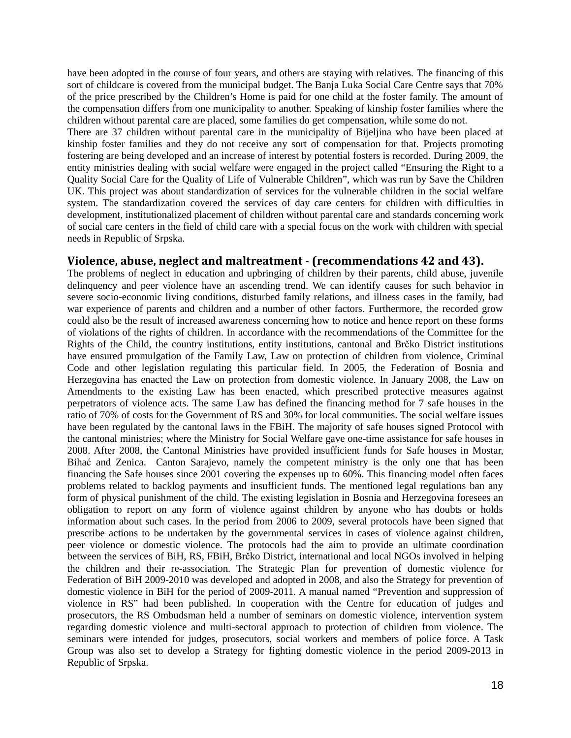have been adopted in the course of four years, and others are staying with relatives. The financing of this sort of childcare is covered from the municipal budget. The Banja Luka Social Care Centre says that 70% of the price prescribed by the Children's Home is paid for one child at the foster family. The amount of the compensation differs from one municipality to another. Speaking of kinship foster families where the children without parental care are placed, some families do get compensation, while some do not.

There are 37 children without parental care in the municipality of Bijeljina who have been placed at kinship foster families and they do not receive any sort of compensation for that. Projects promoting fostering are being developed and an increase of interest by potential fosters is recorded. During 2009, the entity ministries dealing with social welfare were engaged in the project called "Ensuring the Right to a Quality Social Care for the Quality of Life of Vulnerable Children", which was run by Save the Children UK. This project was about standardization of services for the vulnerable children in the social welfare system. The standardization covered the services of day care centers for children with difficulties in development, institutionalized placement of children without parental care and standards concerning work of social care centers in the field of child care with a special focus on the work with children with special needs in Republic of Srpska.

## Violence, abuse, neglect and maltreatment - (recommendations 42 and 43).

The problems of neglect in education and upbringing of children by their parents, child abuse, juvenile delinquency and peer violence have an ascending trend. We can identify causes for such behavior in severe socio-economic living conditions, disturbed family relations, and illness cases in the family, bad war experience of parents and children and a number of other factors. Furthermore, the recorded grow could also be the result of increased awareness concerning how to notice and hence report on these forms of violations of the rights of children. In accordance with the recommendations of the Committee for the Rights of the Child, the country institutions, entity institutions, cantonal and Brčko District institutions have ensured promulgation of the Family Law, Law on protection of children from violence, Criminal Code and other legislation regulating this particular field. In 2005, the Federation of Bosnia and Herzegovina has enacted the Law on protection from domestic violence. In January 2008, the Law on Amendments to the existing Law has been enacted, which prescribed protective measures against perpetrators of violence acts. The same Law has defined the financing method for 7 safe houses in the ratio of 70% of costs for the Government of RS and 30% for local communities. The social welfare issues have been regulated by the cantonal laws in the FBiH. The majority of safe houses signed Protocol with the cantonal ministries; where the Ministry for Social Welfare gave one-time assistance for safe houses in 2008. After 2008, the Cantonal Ministries have provided insufficient funds for Safe houses in Mostar, Bihać and Zenica. Canton Sarajevo, namely the competent ministry is the only one that has been financing the Safe houses since 2001 covering the expenses up to 60%. This financing model often faces problems related to backlog payments and insufficient funds. The mentioned legal regulations ban any form of physical punishment of the child. The existing legislation in Bosnia and Herzegovina foresees an obligation to report on any form of violence against children by anyone who has doubts or holds information about such cases. In the period from 2006 to 2009, several protocols have been signed that prescribe actions to be undertaken by the governmental services in cases of violence against children, peer violence or domestic violence. The protocols had the aim to provide an ultimate coordination between the services of BiH, RS, FBiH, Brčko District, international and local NGOs involved in helping the children and their re-association. The Strategic Plan for prevention of domestic violence for Federation of BiH 2009-2010 was developed and adopted in 2008, and also the Strategy for prevention of domestic violence in BiH for the period of 2009-2011. A manual named "Prevention and suppression of violence in RS" had been published. In cooperation with the Centre for education of judges and prosecutors, the RS Ombudsman held a number of seminars on domestic violence, intervention system regarding domestic violence and multi-sectoral approach to protection of children from violence. The seminars were intended for judges, prosecutors, social workers and members of police force. A Task Group was also set to develop a Strategy for fighting domestic violence in the period 2009-2013 in Republic of Srpska.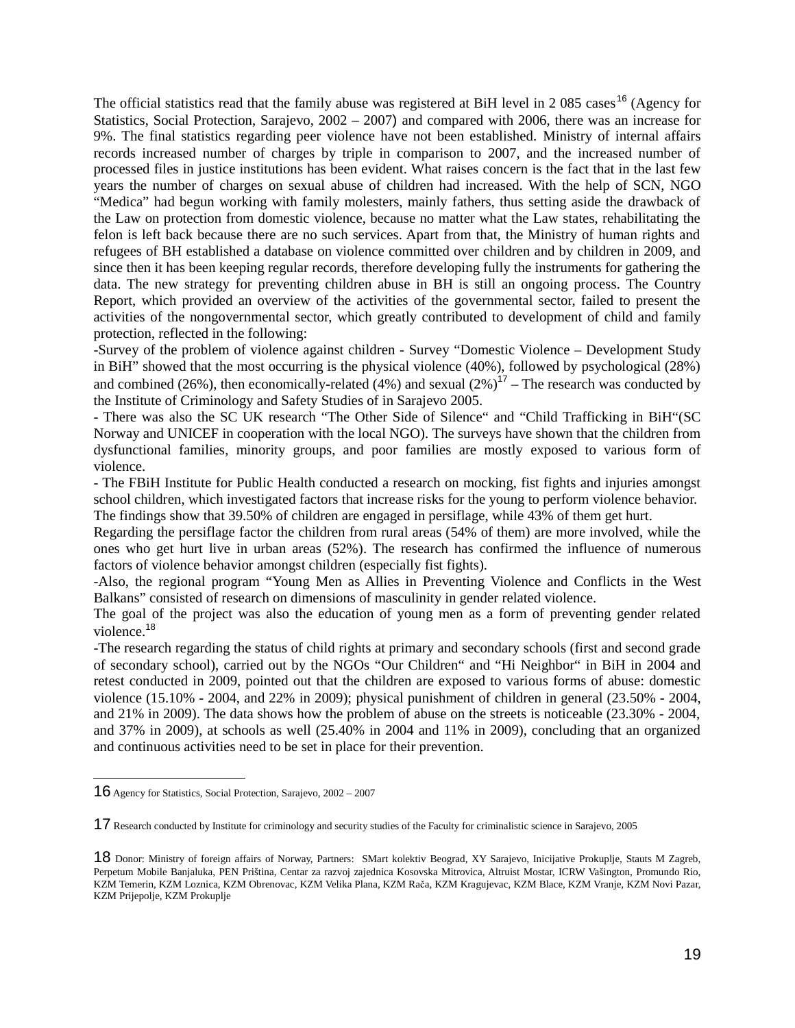The official statistics read that the family abuse was registered at BiH level in 2 085 cases[16] (Agency for Statistics, Social Protection, Sarajevo, 2002 – 2007) and compared with 2006, there was an increase for 9%. The final statistics regarding peer violence have not been established. Ministry of internal affairs records increased number of charges by triple in comparison to 2007, and the increased number of processed files in justice institutions has been evident. What raises concern is the fact that in the last few years the number of charges on sexual abuse of children had increased. With the help of SCN, NGO "Medica" had begun working with family molesters, mainly fathers, thus setting aside the drawback of the Law on protection from domestic violence, because no matter what the Law states, rehabilitating the felon is left back because there are no such services. Apart from that, the Ministry of human rights and refugees of BH established a database on violence committed over children and by children in 2009, and since then it has been keeping regular records, therefore developing fully the instruments for gathering the data. The new strategy for preventing children abuse in BH is still an ongoing process. The Country Report, which provided an overview of the activities of the governmental sector, failed to present the activities of the nongovernmental sector, which greatly contributed to development of child and family protection, reflected in the following:

-Survey of the problem of violence against children - Survey "Domestic Violence – Development Study in BiH" showed that the most occurring is the physical violence (40%), followed by psychological (28%) and combined (26%), then economically-related (4%) and sexual (2%)[17] – The research was conducted by the Institute of Criminology and Safety Studies of in Sarajevo 2005.

- There was also the SC UK research "The Other Side of Silence" and "Child Trafficking in BiH"(SC Norway and UNICEF in cooperation with the local NGO). The surveys have shown that the children from dysfunctional families, minority groups, and poor families are mostly exposed to various form of violence.

- The FBiH Institute for Public Health conducted a research on mocking, fist fights and injuries amongst school children, which investigated factors that increase risks for the young to perform violence behavior. The findings show that 39.50% of children are engaged in persiflage, while 43% of them get hurt.

Regarding the persiflage factor the children from rural areas (54% of them) are more involved, while the ones who get hurt live in urban areas (52%). The research has confirmed the influence of numerous factors of violence behavior amongst children (especially fist fights).

-Also, the regional program "Young Men as Allies in Preventing Violence and Conflicts in the West Balkans" consisted of research on dimensions of masculinity in gender related violence.

The goal of the project was also the education of young men as a form of preventing gender related violence.[18]

-The research regarding the status of child rights at primary and secondary schools (first and second grade of secondary school), carried out by the NGOs "Our Children" and "Hi Neighbor" in BiH in 2004 and retest conducted in 2009, pointed out that the children are exposed to various forms of abuse: domestic violence (15.10% - 2004, and 22% in 2009); physical punishment of children in general (23.50% - 2004, and 21% in 2009). The data shows how the problem of abuse on the streets is noticeable (23.30% - 2004, and 37% in 2009), at schools as well (25.40% in 2004 and 11% in 2009), concluding that an organized and continuous activities need to be set in place for their prevention.

---

16 Agency for Statistics, Social Protection, Sarajevo, 2002 – 2007

17 Research conducted by Institute for criminology and security studies of the Faculty for criminalistic science in Sarajevo, 2005

18 Donor: Ministry of foreign affairs of Norway, Partners: SMart kolektiv Beograd, XY Sarajevo, Inicijative Prokuplje, Stauts M Zagreb, Perpetum Mobile Banjaluka, PEN Priština, Centar za razvoj zajednica Kosovska Mitrovica, Altruist Mostar, ICRW Vašington, Promundo Rio, KZM Temerin, KZM Loznica, KZM Obrenovac, KZM Velika Plana, KZM Rača, KZM Kragujevac, KZM Blace, KZM Vranje, KZM Novi Pazar, KZM Prijepolje, KZM Prokuplje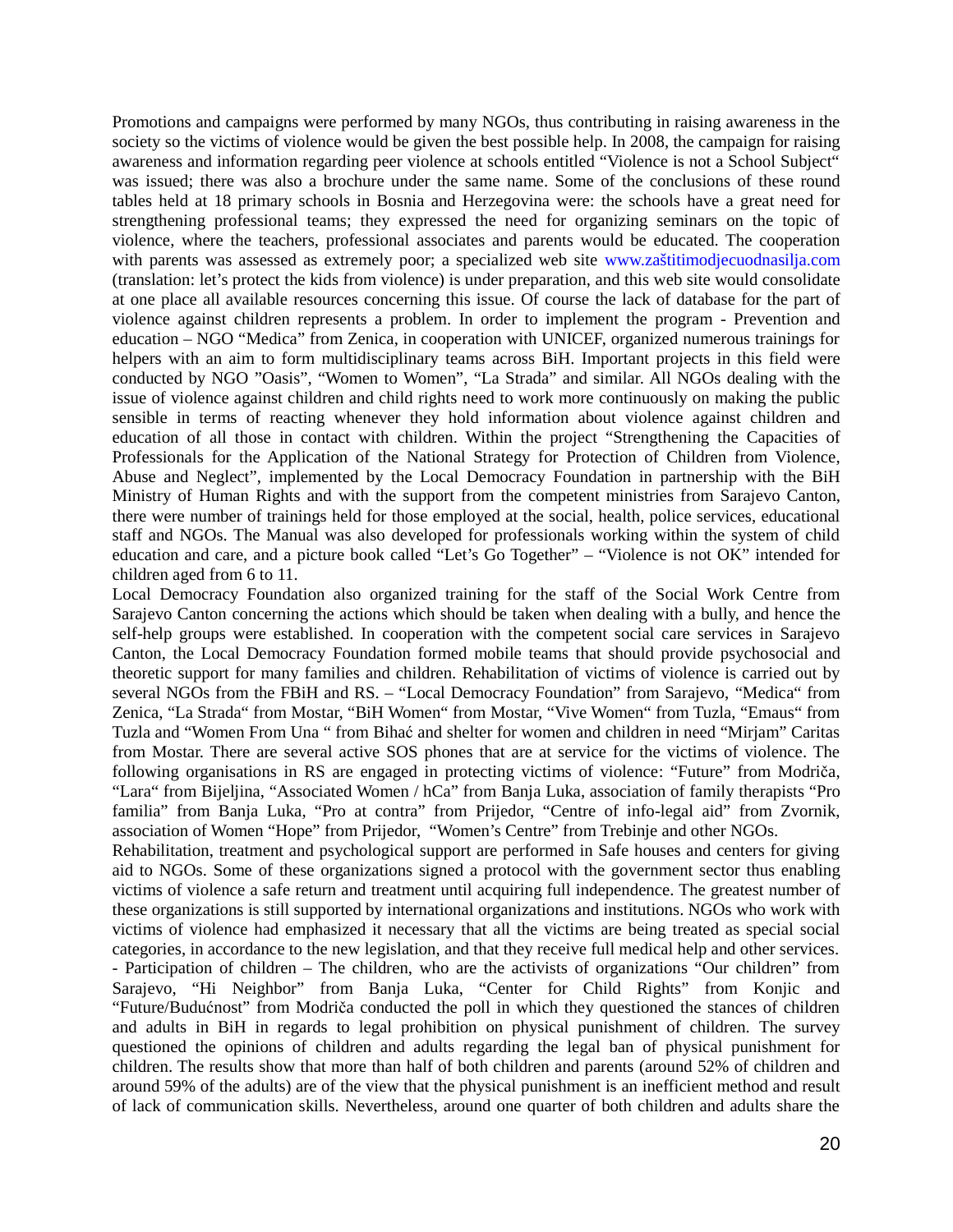Promotions and campaigns were performed by many NGOs, thus contributing in raising awareness in the society so the victims of violence would be given the best possible help. In 2008, the campaign for raising awareness and information regarding peer violence at schools entitled "Violence is not a School Subject" was issued; there was also a brochure under the same name. Some of the conclusions of these round tables held at 18 primary schools in Bosnia and Herzegovina were: the schools have a great need for strengthening professional teams; they expressed the need for organizing seminars on the topic of violence, where the teachers, professional associates and parents would be educated. The cooperation with parents was assessed as extremely poor; a specialized web site www.zaštitimodjecuodnasilja.com (translation: let's protect the kids from violence) is under preparation, and this web site would consolidate at one place all available resources concerning this issue. Of course the lack of database for the part of violence against children represents a problem. In order to implement the program - Prevention and education – NGO "Medica" from Zenica, in cooperation with UNICEF, organized numerous trainings for helpers with an aim to form multidisciplinary teams across BiH. Important projects in this field were conducted by NGO "Oasis", "Women to Women", "La Strada" and similar. All NGOs dealing with the issue of violence against children and child rights need to work more continuously on making the public sensible in terms of reacting whenever they hold information about violence against children and education of all those in contact with children. Within the project "Strengthening the Capacities of Professionals for the Application of the National Strategy for Protection of Children from Violence, Abuse and Neglect", implemented by the Local Democracy Foundation in partnership with the BiH Ministry of Human Rights and with the support from the competent ministries from Sarajevo Canton, there were number of trainings held for those employed at the social, health, police services, educational staff and NGOs. The Manual was also developed for professionals working within the system of child education and care, and a picture book called "Let's Go Together" – "Violence is not OK" intended for children aged from 6 to 11.

Local Democracy Foundation also organized training for the staff of the Social Work Centre from Sarajevo Canton concerning the actions which should be taken when dealing with a bully, and hence the self-help groups were established. In cooperation with the competent social care services in Sarajevo Canton, the Local Democracy Foundation formed mobile teams that should provide psychosocial and theoretic support for many families and children. Rehabilitation of victims of violence is carried out by several NGOs from the FBiH and RS. – "Local Democracy Foundation" from Sarajevo, "Medica" from Zenica, "La Strada" from Mostar, "BiH Women" from Mostar, "Vive Women" from Tuzla, "Emaus" from Tuzla and "Women From Una " from Bihać and shelter for women and children in need "Mirjam" Caritas from Mostar. There are several active SOS phones that are at service for the victims of violence. The following organisations in RS are engaged in protecting victims of violence: "Future" from Modriča, "Lara" from Bijeljina, "Associated Women / hCa" from Banja Luka, association of family therapists "Pro familia" from Banja Luka, "Pro at contra" from Prijedor, "Centre of info-legal aid" from Zvornik, association of Women "Hope" from Prijedor, "Women's Centre" from Trebinje and other NGOs.

Rehabilitation, treatment and psychological support are performed in Safe houses and centers for giving aid to NGOs. Some of these organizations signed a protocol with the government sector thus enabling victims of violence a safe return and treatment until acquiring full independence. The greatest number of these organizations is still supported by international organizations and institutions. NGOs who work with victims of violence had emphasized it necessary that all the victims are being treated as special social categories, in accordance to the new legislation, and that they receive full medical help and other services.

- Participation of children – The children, who are the activists of organizations "Our children" from Sarajevo, "Hi Neighbor" from Banja Luka, "Center for Child Rights" from Konjic and "Future/Budućnost" from Modriča conducted the poll in which they questioned the stances of children and adults in BiH in regards to legal prohibition on physical punishment of children. The survey questioned the opinions of children and adults regarding the legal ban of physical punishment for children. The results show that more than half of both children and parents (around 52% of children and around 59% of the adults) are of the view that the physical punishment is an inefficient method and result of lack of communication skills. Nevertheless, around one quarter of both children and adults share the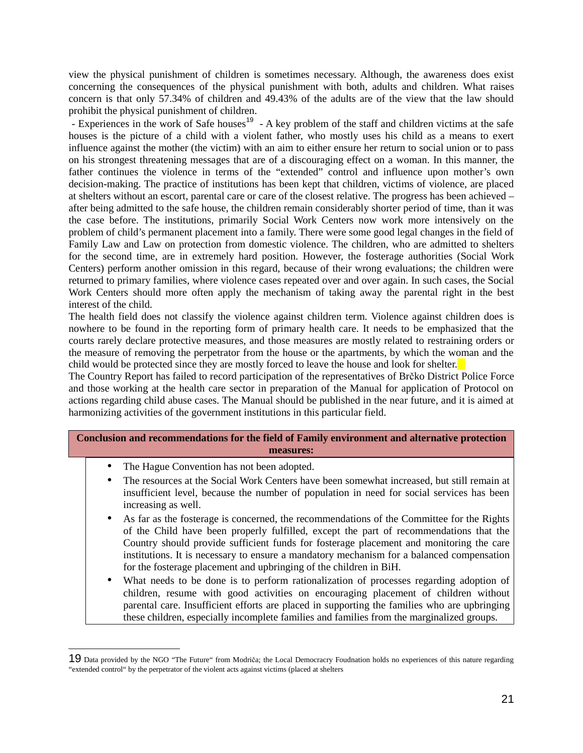view the physical punishment of children is sometimes necessary. Although, the awareness does exist concerning the consequences of the physical punishment with both, adults and children. What raises concern is that only 57.34% of children and 49.43% of the adults are of the view that the law should prohibit the physical punishment of children.

- Experiences in the work of Safe houses[19] - A key problem of the staff and children victims at the safe houses is the picture of a child with a violent father, who mostly uses his child as a means to exert influence against the mother (the victim) with an aim to either ensure her return to social union or to pass on his strongest threatening messages that are of a discouraging effect on a woman. In this manner, the father continues the violence in terms of the "extended" control and influence upon mother's own decision-making. The practice of institutions has been kept that children, victims of violence, are placed at shelters without an escort, parental care or care of the closest relative. The progress has been achieved – after being admitted to the safe house, the children remain considerably shorter period of time, than it was the case before. The institutions, primarily Social Work Centers now work more intensively on the problem of child's permanent placement into a family. There were some good legal changes in the field of Family Law and Law on protection from domestic violence. The children, who are admitted to shelters for the second time, are in extremely hard position. However, the fosterage authorities (Social Work Centers) perform another omission in this regard, because of their wrong evaluations; the children were returned to primary families, where violence cases repeated over and over again. In such cases, the Social Work Centers should more often apply the mechanism of taking away the parental right in the best interest of the child.

The health field does not classify the violence against children term. Violence against children does is nowhere to be found in the reporting form of primary health care. It needs to be emphasized that the courts rarely declare protective measures, and those measures are mostly related to restraining orders or the measure of removing the perpetrator from the house or the apartments, by which the woman and the child would be protected since they are mostly forced to leave the house and look for shelter.

The Country Report has failed to record participation of the representatives of Brčko District Police Force and those working at the health care sector in preparation of the Manual for application of Protocol on actions regarding child abuse cases. The Manual should be published in the near future, and it is aimed at harmonizing activities of the government institutions in this particular field.

**Conclusion and recommendations for the field of Family environment and alternative protection measures:**

- The Hague Convention has not been adopted.
- The resources at the Social Work Centers have been somewhat increased, but still remain at insufficient level, because the number of population in need for social services has been increasing as well.
- As far as the fosterage is concerned, the recommendations of the Committee for the Rights of the Child have been properly fulfilled, except the part of recommendations that the Country should provide sufficient funds for fosterage placement and monitoring the care institutions. It is necessary to ensure a mandatory mechanism for a balanced compensation for the fosterage placement and upbringing of the children in BiH.
- What needs to be done is to perform rationalization of processes regarding adoption of children, resume with good activities on encouraging placement of children without parental care. Insufficient efforts are placed in supporting the families who are upbringing these children, especially incomplete families and families from the marginalized groups.

[19] Data provided by the NGO "The Future" from Modriča; the Local Democracry Foudnation holds no experiences of this nature regarding "extended control" by the perpetrator of the violent acts against victims (placed at shelters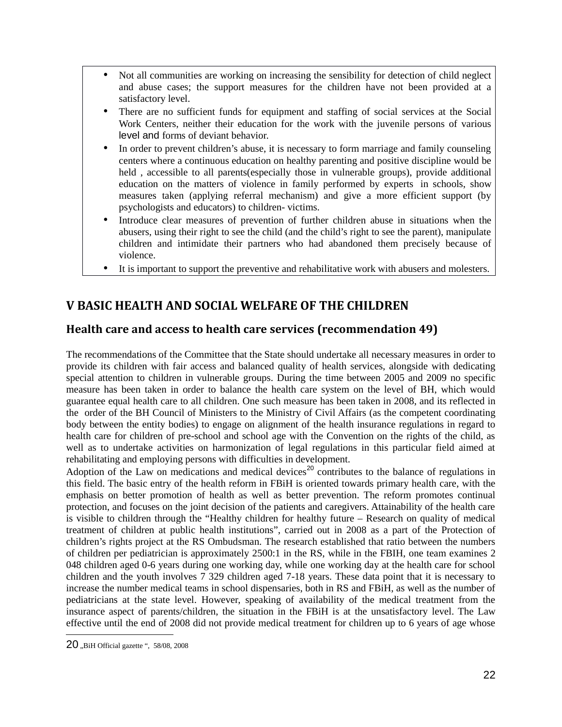- Not all communities are working on increasing the sensibility for detection of child neglect and abuse cases; the support measures for the children have not been provided at a satisfactory level.
- There are no sufficient funds for equipment and staffing of social services at the Social Work Centers, neither their education for the work with the juvenile persons of various level and forms of deviant behavior.
- In order to prevent children's abuse, it is necessary to form marriage and family counseling centers where a continuous education on healthy parenting and positive discipline would be held , accessible to all parents(especially those in vulnerable groups), provide additional education on the matters of violence in family performed by experts in schools, show measures taken (applying referral mechanism) and give a more efficient support (by psychologists and educators) to children- victims.
- Introduce clear measures of prevention of further children abuse in situations when the abusers, using their right to see the child (and the child's right to see the parent), manipulate children and intimidate their partners who had abandoned them precisely because of violence.
- It is important to support the preventive and rehabilitative work with abusers and molesters.

# V BASIC HEALTH AND SOCIAL WELFARE OF THE CHILDREN

## Health care and access to health care services (recommendation 49)

The recommendations of the Committee that the State should undertake all necessary measures in order to provide its children with fair access and balanced quality of health services, alongside with dedicating special attention to children in vulnerable groups. During the time between 2005 and 2009 no specific measure has been taken in order to balance the health care system on the level of BH, which would guarantee equal health care to all children. One such measure has been taken in 2008, and its reflected in the order of the BH Council of Ministers to the Ministry of Civil Affairs (as the competent coordinating body between the entity bodies) to engage on alignment of the health insurance regulations in regard to health care for children of pre-school and school age with the Convention on the rights of the child, as well as to undertake activities on harmonization of legal regulations in this particular field aimed at rehabilitating and employing persons with difficulties in development.

Adoption of the Law on medications and medical devices[20] contributes to the balance of regulations in this field. The basic entry of the health reform in FBiH is oriented towards primary health care, with the emphasis on better promotion of health as well as better prevention. The reform promotes continual protection, and focuses on the joint decision of the patients and caregivers. Attainability of the health care is visible to children through the "Healthy children for healthy future – Research on quality of medical treatment of children at public health institutions", carried out in 2008 as a part of the Protection of children's rights project at the RS Ombudsman. The research established that ratio between the numbers of children per pediatrician is approximately 2500:1 in the RS, while in the FBIH, one team examines 2 048 children aged 0-6 years during one working day, while one working day at the health care for school children and the youth involves 7 329 children aged 7-18 years. These data point that it is necessary to increase the number medical teams in school dispensaries, both in RS and FBiH, as well as the number of pediatricians at the state level. However, speaking of availability of the medical treatment from the insurance aspect of parents/children, the situation in the FBiH is at the unsatisfactory level. The Law effective until the end of 2008 did not provide medical treatment for children up to 6 years of age whose

---

20 „BiH Official gazette ", 58/08, 2008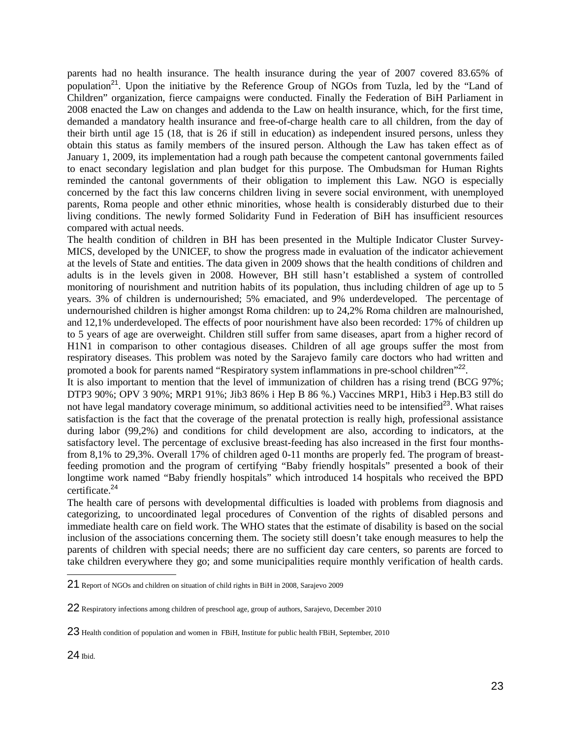parents had no health insurance. The health insurance during the year of 2007 covered 83.65% of population[21]. Upon the initiative by the Reference Group of NGOs from Tuzla, led by the "Land of Children" organization, fierce campaigns were conducted. Finally the Federation of BiH Parliament in 2008 enacted the Law on changes and addenda to the Law on health insurance, which, for the first time, demanded a mandatory health insurance and free-of-charge health care to all children, from the day of their birth until age 15 (18, that is 26 if still in education) as independent insured persons, unless they obtain this status as family members of the insured person. Although the Law has taken effect as of January 1, 2009, its implementation had a rough path because the competent cantonal governments failed to enact secondary legislation and plan budget for this purpose. The Ombudsman for Human Rights reminded the cantonal governments of their obligation to implement this Law. NGO is especially concerned by the fact this law concerns children living in severe social environment, with unemployed parents, Roma people and other ethnic minorities, whose health is considerably disturbed due to their living conditions. The newly formed Solidarity Fund in Federation of BiH has insufficient resources compared with actual needs.

The health condition of children in BH has been presented in the Multiple Indicator Cluster Survey-MICS, developed by the UNICEF, to show the progress made in evaluation of the indicator achievement at the levels of State and entities. The data given in 2009 shows that the health conditions of children and adults is in the levels given in 2008. However, BH still hasn't established a system of controlled monitoring of nourishment and nutrition habits of its population, thus including children of age up to 5 years. 3% of children is undernourished; 5% emaciated, and 9% underdeveloped. The percentage of undernourished children is higher amongst Roma children: up to 24,2% Roma children are malnourished, and 12,1% underdeveloped. The effects of poor nourishment have also been recorded: 17% of children up to 5 years of age are overweight. Children still suffer from same diseases, apart from a higher record of H1N1 in comparison to other contagious diseases. Children of all age groups suffer the most from respiratory diseases. This problem was noted by the Sarajevo family care doctors who had written and promoted a book for parents named "Respiratory system inflammations in pre-school children"[22].

It is also important to mention that the level of immunization of children has a rising trend (BCG 97%; DTP3 90%; OPV 3 90%; MRP1 91%; Jib3 86% i Hep B 86 %.) Vaccines MRP1, Hib3 i Hep.B3 still do not have legal mandatory coverage minimum, so additional activities need to be intensified[23]. What raises satisfaction is the fact that the coverage of the prenatal protection is really high, professional assistance during labor (99,2%) and conditions for child development are also, according to indicators, at the satisfactory level. The percentage of exclusive breast-feeding has also increased in the first four months- from 8,1% to 29,3%. Overall 17% of children aged 0-11 months are properly fed. The program of breast-feeding promotion and the program of certifying "Baby friendly hospitals" presented a book of their longtime work named "Baby friendly hospitals" which introduced 14 hospitals who received the BPD certificate.[24]

The health care of persons with developmental difficulties is loaded with problems from diagnosis and categorizing, to uncoordinated legal procedures of Convention of the rights of disabled persons and immediate health care on field work. The WHO states that the estimate of disability is based on the social inclusion of the associations concerning them. The society still doesn't take enough measures to help the parents of children with special needs; there are no sufficient day care centers, so parents are forced to take children everywhere they go; and some municipalities require monthly verification of health cards.

---

21 Report of NGOs and children on situation of child rights in BiH in 2008, Sarajevo 2009

22 Respiratory infections among children of preschool age, group of authors, Sarajevo, December 2010

23 Health condition of population and women in FBiH, Institute for public health FBiH, September, 2010

24 Ibid.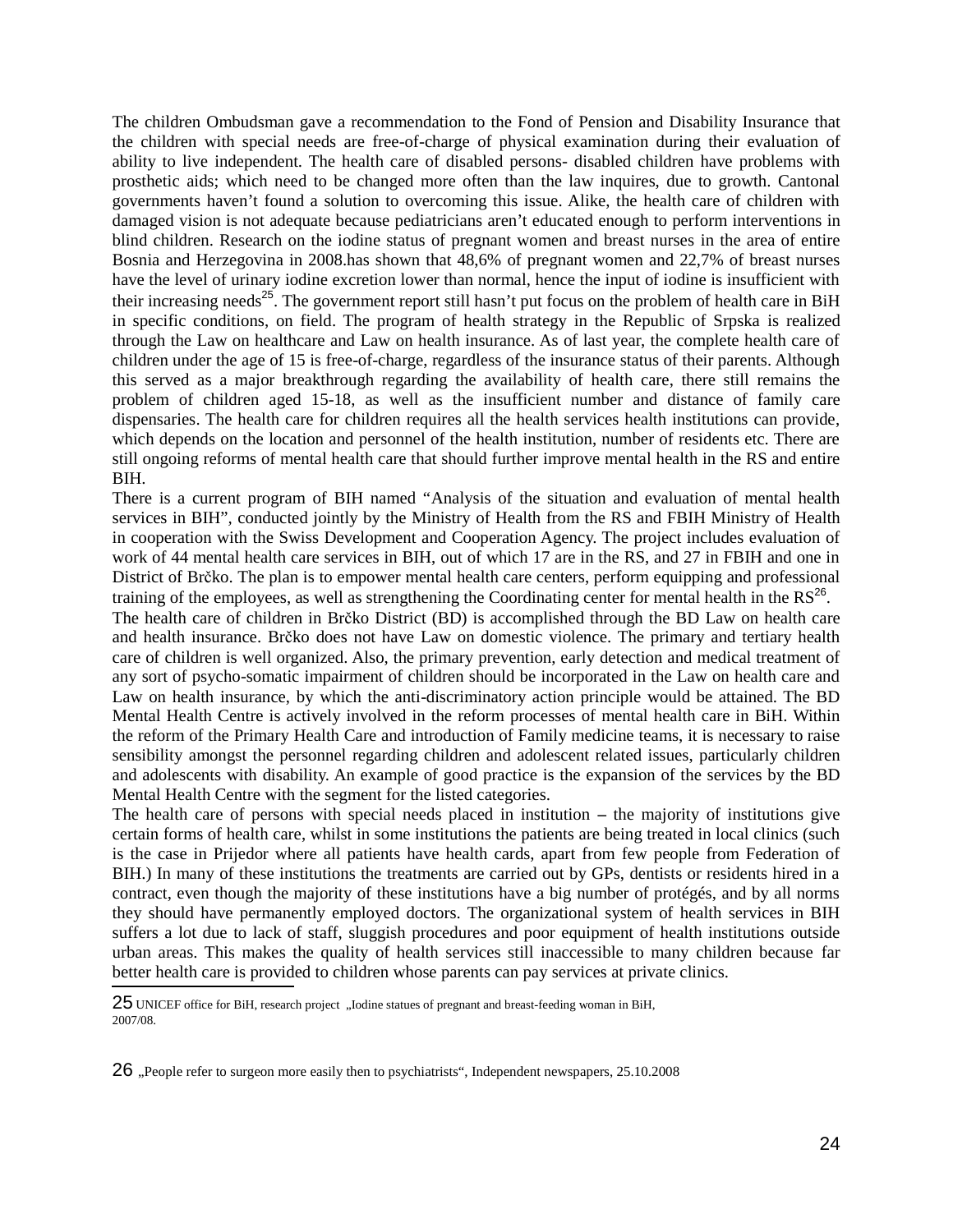The children Ombudsman gave a recommendation to the Fond of Pension and Disability Insurance that the children with special needs are free-of-charge of physical examination during their evaluation of ability to live independent. The health care of disabled persons- disabled children have problems with prosthetic aids; which need to be changed more often than the law inquires, due to growth. Cantonal governments haven't found a solution to overcoming this issue. Alike, the health care of children with damaged vision is not adequate because pediatricians aren't educated enough to perform interventions in blind children. Research on the iodine status of pregnant women and breast nurses in the area of entire Bosnia and Herzegovina in 2008.has shown that 48,6% of pregnant women and 22,7% of breast nurses have the level of urinary iodine excretion lower than normal, hence the input of iodine is insufficient with their increasing needs[25]. The government report still hasn't put focus on the problem of health care in BiH in specific conditions, on field. The program of health strategy in the Republic of Srpska is realized through the Law on healthcare and Law on health insurance. As of last year, the complete health care of children under the age of 15 is free-of-charge, regardless of the insurance status of their parents. Although this served as a major breakthrough regarding the availability of health care, there still remains the problem of children aged 15-18, as well as the insufficient number and distance of family care dispensaries. The health care for children requires all the health services health institutions can provide, which depends on the location and personnel of the health institution, number of residents etc. There are still ongoing reforms of mental health care that should further improve mental health in the RS and entire BIH.

There is a current program of BIH named "Analysis of the situation and evaluation of mental health services in BIH", conducted jointly by the Ministry of Health from the RS and FBIH Ministry of Health in cooperation with the Swiss Development and Cooperation Agency. The project includes evaluation of work of 44 mental health care services in BIH, out of which 17 are in the RS, and 27 in FBIH and one in District of Brčko. The plan is to empower mental health care centers, perform equipping and professional training of the employees, as well as strengthening the Coordinating center for mental health in the RS[26].

The health care of children in Brčko District (BD) is accomplished through the BD Law on health care and health insurance. Brčko does not have Law on domestic violence. The primary and tertiary health care of children is well organized. Also, the primary prevention, early detection and medical treatment of any sort of psycho-somatic impairment of children should be incorporated in the Law on health care and Law on health insurance, by which the anti-discriminatory action principle would be attained. The BD Mental Health Centre is actively involved in the reform processes of mental health care in BiH. Within the reform of the Primary Health Care and introduction of Family medicine teams, it is necessary to raise sensibility amongst the personnel regarding children and adolescent related issues, particularly children and adolescents with disability. An example of good practice is the expansion of the services by the BD Mental Health Centre with the segment for the listed categories.

The health care of persons with special needs placed in institution **–** the majority of institutions give certain forms of health care, whilst in some institutions the patients are being treated in local clinics (such is the case in Prijedor where all patients have health cards, apart from few people from Federation of BIH.) In many of these institutions the treatments are carried out by GPs, dentists or residents hired in a contract, even though the majority of these institutions have a big number of protégés, and by all norms they should have permanently employed doctors. The organizational system of health services in BIH suffers a lot due to lack of staff, sluggish procedures and poor equipment of health institutions outside urban areas. This makes the quality of health services still inaccessible to many children because far better health care is provided to children whose parents can pay services at private clinics.

---

25 UNICEF office for BiH, research project „Iodine statues of pregnant and breast-feeding woman in BiH, 2007/08.

26 „People refer to surgeon more easily then to psychiatrists", Independent newspapers, 25.10.2008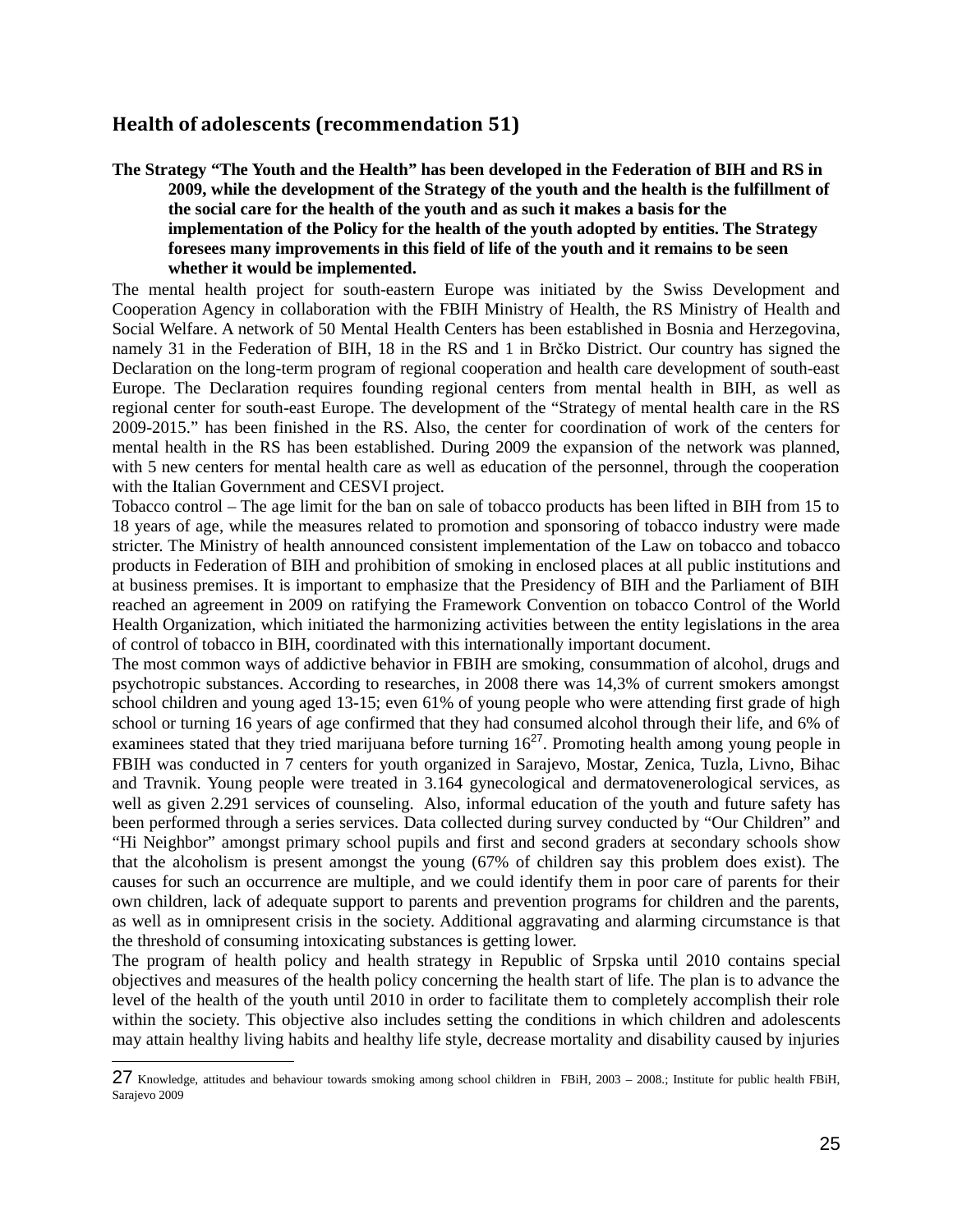## Health of adolescents (recommendation 51)

**The Strategy "The Youth and the Health" has been developed in the Federation of BIH and RS in 2009, while the development of the Strategy of the youth and the health is the fulfillment of the social care for the health of the youth and as such it makes a basis for the implementation of the Policy for the health of the youth adopted by entities. The Strategy foresees many improvements in this field of life of the youth and it remains to be seen whether it would be implemented.**

The mental health project for south-eastern Europe was initiated by the Swiss Development and Cooperation Agency in collaboration with the FBIH Ministry of Health, the RS Ministry of Health and Social Welfare. A network of 50 Mental Health Centers has been established in Bosnia and Herzegovina, namely 31 in the Federation of BIH, 18 in the RS and 1 in Brčko District. Our country has signed the Declaration on the long-term program of regional cooperation and health care development of south-east Europe. The Declaration requires founding regional centers from mental health in BIH, as well as regional center for south-east Europe. The development of the "Strategy of mental health care in the RS 2009-2015." has been finished in the RS. Also, the center for coordination of work of the centers for mental health in the RS has been established. During 2009 the expansion of the network was planned, with 5 new centers for mental health care as well as education of the personnel, through the cooperation with the Italian Government and CESVI project.

Tobacco control – The age limit for the ban on sale of tobacco products has been lifted in BIH from 15 to 18 years of age, while the measures related to promotion and sponsoring of tobacco industry were made stricter. The Ministry of health announced consistent implementation of the Law on tobacco and tobacco products in Federation of BIH and prohibition of smoking in enclosed places at all public institutions and at business premises. It is important to emphasize that the Presidency of BIH and the Parliament of BIH reached an agreement in 2009 on ratifying the Framework Convention on tobacco Control of the World Health Organization, which initiated the harmonizing activities between the entity legislations in the area of control of tobacco in BIH, coordinated with this internationally important document.

The most common ways of addictive behavior in FBIH are smoking, consummation of alcohol, drugs and psychotropic substances. According to researches, in 2008 there was 14,3% of current smokers amongst school children and young aged 13-15; even 61% of young people who were attending first grade of high school or turning 16 years of age confirmed that they had consumed alcohol through their life, and 6% of examinees stated that they tried marijuana before turning 16[27]. Promoting health among young people in FBIH was conducted in 7 centers for youth organized in Sarajevo, Mostar, Zenica, Tuzla, Livno, Bihac and Travnik. Young people were treated in 3.164 gynecological and dermatovenerological services, as well as given 2.291 services of counseling. Also, informal education of the youth and future safety has been performed through a series services. Data collected during survey conducted by "Our Children" and "Hi Neighbor" amongst primary school pupils and first and second graders at secondary schools show that the alcoholism is present amongst the young (67% of children say this problem does exist). The causes for such an occurrence are multiple, and we could identify them in poor care of parents for their own children, lack of adequate support to parents and prevention programs for children and the parents, as well as in omnipresent crisis in the society. Additional aggravating and alarming circumstance is that the threshold of consuming intoxicating substances is getting lower.

The program of health policy and health strategy in Republic of Srpska until 2010 contains special objectives and measures of the health policy concerning the health start of life. The plan is to advance the level of the health of the youth until 2010 in order to facilitate them to completely accomplish their role within the society. This objective also includes setting the conditions in which children and adolescents may attain healthy living habits and healthy life style, decrease mortality and disability caused by injuries

---

27 Knowledge, attitudes and behaviour towards smoking among school children in FBiH, 2003 – 2008.; Institute for public health FBiH, Sarajevo 2009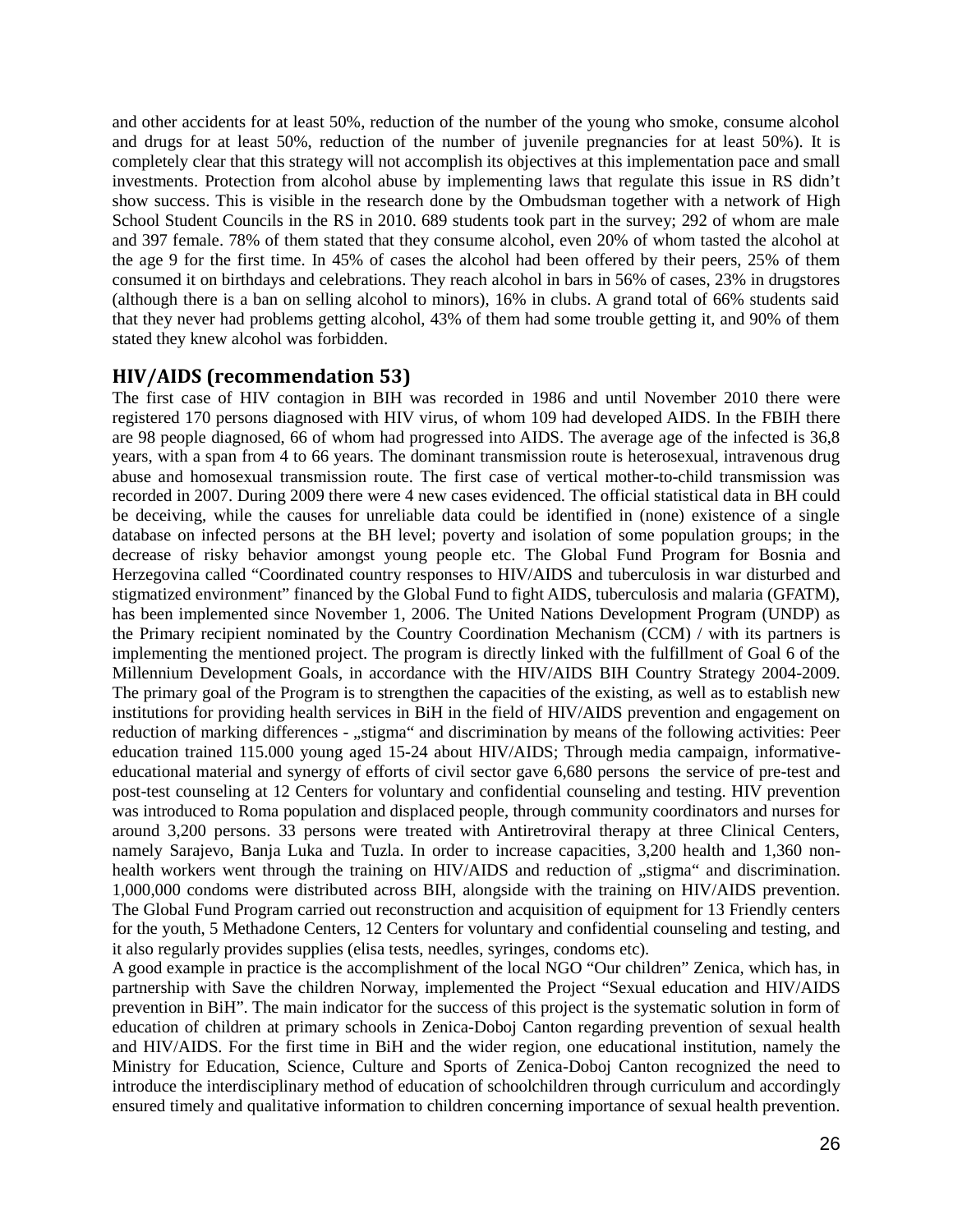and other accidents for at least 50%, reduction of the number of the young who smoke, consume alcohol and drugs for at least 50%, reduction of the number of juvenile pregnancies for at least 50%). It is completely clear that this strategy will not accomplish its objectives at this implementation pace and small investments. Protection from alcohol abuse by implementing laws that regulate this issue in RS didn't show success. This is visible in the research done by the Ombudsman together with a network of High School Student Councils in the RS in 2010. 689 students took part in the survey; 292 of whom are male and 397 female. 78% of them stated that they consume alcohol, even 20% of whom tasted the alcohol at the age 9 for the first time. In 45% of cases the alcohol had been offered by their peers, 25% of them consumed it on birthdays and celebrations. They reach alcohol in bars in 56% of cases, 23% in drugstores (although there is a ban on selling alcohol to minors), 16% in clubs. A grand total of 66% students said that they never had problems getting alcohol, 43% of them had some trouble getting it, and 90% of them stated they knew alcohol was forbidden.

## HIV/AIDS (recommendation 53)

The first case of HIV contagion in BIH was recorded in 1986 and until November 2010 there were registered 170 persons diagnosed with HIV virus, of whom 109 had developed AIDS. In the FBIH there are 98 people diagnosed, 66 of whom had progressed into AIDS. The average age of the infected is 36,8 years, with a span from 4 to 66 years. The dominant transmission route is heterosexual, intravenous drug abuse and homosexual transmission route. The first case of vertical mother-to-child transmission was recorded in 2007. During 2009 there were 4 new cases evidenced. The official statistical data in BH could be deceiving, while the causes for unreliable data could be identified in (none) existence of a single database on infected persons at the BH level; poverty and isolation of some population groups; in the decrease of risky behavior amongst young people etc. The Global Fund Program for Bosnia and Herzegovina called "Coordinated country responses to HIV/AIDS and tuberculosis in war disturbed and stigmatized environment" financed by the Global Fund to fight AIDS, tuberculosis and malaria (GFATM), has been implemented since November 1, 2006. The United Nations Development Program (UNDP) as the Primary recipient nominated by the Country Coordination Mechanism (CCM) / with its partners is implementing the mentioned project. The program is directly linked with the fulfillment of Goal 6 of the Millennium Development Goals, in accordance with the HIV/AIDS BIH Country Strategy 2004-2009. The primary goal of the Program is to strengthen the capacities of the existing, as well as to establish new institutions for providing health services in BiH in the field of HIV/AIDS prevention and engagement on reduction of marking differences - „stigma" and discrimination by means of the following activities: Peer education trained 115.000 young aged 15-24 about HIV/AIDS; Through media campaign, informative-educational material and synergy of efforts of civil sector gave 6,680 persons the service of pre-test and post-test counseling at 12 Centers for voluntary and confidential counseling and testing. HIV prevention was introduced to Roma population and displaced people, through community coordinators and nurses for around 3,200 persons. 33 persons were treated with Antiretroviral therapy at three Clinical Centers, namely Sarajevo, Banja Luka and Tuzla. In order to increase capacities, 3,200 health and 1,360 non-health workers went through the training on HIV/AIDS and reduction of „stigma" and discrimination. 1,000,000 condoms were distributed across BIH, alongside with the training on HIV/AIDS prevention. The Global Fund Program carried out reconstruction and acquisition of equipment for 13 Friendly centers for the youth, 5 Methadone Centers, 12 Centers for voluntary and confidential counseling and testing, and it also regularly provides supplies (elisa tests, needles, syringes, condoms etc).

A good example in practice is the accomplishment of the local NGO "Our children" Zenica, which has, in partnership with Save the children Norway, implemented the Project "Sexual education and HIV/AIDS prevention in BiH". The main indicator for the success of this project is the systematic solution in form of education of children at primary schools in Zenica-Doboj Canton regarding prevention of sexual health and HIV/AIDS. For the first time in BiH and the wider region, one educational institution, namely the Ministry for Education, Science, Culture and Sports of Zenica-Doboj Canton recognized the need to introduce the interdisciplinary method of education of schoolchildren through curriculum and accordingly ensured timely and qualitative information to children concerning importance of sexual health prevention.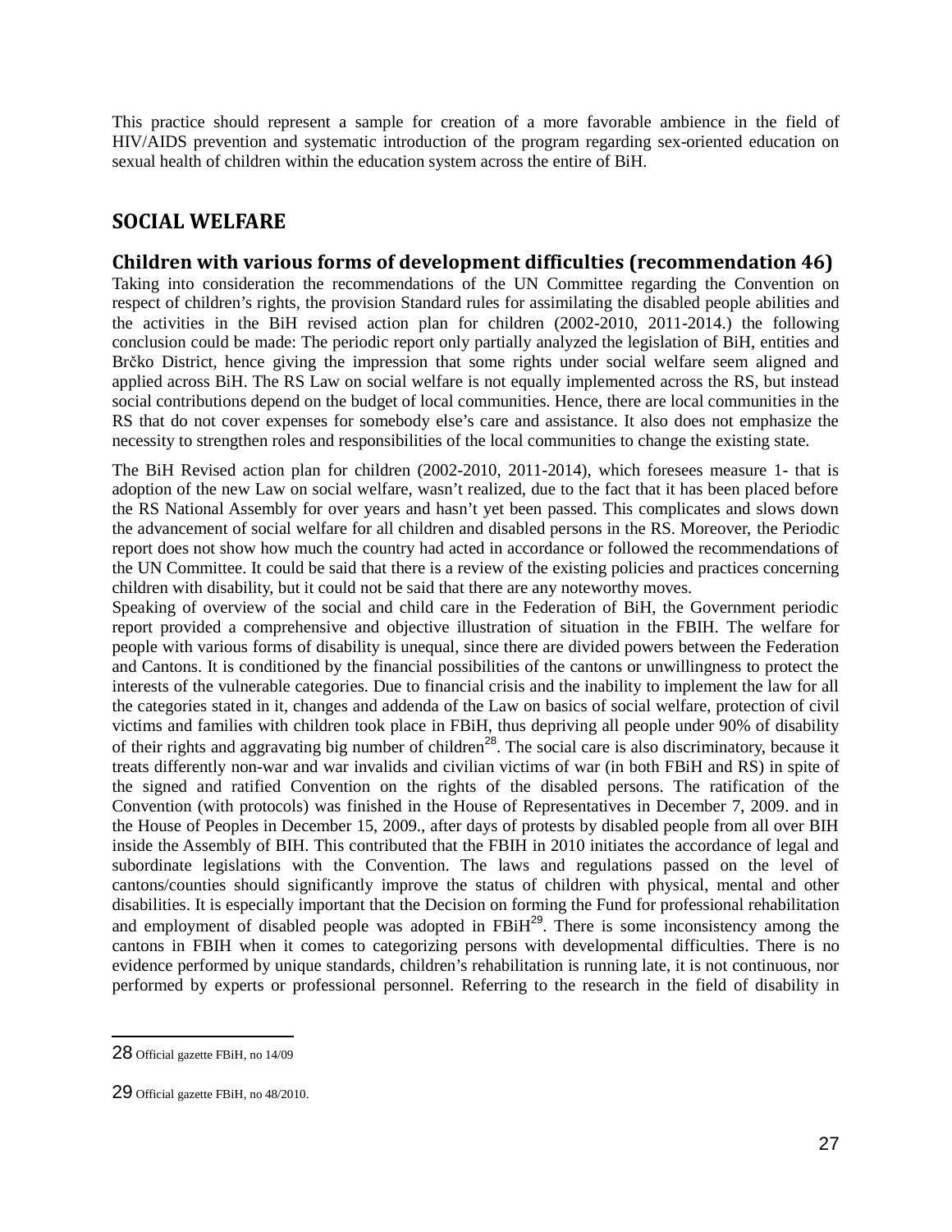This practice should represent a sample for creation of a more favorable ambience in the field of HIV/AIDS prevention and systematic introduction of the program regarding sex-oriented education on sexual health of children within the education system across the entire of BiH.

## SOCIAL WELFARE

### Children with various forms of development difficulties (recommendation 46)

Taking into consideration the recommendations of the UN Committee regarding the Convention on respect of children's rights, the provision Standard rules for assimilating the disabled people abilities and the activities in the BiH revised action plan for children (2002-2010, 2011-2014.) the following conclusion could be made: The periodic report only partially analyzed the legislation of BiH, entities and Brčko District, hence giving the impression that some rights under social welfare seem aligned and applied across BiH. The RS Law on social welfare is not equally implemented across the RS, but instead social contributions depend on the budget of local communities. Hence, there are local communities in the RS that do not cover expenses for somebody else's care and assistance. It also does not emphasize the necessity to strengthen roles and responsibilities of the local communities to change the existing state.

The BiH Revised action plan for children (2002-2010, 2011-2014), which foresees measure 1- that is adoption of the new Law on social welfare, wasn't realized, due to the fact that it has been placed before the RS National Assembly for over years and hasn't yet been passed. This complicates and slows down the advancement of social welfare for all children and disabled persons in the RS. Moreover, the Periodic report does not show how much the country had acted in accordance or followed the recommendations of the UN Committee. It could be said that there is a review of the existing policies and practices concerning children with disability, but it could not be said that there are any noteworthy moves.

Speaking of overview of the social and child care in the Federation of BiH, the Government periodic report provided a comprehensive and objective illustration of situation in the FBIH. The welfare for people with various forms of disability is unequal, since there are divided powers between the Federation and Cantons. It is conditioned by the financial possibilities of the cantons or unwillingness to protect the interests of the vulnerable categories. Due to financial crisis and the inability to implement the law for all the categories stated in it, changes and addenda of the Law on basics of social welfare, protection of civil victims and families with children took place in FBiH, thus depriving all people under 90% of disability of their rights and aggravating big number of children[28]. The social care is also discriminatory, because it treats differently non-war and war invalids and civilian victims of war (in both FBiH and RS) in spite of the signed and ratified Convention on the rights of the disabled persons. The ratification of the Convention (with protocols) was finished in the House of Representatives in December 7, 2009. and in the House of Peoples in December 15, 2009., after days of protests by disabled people from all over BIH inside the Assembly of BIH. This contributed that the FBIH in 2010 initiates the accordance of legal and subordinate legislations with the Convention. The laws and regulations passed on the level of cantons/counties should significantly improve the status of children with physical, mental and other disabilities. It is especially important that the Decision on forming the Fund for professional rehabilitation and employment of disabled people was adopted in FBiH[29]. There is some inconsistency among the cantons in FBIH when it comes to categorizing persons with developmental difficulties. There is no evidence performed by unique standards, children's rehabilitation is running late, it is not continuous, nor performed by experts or professional personnel. Referring to the research in the field of disability in

---

28 Official gazette FBiH, no 14/09

29 Official gazette FBiH, no 48/2010.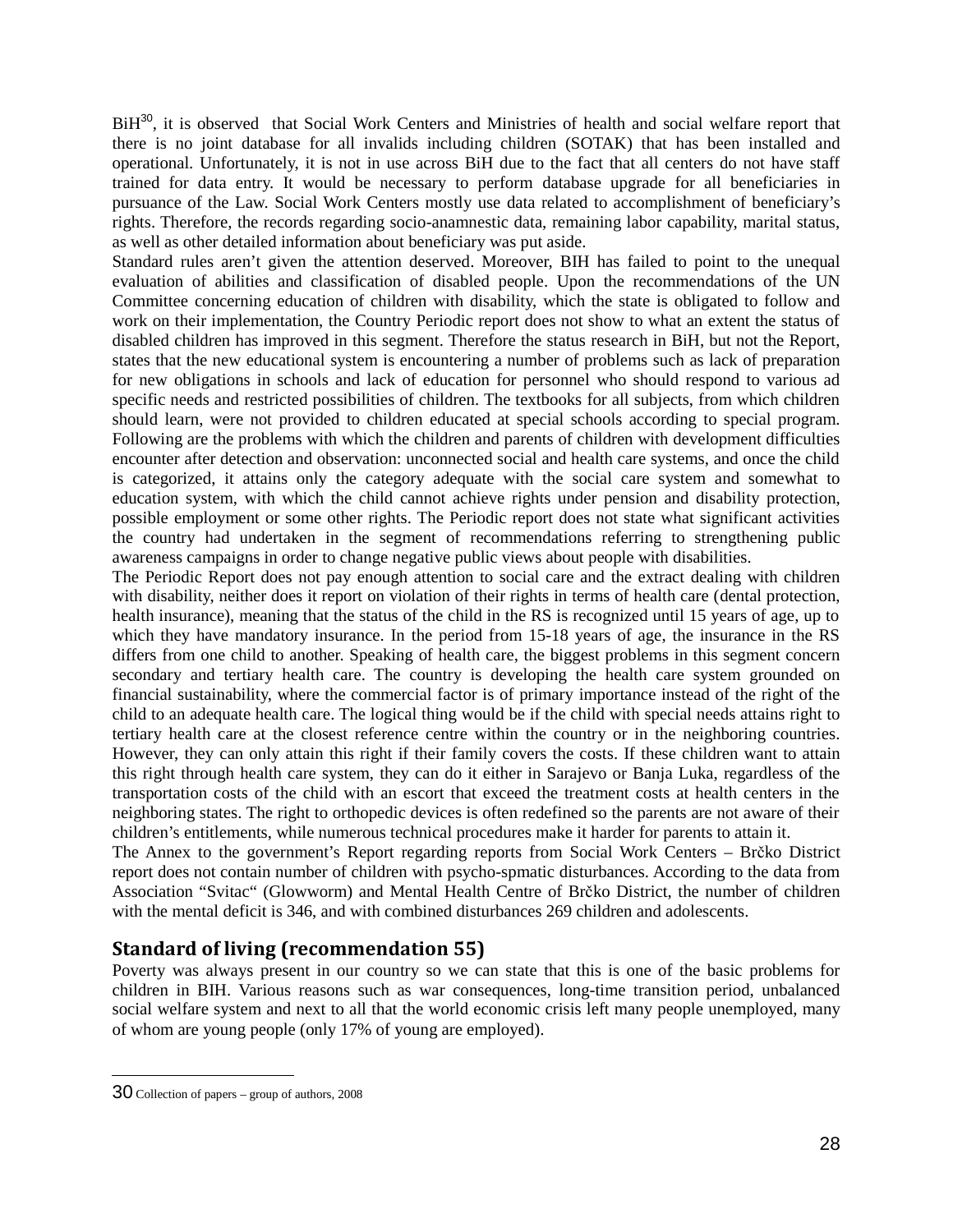BiH[30], it is observed that Social Work Centers and Ministries of health and social welfare report that there is no joint database for all invalids including children (SOTAK) that has been installed and operational. Unfortunately, it is not in use across BiH due to the fact that all centers do not have staff trained for data entry. It would be necessary to perform database upgrade for all beneficiaries in pursuance of the Law. Social Work Centers mostly use data related to accomplishment of beneficiary's rights. Therefore, the records regarding socio-anamnestic data, remaining labor capability, marital status, as well as other detailed information about beneficiary was put aside.

Standard rules aren't given the attention deserved. Moreover, BIH has failed to point to the unequal evaluation of abilities and classification of disabled people. Upon the recommendations of the UN Committee concerning education of children with disability, which the state is obligated to follow and work on their implementation, the Country Periodic report does not show to what an extent the status of disabled children has improved in this segment. Therefore the status research in BiH, but not the Report, states that the new educational system is encountering a number of problems such as lack of preparation for new obligations in schools and lack of education for personnel who should respond to various ad specific needs and restricted possibilities of children. The textbooks for all subjects, from which children should learn, were not provided to children educated at special schools according to special program. Following are the problems with which the children and parents of children with development difficulties encounter after detection and observation: unconnected social and health care systems, and once the child is categorized, it attains only the category adequate with the social care system and somewhat to education system, with which the child cannot achieve rights under pension and disability protection, possible employment or some other rights. The Periodic report does not state what significant activities the country had undertaken in the segment of recommendations referring to strengthening public awareness campaigns in order to change negative public views about people with disabilities.

The Periodic Report does not pay enough attention to social care and the extract dealing with children with disability, neither does it report on violation of their rights in terms of health care (dental protection, health insurance), meaning that the status of the child in the RS is recognized until 15 years of age, up to which they have mandatory insurance. In the period from 15-18 years of age, the insurance in the RS differs from one child to another. Speaking of health care, the biggest problems in this segment concern secondary and tertiary health care. The country is developing the health care system grounded on financial sustainability, where the commercial factor is of primary importance instead of the right of the child to an adequate health care. The logical thing would be if the child with special needs attains right to tertiary health care at the closest reference centre within the country or in the neighboring countries. However, they can only attain this right if their family covers the costs. If these children want to attain this right through health care system, they can do it either in Sarajevo or Banja Luka, regardless of the transportation costs of the child with an escort that exceed the treatment costs at health centers in the neighboring states. The right to orthopedic devices is often redefined so the parents are not aware of their children's entitlements, while numerous technical procedures make it harder for parents to attain it.

The Annex to the government's Report regarding reports from Social Work Centers – Brčko District report does not contain number of children with psycho-spmatic disturbances. According to the data from Association "Svitac" (Glowworm) and Mental Health Centre of Brčko District, the number of children with the mental deficit is 346, and with combined disturbances 269 children and adolescents.

## Standard of living (recommendation 55)

Poverty was always present in our country so we can state that this is one of the basic problems for children in BIH. Various reasons such as war consequences, long-time transition period, unbalanced social welfare system and next to all that the world economic crisis left many people unemployed, many of whom are young people (only 17% of young are employed).

---

[30] Collection of papers – group of authors, 2008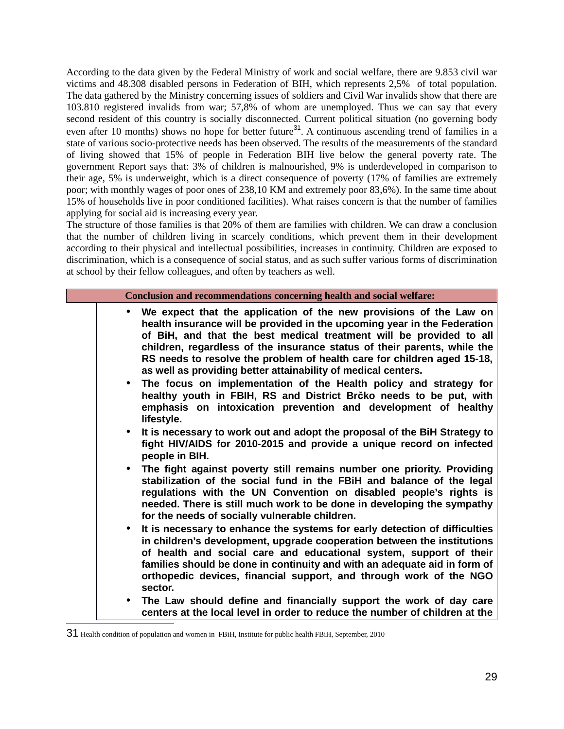According to the data given by the Federal Ministry of work and social welfare, there are 9.853 civil war victims and 48.308 disabled persons in Federation of BIH, which represents 2,5% of total population. The data gathered by the Ministry concerning issues of soldiers and Civil War invalids show that there are 103.810 registered invalids from war; 57,8% of whom are unemployed. Thus we can say that every second resident of this country is socially disconnected. Current political situation (no governing body even after 10 months) shows no hope for better future[31]. A continuous ascending trend of families in a state of various socio-protective needs has been observed. The results of the measurements of the standard of living showed that 15% of people in Federation BIH live below the general poverty rate. The government Report says that: 3% of children is malnourished, 9% is underdeveloped in comparison to their age, 5% is underweight, which is a direct consequence of poverty (17% of families are extremely poor; with monthly wages of poor ones of 238,10 KM and extremely poor 83,6%). In the same time about 15% of households live in poor conditioned facilities). What raises concern is that the number of families applying for social aid is increasing every year.

The structure of those families is that 20% of them are families with children. We can draw a conclusion that the number of children living in scarcely conditions, which prevent them in their development according to their physical and intellectual possibilities, increases in continuity. Children are exposed to discrimination, which is a consequence of social status, and as such suffer various forms of discrimination at school by their fellow colleagues, and often by teachers as well.

**Conclusion and recommendations concerning health and social welfare:**

- **We expect that the application of the new provisions of the Law on health insurance will be provided in the upcoming year in the Federation of BiH, and that the best medical treatment will be provided to all children, regardless of the insurance status of their parents, while the RS needs to resolve the problem of health care for children aged 15-18, as well as providing better attainability of medical centers.**
- **The focus on implementation of the Health policy and strategy for healthy youth in FBIH, RS and District Brčko needs to be put, with emphasis on intoxication prevention and development of healthy lifestyle.**
- **It is necessary to work out and adopt the proposal of the BiH Strategy to fight HIV/AIDS for 2010-2015 and provide a unique record on infected people in BIH.**
- **The fight against poverty still remains number one priority. Providing stabilization of the social fund in the FBiH and balance of the legal regulations with the UN Convention on disabled people's rights is needed. There is still much work to be done in developing the sympathy for the needs of socially vulnerable children.**
- **It is necessary to enhance the systems for early detection of difficulties in children's development, upgrade cooperation between the institutions of health and social care and educational system, support of their families should be done in continuity and with an adequate aid in form of orthopedic devices, financial support, and through work of the NGO sector.**
- **The Law should define and financially support the work of day care centers at the local level in order to reduce the number of children at the**

---

31 Health condition of population and women in FBiH, Institute for public health FBiH, September, 2010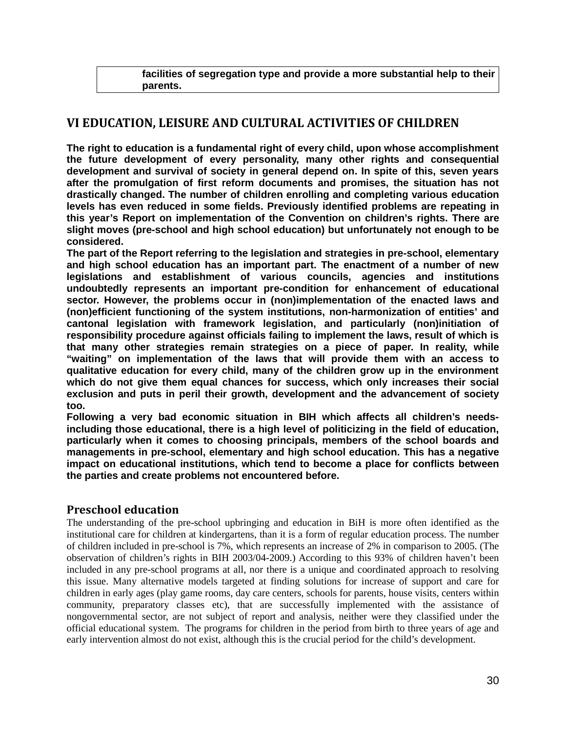| **facilities of segregation type and provide a more substantial help to their parents.** |
| --- |

## VI EDUCATION, LEISURE AND CULTURAL ACTIVITIES OF CHILDREN

**The right to education is a fundamental right of every child, upon whose accomplishment the future development of every personality, many other rights and consequential development and survival of society in general depend on. In spite of this, seven years after the promulgation of first reform documents and promises, the situation has not drastically changed. The number of children enrolling and completing various education levels has even reduced in some fields. Previously identified problems are repeating in this year's Report on implementation of the Convention on children's rights. There are slight moves (pre-school and high school education) but unfortunately not enough to be considered.**

**The part of the Report referring to the legislation and strategies in pre-school, elementary and high school education has an important part. The enactment of a number of new legislations and establishment of various councils, agencies and institutions undoubtedly represents an important pre-condition for enhancement of educational sector. However, the problems occur in (non)implementation of the enacted laws and (non)efficient functioning of the system institutions, non-harmonization of entities' and cantonal legislation with framework legislation, and particularly (non)initiation of responsibility procedure against officials failing to implement the laws, result of which is that many other strategies remain strategies on a piece of paper. In reality, while "waiting" on implementation of the laws that will provide them with an access to qualitative education for every child, many of the children grow up in the environment which do not give them equal chances for success, which only increases their social exclusion and puts in peril their growth, development and the advancement of society too.**

**Following a very bad economic situation in BIH which affects all children's needs- including those educational, there is a high level of politicizing in the field of education, particularly when it comes to choosing principals, members of the school boards and managements in pre-school, elementary and high school education. This has a negative impact on educational institutions, which tend to become a place for conflicts between the parties and create problems not encountered before.**

### Preschool education

The understanding of the pre-school upbringing and education in BiH is more often identified as the institutional care for children at kindergartens, than it is a form of regular education process. The number of children included in pre-school is 7%, which represents an increase of 2% in comparison to 2005. (The observation of children's rights in BIH 2003/04-2009.) According to this 93% of children haven't been included in any pre-school programs at all, nor there is a unique and coordinated approach to resolving this issue. Many alternative models targeted at finding solutions for increase of support and care for children in early ages (play game rooms, day care centers, schools for parents, house visits, centers within community, preparatory classes etc), that are successfully implemented with the assistance of nongovernmental sector, are not subject of report and analysis, neither were they classified under the official educational system. The programs for children in the period from birth to three years of age and early intervention almost do not exist, although this is the crucial period for the child's development.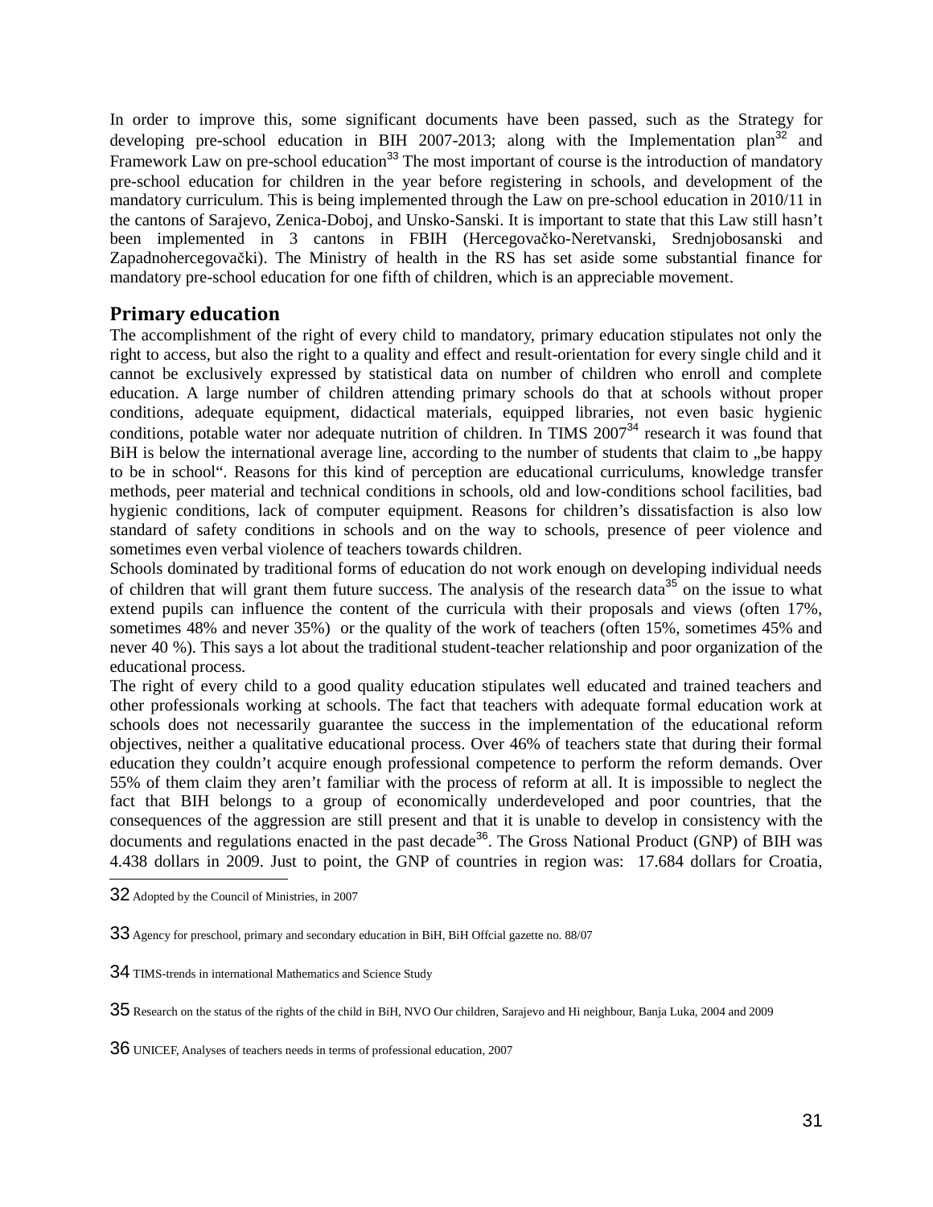In order to improve this, some significant documents have been passed, such as the Strategy for developing pre-school education in BIH 2007-2013; along with the Implementation plan[32] and Framework Law on pre-school education[33] The most important of course is the introduction of mandatory pre-school education for children in the year before registering in schools, and development of the mandatory curriculum. This is being implemented through the Law on pre-school education in 2010/11 in the cantons of Sarajevo, Zenica-Doboj, and Unsko-Sanski. It is important to state that this Law still hasn't been implemented in 3 cantons in FBIH (Hercegovačko-Neretvanski, Srednjobosanski and Zapadnohercegovački). The Ministry of health in the RS has set aside some substantial finance for mandatory pre-school education for one fifth of children, which is an appreciable movement.

## Primary education

The accomplishment of the right of every child to mandatory, primary education stipulates not only the right to access, but also the right to a quality and effect and result-orientation for every single child and it cannot be exclusively expressed by statistical data on number of children who enroll and complete education. A large number of children attending primary schools do that at schools without proper conditions, adequate equipment, didactical materials, equipped libraries, not even basic hygienic conditions, potable water nor adequate nutrition of children. In TIMS 2007[34] research it was found that BiH is below the international average line, according to the number of students that claim to „be happy to be in school". Reasons for this kind of perception are educational curriculums, knowledge transfer methods, peer material and technical conditions in schools, old and low-conditions school facilities, bad hygienic conditions, lack of computer equipment. Reasons for children's dissatisfaction is also low standard of safety conditions in schools and on the way to schools, presence of peer violence and sometimes even verbal violence of teachers towards children.

Schools dominated by traditional forms of education do not work enough on developing individual needs of children that will grant them future success. The analysis of the research data[35] on the issue to what extend pupils can influence the content of the curricula with their proposals and views (often 17%, sometimes 48% and never 35%) or the quality of the work of teachers (often 15%, sometimes 45% and never 40 %). This says a lot about the traditional student-teacher relationship and poor organization of the educational process.

The right of every child to a good quality education stipulates well educated and trained teachers and other professionals working at schools. The fact that teachers with adequate formal education work at schools does not necessarily guarantee the success in the implementation of the educational reform objectives, neither a qualitative educational process. Over 46% of teachers state that during their formal education they couldn't acquire enough professional competence to perform the reform demands. Over 55% of them claim they aren't familiar with the process of reform at all. It is impossible to neglect the fact that BIH belongs to a group of economically underdeveloped and poor countries, that the consequences of the aggression are still present and that it is unable to develop in consistency with the documents and regulations enacted in the past decade[36]. The Gross National Product (GNP) of BIH was 4.438 dollars in 2009. Just to point, the GNP of countries in region was: 17.684 dollars for Croatia,

---

32 Adopted by the Council of Ministries, in 2007

33 Agency for preschool, primary and secondary education in BiH, BiH Offcial gazette no. 88/07

34 TIMS-trends in international Mathematics and Science Study

35 Research on the status of the rights of the child in BiH, NVO Our children, Sarajevo and Hi neighbour, Banja Luka, 2004 and 2009

36 UNICEF, Analyses of teachers needs in terms of professional education, 2007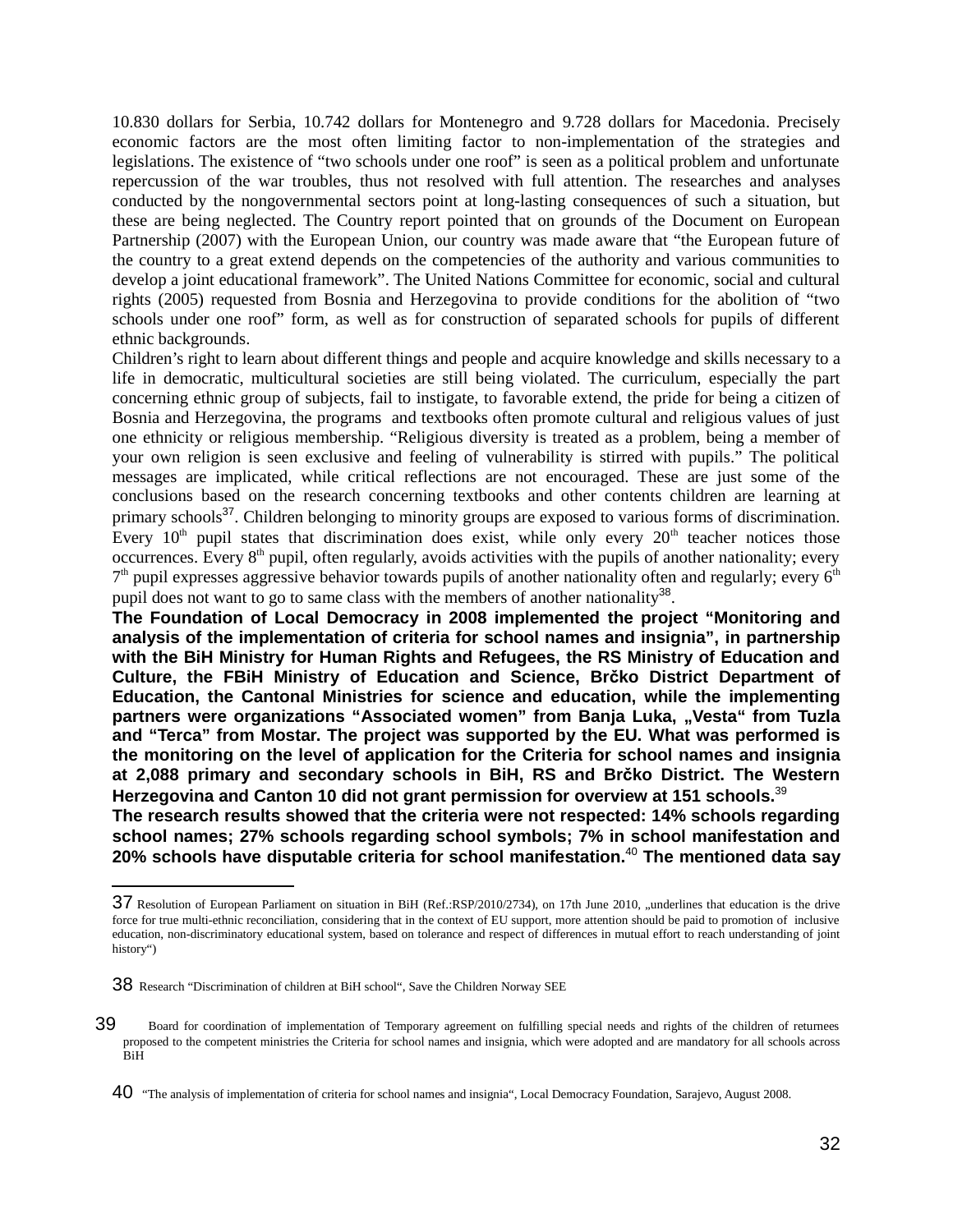10.830 dollars for Serbia, 10.742 dollars for Montenegro and 9.728 dollars for Macedonia. Precisely economic factors are the most often limiting factor to non-implementation of the strategies and legislations. The existence of "two schools under one roof" is seen as a political problem and unfortunate repercussion of the war troubles, thus not resolved with full attention. The researches and analyses conducted by the nongovernmental sectors point at long-lasting consequences of such a situation, but these are being neglected. The Country report pointed that on grounds of the Document on European Partnership (2007) with the European Union, our country was made aware that "the European future of the country to a great extend depends on the competencies of the authority and various communities to develop a joint educational framework". The United Nations Committee for economic, social and cultural rights (2005) requested from Bosnia and Herzegovina to provide conditions for the abolition of "two schools under one roof" form, as well as for construction of separated schools for pupils of different ethnic backgrounds.

Children's right to learn about different things and people and acquire knowledge and skills necessary to a life in democratic, multicultural societies are still being violated. The curriculum, especially the part concerning ethnic group of subjects, fail to instigate, to favorable extend, the pride for being a citizen of Bosnia and Herzegovina, the programs and textbooks often promote cultural and religious values of just one ethnicity or religious membership. "Religious diversity is treated as a problem, being a member of your own religion is seen exclusive and feeling of vulnerability is stirred with pupils." The political messages are implicated, while critical reflections are not encouraged. These are just some of the conclusions based on the research concerning textbooks and other contents children are learning at primary schools[37]. Children belonging to minority groups are exposed to various forms of discrimination. Every 10th pupil states that discrimination does exist, while only every 20th teacher notices those occurrences. Every 8th pupil, often regularly, avoids activities with the pupils of another nationality; every 7th pupil expresses aggressive behavior towards pupils of another nationality often and regularly; every 6th pupil does not want to go to same class with the members of another nationality[38].

**The Foundation of Local Democracy in 2008 implemented the project "Monitoring and analysis of the implementation of criteria for school names and insignia", in partnership with the BiH Ministry for Human Rights and Refugees, the RS Ministry of Education and Culture, the FBiH Ministry of Education and Science, Brčko District Department of Education, the Cantonal Ministries for science and education, while the implementing partners were organizations "Associated women" from Banja Luka, „Vesta" from Tuzla and "Terca" from Mostar. The project was supported by the EU. What was performed is the monitoring on the level of application for the Criteria for school names and insignia at 2,088 primary and secondary schools in BiH, RS and Brčko District. The Western Herzegovina and Canton 10 did not grant permission for overview at 151 schools.**[39]

**The research results showed that the criteria were not respected: 14% schools regarding school names; 27% schools regarding school symbols; 7% in school manifestation and 20% schools have disputable criteria for school manifestation.**[40] **The mentioned data say**

---

37 Resolution of European Parliament on situation in BiH (Ref.:RSP/2010/2734), on 17th June 2010, „underlines that education is the drive force for true multi-ethnic reconciliation, considering that in the context of EU support, more attention should be paid to promotion of inclusive education, non-discriminatory educational system, based on tolerance and respect of differences in mutual effort to reach understanding of joint history")

38 Research "Discrimination of children at BiH school", Save the Children Norway SEE

39 Board for coordination of implementation of Temporary agreement on fulfilling special needs and rights of the children of returnees proposed to the competent ministries the Criteria for school names and insignia, which were adopted and are mandatory for all schools across BiH

40 "The analysis of implementation of criteria for school names and insignia", Local Democracy Foundation, Sarajevo, August 2008.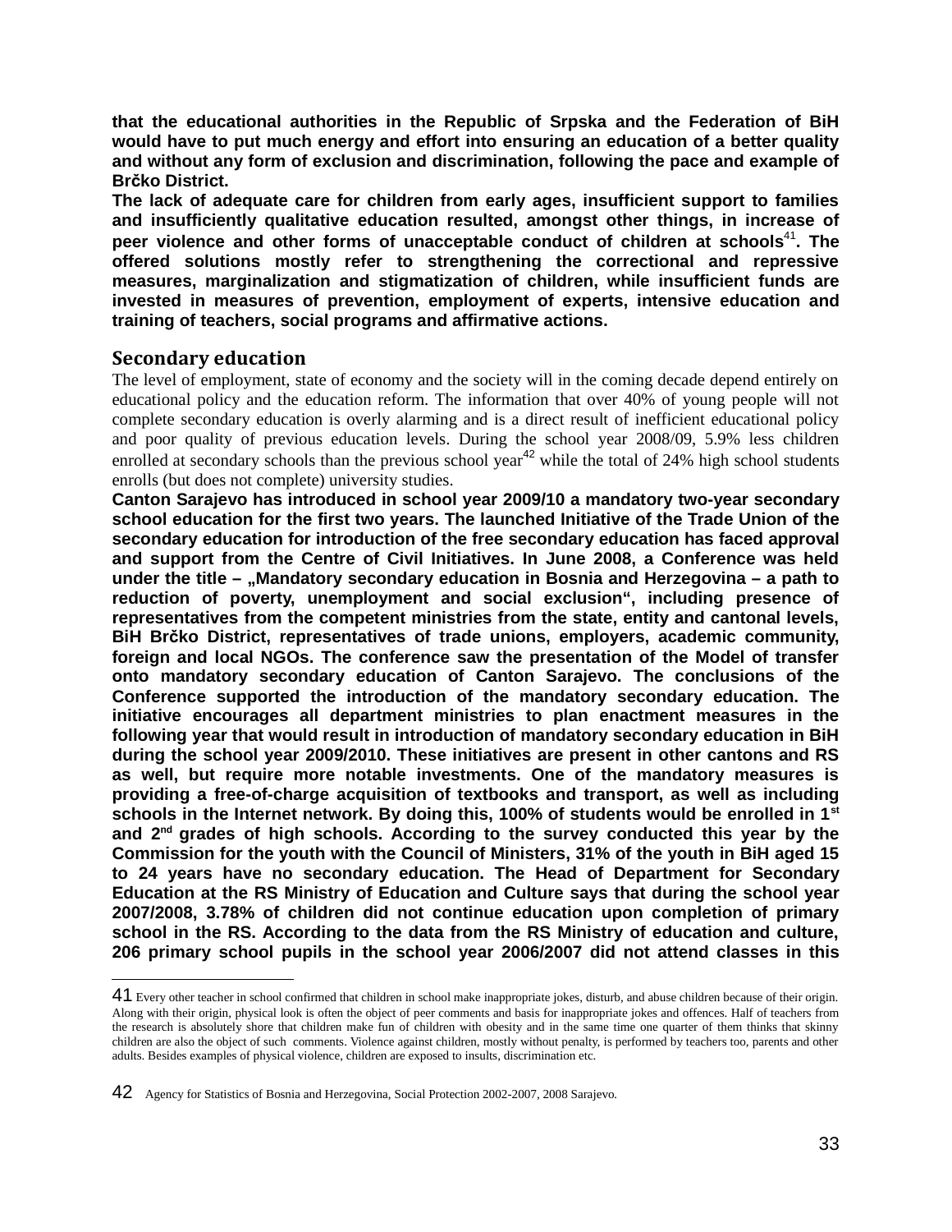**that the educational authorities in the Republic of Srpska and the Federation of BiH would have to put much energy and effort into ensuring an education of a better quality and without any form of exclusion and discrimination, following the pace and example of Brčko District.**

**The lack of adequate care for children from early ages, insufficient support to families and insufficiently qualitative education resulted, amongst other things, in increase of peer violence and other forms of unacceptable conduct of children at schools[41]. The offered solutions mostly refer to strengthening the correctional and repressive measures, marginalization and stigmatization of children, while insufficient funds are invested in measures of prevention, employment of experts, intensive education and training of teachers, social programs and affirmative actions.**

## Secondary education

The level of employment, state of economy and the society will in the coming decade depend entirely on educational policy and the education reform. The information that over 40% of young people will not complete secondary education is overly alarming and is a direct result of inefficient educational policy and poor quality of previous education levels. During the school year 2008/09, 5.9% less children enrolled at secondary schools than the previous school year[42] while the total of 24% high school students enrolls (but does not complete) university studies.

**Canton Sarajevo has introduced in school year 2009/10 a mandatory two-year secondary school education for the first two years. The launched Initiative of the Trade Union of the secondary education for introduction of the free secondary education has faced approval and support from the Centre of Civil Initiatives. In June 2008, a Conference was held under the title – „Mandatory secondary education in Bosnia and Herzegovina – a path to reduction of poverty, unemployment and social exclusion", including presence of representatives from the competent ministries from the state, entity and cantonal levels, BiH Brčko District, representatives of trade unions, employers, academic community, foreign and local NGOs. The conference saw the presentation of the Model of transfer onto mandatory secondary education of Canton Sarajevo. The conclusions of the Conference supported the introduction of the mandatory secondary education. The initiative encourages all department ministries to plan enactment measures in the following year that would result in introduction of mandatory secondary education in BiH during the school year 2009/2010. These initiatives are present in other cantons and RS as well, but require more notable investments. One of the mandatory measures is providing a free-of-charge acquisition of textbooks and transport, as well as including schools in the Internet network. By doing this, 100% of students would be enrolled in 1st and 2nd grades of high schools. According to the survey conducted this year by the Commission for the youth with the Council of Ministers, 31% of the youth in BiH aged 15 to 24 years have no secondary education. The Head of Department for Secondary Education at the RS Ministry of Education and Culture says that during the school year 2007/2008, 3.78% of children did not continue education upon completion of primary school in the RS. According to the data from the RS Ministry of education and culture, 206 primary school pupils in the school year 2006/2007 did not attend classes in this**

---

41 Every other teacher in school confirmed that children in school make inappropriate jokes, disturb, and abuse children because of their origin. Along with their origin, physical look is often the object of peer comments and basis for inappropriate jokes and offences. Half of teachers from the research is absolutely shore that children make fun of children with obesity and in the same time one quarter of them thinks that skinny children are also the object of such comments. Violence against children, mostly without penalty, is performed by teachers too, parents and other adults. Besides examples of physical violence, children are exposed to insults, discrimination etc.

42 Agency for Statistics of Bosnia and Herzegovina, Social Protection 2002-2007, 2008 Sarajevo.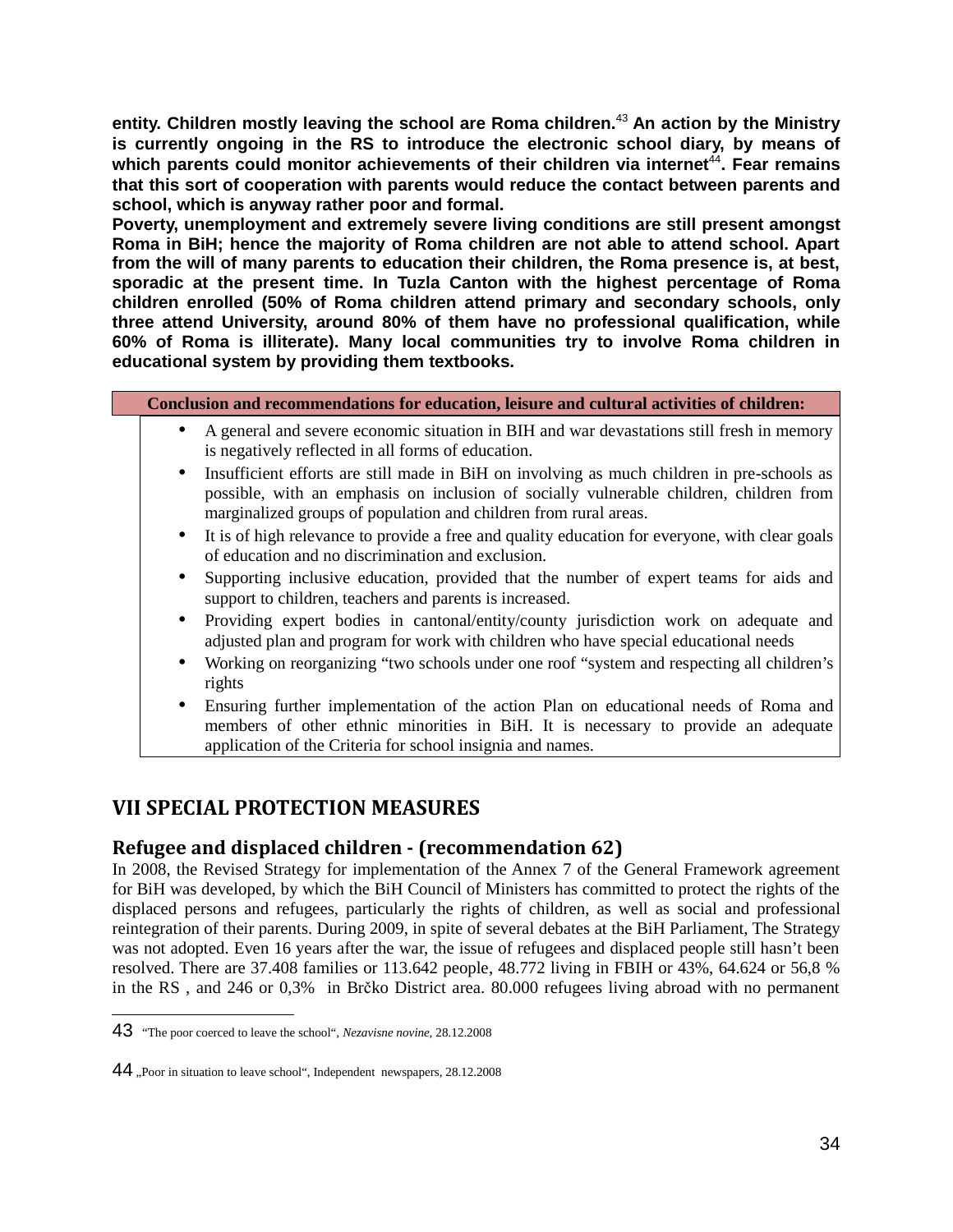**entity. Children mostly leaving the school are Roma children.[43] An action by the Ministry is currently ongoing in the RS to introduce the electronic school diary, by means of which parents could monitor achievements of their children via internet[44]. Fear remains that this sort of cooperation with parents would reduce the contact between parents and school, which is anyway rather poor and formal.**

**Poverty, unemployment and extremely severe living conditions are still present amongst Roma in BiH; hence the majority of Roma children are not able to attend school. Apart from the will of many parents to education their children, the Roma presence is, at best, sporadic at the present time. In Tuzla Canton with the highest percentage of Roma children enrolled (50% of Roma children attend primary and secondary schools, only three attend University, around 80% of them have no professional qualification, while 60% of Roma is illiterate). Many local communities try to involve Roma children in educational system by providing them textbooks.**

| **Conclusion and recommendations for education, leisure and cultural activities of children:** |
|---|
| • A general and severe economic situation in BIH and war devastations still fresh in memory is negatively reflected in all forms of education.<br>• Insufficient efforts are still made in BiH on involving as much children in pre-schools as possible, with an emphasis on inclusion of socially vulnerable children, children from marginalized groups of population and children from rural areas.<br>• It is of high relevance to provide a free and quality education for everyone, with clear goals of education and no discrimination and exclusion.<br>• Supporting inclusive education, provided that the number of expert teams for aids and support to children, teachers and parents is increased.<br>• Providing expert bodies in cantonal/entity/county jurisdiction work on adequate and adjusted plan and program for work with children who have special educational needs<br>• Working on reorganizing “two schools under one roof “system and respecting all children’s rights<br>• Ensuring further implementation of the action Plan on educational needs of Roma and members of other ethnic minorities in BiH. It is necessary to provide an adequate application of the Criteria for school insignia and names. |

## VII SPECIAL PROTECTION MEASURES

### Refugee and displaced children - (recommendation 62)

In 2008, the Revised Strategy for implementation of the Annex 7 of the General Framework agreement for BiH was developed, by which the BiH Council of Ministers has committed to protect the rights of the displaced persons and refugees, particularly the rights of children, as well as social and professional reintegration of their parents. During 2009, in spite of several debates at the BiH Parliament, The Strategy was not adopted. Even 16 years after the war, the issue of refugees and displaced people still hasn’t been resolved. There are 37.408 families or 113.642 people, 48.772 living in FBIH or 43%, 64.624 or 56,8 % in the RS , and 246 or 0,3% in Brčko District area. 80.000 refugees living abroad with no permanent

---

43 “The poor coerced to leave the school“, *Nezavisne novine*, 28.12.2008

44 „Poor in situation to leave school“, Independent newspapers, 28.12.2008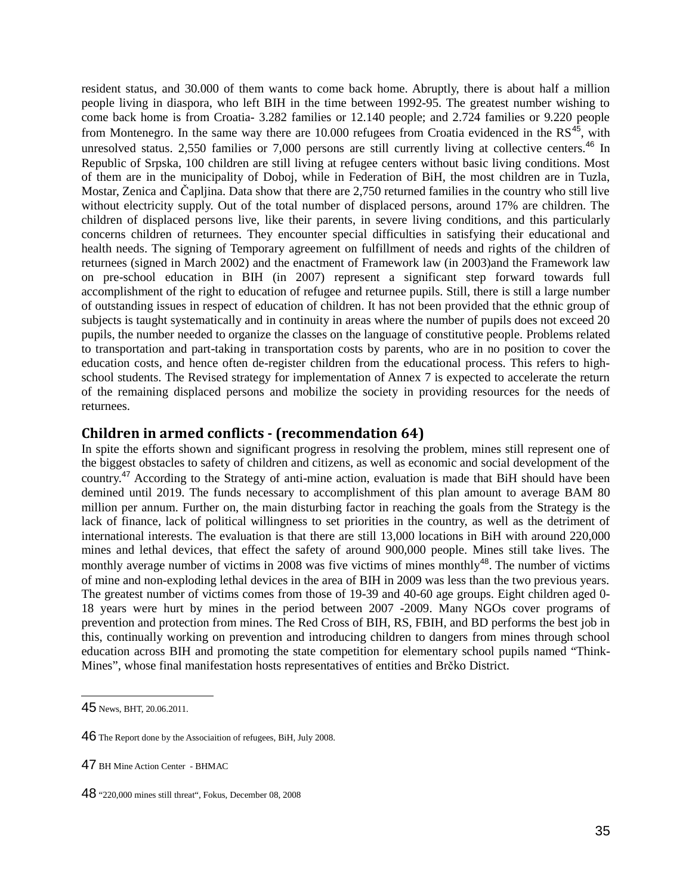resident status, and 30.000 of them wants to come back home. Abruptly, there is about half a million people living in diaspora, who left BIH in the time between 1992-95. The greatest number wishing to come back home is from Croatia- 3.282 families or 12.140 people; and 2.724 families or 9.220 people from Montenegro. In the same way there are 10.000 refugees from Croatia evidenced in the RS[45], with unresolved status. 2,550 families or 7,000 persons are still currently living at collective centers.[46] In Republic of Srpska, 100 children are still living at refugee centers without basic living conditions. Most of them are in the municipality of Doboj, while in Federation of BiH, the most children are in Tuzla, Mostar, Zenica and Čapljina. Data show that there are 2,750 returned families in the country who still live without electricity supply. Out of the total number of displaced persons, around 17% are children. The children of displaced persons live, like their parents, in severe living conditions, and this particularly concerns children of returnees. They encounter special difficulties in satisfying their educational and health needs. The signing of Temporary agreement on fulfillment of needs and rights of the children of returnees (signed in March 2002) and the enactment of Framework law (in 2003)and the Framework law on pre-school education in BIH (in 2007) represent a significant step forward towards full accomplishment of the right to education of refugee and returnee pupils. Still, there is still a large number of outstanding issues in respect of education of children. It has not been provided that the ethnic group of subjects is taught systematically and in continuity in areas where the number of pupils does not exceed 20 pupils, the number needed to organize the classes on the language of constitutive people. Problems related to transportation and part-taking in transportation costs by parents, who are in no position to cover the education costs, and hence often de-register children from the educational process. This refers to high-school students. The Revised strategy for implementation of Annex 7 is expected to accelerate the return of the remaining displaced persons and mobilize the society in providing resources for the needs of returnees.

## Children in armed conflicts - (recommendation 64)

In spite the efforts shown and significant progress in resolving the problem, mines still represent one of the biggest obstacles to safety of children and citizens, as well as economic and social development of the country.[47] According to the Strategy of anti-mine action, evaluation is made that BiH should have been demined until 2019. The funds necessary to accomplishment of this plan amount to average BAM 80 million per annum. Further on, the main disturbing factor in reaching the goals from the Strategy is the lack of finance, lack of political willingness to set priorities in the country, as well as the detriment of international interests. The evaluation is that there are still 13,000 locations in BiH with around 220,000 mines and lethal devices, that effect the safety of around 900,000 people. Mines still take lives. The monthly average number of victims in 2008 was five victims of mines monthly[48]. The number of victims of mine and non-exploding lethal devices in the area of BIH in 2009 was less than the two previous years. The greatest number of victims comes from those of 19-39 and 40-60 age groups. Eight children aged 0-18 years were hurt by mines in the period between 2007 -2009. Many NGOs cover programs of prevention and protection from mines. The Red Cross of BIH, RS, FBIH, and BD performs the best job in this, continually working on prevention and introducing children to dangers from mines through school education across BIH and promoting the state competition for elementary school pupils named "Think-Mines", whose final manifestation hosts representatives of entities and Brčko District.

---

45 News, BHT, 20.06.2011.

46 The Report done by the Associaition of refugees, BiH, July 2008.

47 BH Mine Action Center - BHMAC

48 "220,000 mines still threat", Fokus, December 08, 2008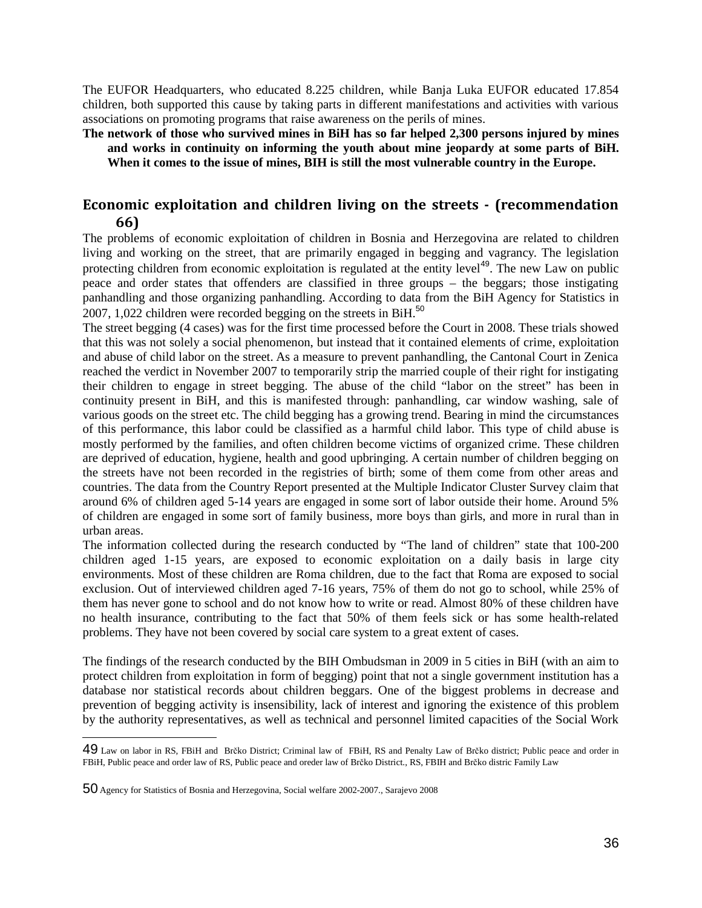The EUFOR Headquarters, who educated 8.225 children, while Banja Luka EUFOR educated 17.854 children, both supported this cause by taking parts in different manifestations and activities with various associations on promoting programs that raise awareness on the perils of mines.

**The network of those who survived mines in BiH has so far helped 2,300 persons injured by mines and works in continuity on informing the youth about mine jeopardy at some parts of BiH. When it comes to the issue of mines, BIH is still the most vulnerable country in the Europe.**

## Economic exploitation and children living on the streets - (recommendation 66)

The problems of economic exploitation of children in Bosnia and Herzegovina are related to children living and working on the street, that are primarily engaged in begging and vagrancy. The legislation protecting children from economic exploitation is regulated at the entity level[49]. The new Law on public peace and order states that offenders are classified in three groups – the beggars; those instigating panhandling and those organizing panhandling. According to data from the BiH Agency for Statistics in 2007, 1,022 children were recorded begging on the streets in BiH.[50]

The street begging (4 cases) was for the first time processed before the Court in 2008. These trials showed that this was not solely a social phenomenon, but instead that it contained elements of crime, exploitation and abuse of child labor on the street. As a measure to prevent panhandling, the Cantonal Court in Zenica reached the verdict in November 2007 to temporarily strip the married couple of their right for instigating their children to engage in street begging. The abuse of the child "labor on the street" has been in continuity present in BiH, and this is manifested through: panhandling, car window washing, sale of various goods on the street etc. The child begging has a growing trend. Bearing in mind the circumstances of this performance, this labor could be classified as a harmful child labor. This type of child abuse is mostly performed by the families, and often children become victims of organized crime. These children are deprived of education, hygiene, health and good upbringing. A certain number of children begging on the streets have not been recorded in the registries of birth; some of them come from other areas and countries. The data from the Country Report presented at the Multiple Indicator Cluster Survey claim that around 6% of children aged 5-14 years are engaged in some sort of labor outside their home. Around 5% of children are engaged in some sort of family business, more boys than girls, and more in rural than in urban areas.

The information collected during the research conducted by "The land of children" state that 100-200 children aged 1-15 years, are exposed to economic exploitation on a daily basis in large city environments. Most of these children are Roma children, due to the fact that Roma are exposed to social exclusion. Out of interviewed children aged 7-16 years, 75% of them do not go to school, while 25% of them has never gone to school and do not know how to write or read. Almost 80% of these children have no health insurance, contributing to the fact that 50% of them feels sick or has some health-related problems. They have not been covered by social care system to a great extent of cases.

The findings of the research conducted by the BIH Ombudsman in 2009 in 5 cities in BiH (with an aim to protect children from exploitation in form of begging) point that not a single government institution has a database nor statistical records about children beggars. One of the biggest problems in decrease and prevention of begging activity is insensibility, lack of interest and ignoring the existence of this problem by the authority representatives, as well as technical and personnel limited capacities of the Social Work

---

49 Law on labor in RS, FBiH and Brčko District; Criminal law of FBiH, RS and Penalty Law of Brčko district; Public peace and order in FBiH, Public peace and order law of RS, Public peace and oreder law of Brčko District., RS, FBIH and Brčko distric Family Law

50 Agency for Statistics of Bosnia and Herzegovina, Social welfare 2002-2007., Sarajevo 2008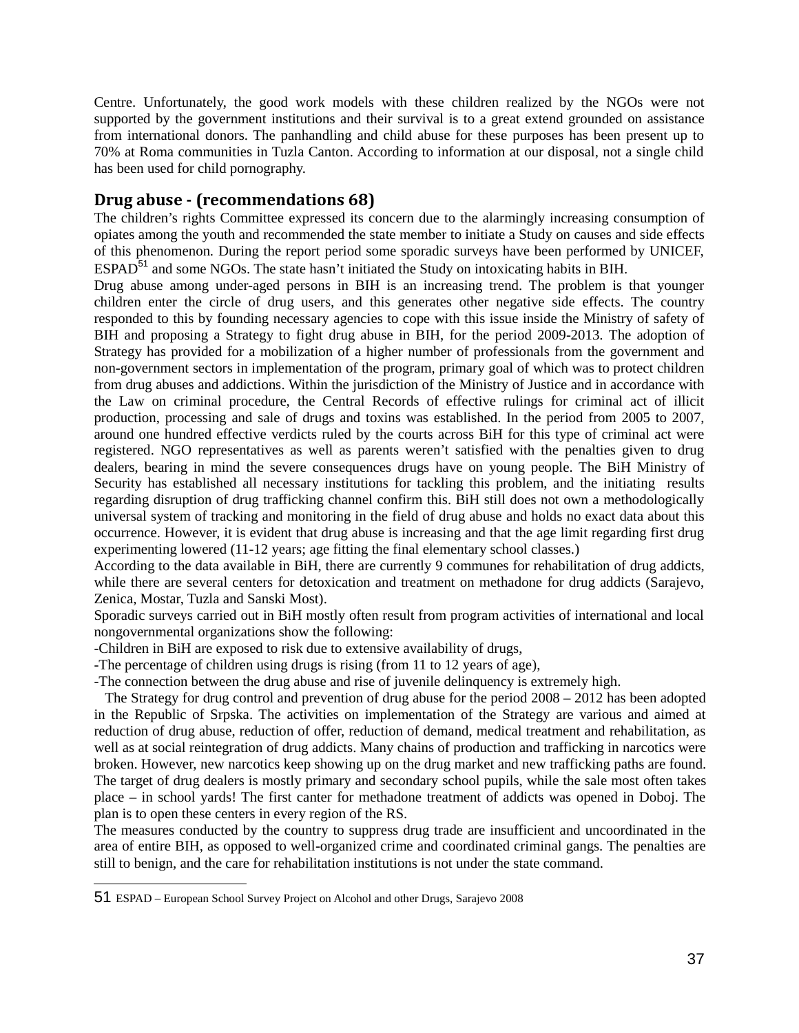Centre. Unfortunately, the good work models with these children realized by the NGOs were not supported by the government institutions and their survival is to a great extend grounded on assistance from international donors. The panhandling and child abuse for these purposes has been present up to 70% at Roma communities in Tuzla Canton. According to information at our disposal, not a single child has been used for child pornography.

## Drug abuse - (recommendations 68)

The children's rights Committee expressed its concern due to the alarmingly increasing consumption of opiates among the youth and recommended the state member to initiate a Study on causes and side effects of this phenomenon. During the report period some sporadic surveys have been performed by UNICEF, ESPAD[51] and some NGOs. The state hasn't initiated the Study on intoxicating habits in BIH.

Drug abuse among under-aged persons in BIH is an increasing trend. The problem is that younger children enter the circle of drug users, and this generates other negative side effects. The country responded to this by founding necessary agencies to cope with this issue inside the Ministry of safety of BIH and proposing a Strategy to fight drug abuse in BIH, for the period 2009-2013. The adoption of Strategy has provided for a mobilization of a higher number of professionals from the government and non-government sectors in implementation of the program, primary goal of which was to protect children from drug abuses and addictions. Within the jurisdiction of the Ministry of Justice and in accordance with the Law on criminal procedure, the Central Records of effective rulings for criminal act of illicit production, processing and sale of drugs and toxins was established. In the period from 2005 to 2007, around one hundred effective verdicts ruled by the courts across BiH for this type of criminal act were registered. NGO representatives as well as parents weren't satisfied with the penalties given to drug dealers, bearing in mind the severe consequences drugs have on young people. The BiH Ministry of Security has established all necessary institutions for tackling this problem, and the initiating results regarding disruption of drug trafficking channel confirm this. BiH still does not own a methodologically universal system of tracking and monitoring in the field of drug abuse and holds no exact data about this occurrence. However, it is evident that drug abuse is increasing and that the age limit regarding first drug experimenting lowered (11-12 years; age fitting the final elementary school classes.)

According to the data available in BiH, there are currently 9 communes for rehabilitation of drug addicts, while there are several centers for detoxication and treatment on methadone for drug addicts (Sarajevo, Zenica, Mostar, Tuzla and Sanski Most).

Sporadic surveys carried out in BiH mostly often result from program activities of international and local nongovernmental organizations show the following:

-Children in BiH are exposed to risk due to extensive availability of drugs,

-The percentage of children using drugs is rising (from 11 to 12 years of age),

-The connection between the drug abuse and rise of juvenile delinquency is extremely high.

The Strategy for drug control and prevention of drug abuse for the period 2008 – 2012 has been adopted in the Republic of Srpska. The activities on implementation of the Strategy are various and aimed at reduction of drug abuse, reduction of offer, reduction of demand, medical treatment and rehabilitation, as well as at social reintegration of drug addicts. Many chains of production and trafficking in narcotics were broken. However, new narcotics keep showing up on the drug market and new trafficking paths are found. The target of drug dealers is mostly primary and secondary school pupils, while the sale most often takes place – in school yards! The first canter for methadone treatment of addicts was opened in Doboj. The plan is to open these centers in every region of the RS.

The measures conducted by the country to suppress drug trade are insufficient and uncoordinated in the area of entire BIH, as opposed to well-organized crime and coordinated criminal gangs. The penalties are still to benign, and the care for rehabilitation institutions is not under the state command.

---

51 ESPAD – European School Survey Project on Alcohol and other Drugs, Sarajevo 2008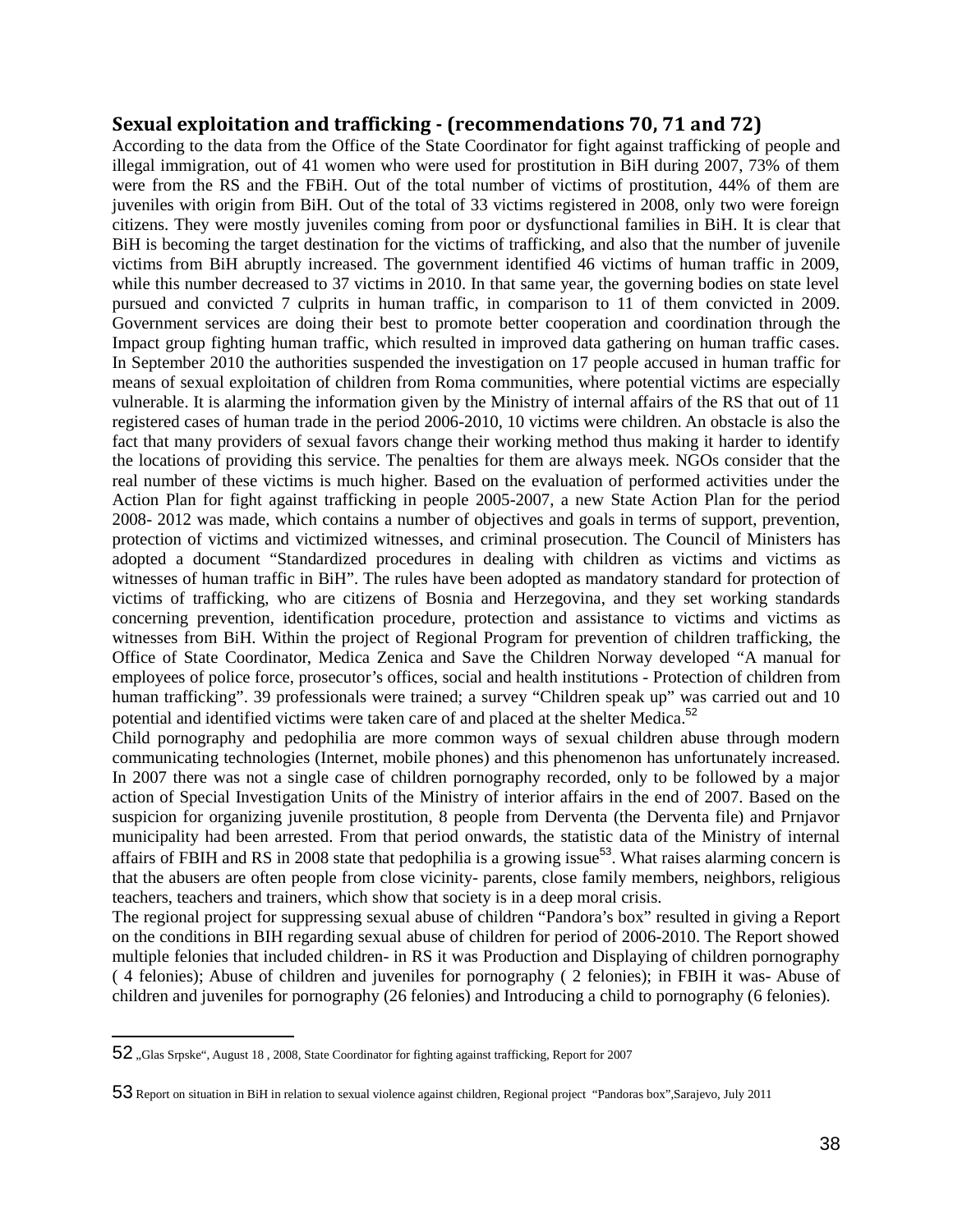## Sexual exploitation and trafficking - (recommendations 70, 71 and 72)

According to the data from the Office of the State Coordinator for fight against trafficking of people and illegal immigration, out of 41 women who were used for prostitution in BiH during 2007, 73% of them were from the RS and the FBiH. Out of the total number of victims of prostitution, 44% of them are juveniles with origin from BiH. Out of the total of 33 victims registered in 2008, only two were foreign citizens. They were mostly juveniles coming from poor or dysfunctional families in BiH. It is clear that BiH is becoming the target destination for the victims of trafficking, and also that the number of juvenile victims from BiH abruptly increased. The government identified 46 victims of human traffic in 2009, while this number decreased to 37 victims in 2010. In that same year, the governing bodies on state level pursued and convicted 7 culprits in human traffic, in comparison to 11 of them convicted in 2009. Government services are doing their best to promote better cooperation and coordination through the Impact group fighting human traffic, which resulted in improved data gathering on human traffic cases. In September 2010 the authorities suspended the investigation on 17 people accused in human traffic for means of sexual exploitation of children from Roma communities, where potential victims are especially vulnerable. It is alarming the information given by the Ministry of internal affairs of the RS that out of 11 registered cases of human trade in the period 2006-2010, 10 victims were children. An obstacle is also the fact that many providers of sexual favors change their working method thus making it harder to identify the locations of providing this service. The penalties for them are always meek. NGOs consider that the real number of these victims is much higher. Based on the evaluation of performed activities under the Action Plan for fight against trafficking in people 2005-2007, a new State Action Plan for the period 2008- 2012 was made, which contains a number of objectives and goals in terms of support, prevention, protection of victims and victimized witnesses, and criminal prosecution. The Council of Ministers has adopted a document "Standardized procedures in dealing with children as victims and victims as witnesses of human traffic in BiH". The rules have been adopted as mandatory standard for protection of victims of trafficking, who are citizens of Bosnia and Herzegovina, and they set working standards concerning prevention, identification procedure, protection and assistance to victims and victims as witnesses from BiH. Within the project of Regional Program for prevention of children trafficking, the Office of State Coordinator, Medica Zenica and Save the Children Norway developed "A manual for employees of police force, prosecutor's offices, social and health institutions - Protection of children from human trafficking". 39 professionals were trained; a survey "Children speak up" was carried out and 10 potential and identified victims were taken care of and placed at the shelter Medica.[52]

Child pornography and pedophilia are more common ways of sexual children abuse through modern communicating technologies (Internet, mobile phones) and this phenomenon has unfortunately increased. In 2007 there was not a single case of children pornography recorded, only to be followed by a major action of Special Investigation Units of the Ministry of interior affairs in the end of 2007. Based on the suspicion for organizing juvenile prostitution, 8 people from Derventa (the Derventa file) and Prnjavor municipality had been arrested. From that period onwards, the statistic data of the Ministry of internal affairs of FBIH and RS in 2008 state that pedophilia is a growing issue[53]. What raises alarming concern is that the abusers are often people from close vicinity- parents, close family members, neighbors, religious teachers, teachers and trainers, which show that society is in a deep moral crisis.

The regional project for suppressing sexual abuse of children "Pandora's box" resulted in giving a Report on the conditions in BIH regarding sexual abuse of children for period of 2006-2010. The Report showed multiple felonies that included children- in RS it was Production and Displaying of children pornography ( 4 felonies); Abuse of children and juveniles for pornography ( 2 felonies); in FBIH it was- Abuse of children and juveniles for pornography (26 felonies) and Introducing a child to pornography (6 felonies).

---

52 „Glas Srpske", August 18 , 2008, State Coordinator for fighting against trafficking, Report for 2007

53 Report on situation in BiH in relation to sexual violence against children, Regional project "Pandoras box",Sarajevo, July 2011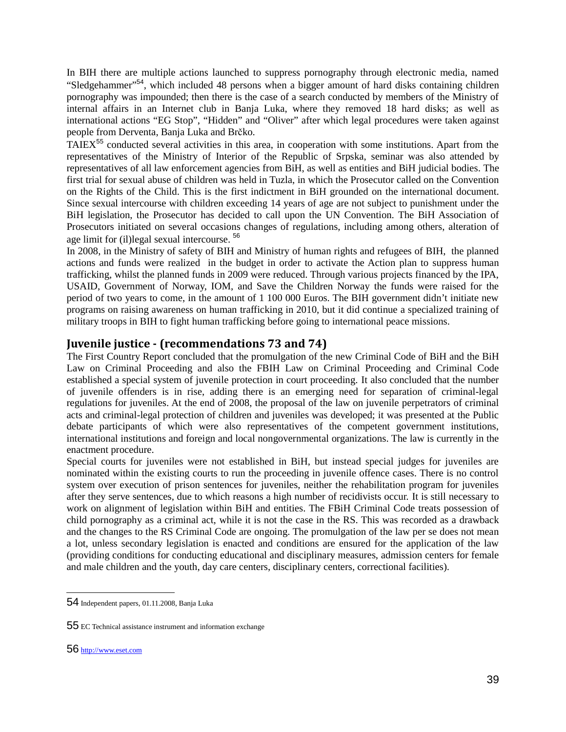In BIH there are multiple actions launched to suppress pornography through electronic media, named "Sledgehammer"[54], which included 48 persons when a bigger amount of hard disks containing children pornography was impounded; then there is the case of a search conducted by members of the Ministry of internal affairs in an Internet club in Banja Luka, where they removed 18 hard disks; as well as international actions "EG Stop", "Hidden" and "Oliver" after which legal procedures were taken against people from Derventa, Banja Luka and Brčko.

TAIEX[55] conducted several activities in this area, in cooperation with some institutions. Apart from the representatives of the Ministry of Interior of the Republic of Srpska, seminar was also attended by representatives of all law enforcement agencies from BiH, as well as entities and BiH judicial bodies. The first trial for sexual abuse of children was held in Tuzla, in which the Prosecutor called on the Convention on the Rights of the Child. This is the first indictment in BiH grounded on the international document. Since sexual intercourse with children exceeding 14 years of age are not subject to punishment under the BiH legislation, the Prosecutor has decided to call upon the UN Convention. The BiH Association of Prosecutors initiated on several occasions changes of regulations, including among others, alteration of age limit for (il)legal sexual intercourse. [56]

In 2008, in the Ministry of safety of BIH and Ministry of human rights and refugees of BIH, the planned actions and funds were realized in the budget in order to activate the Action plan to suppress human trafficking, whilst the planned funds in 2009 were reduced. Through various projects financed by the IPA, USAID, Government of Norway, IOM, and Save the Children Norway the funds were raised for the period of two years to come, in the amount of 1 100 000 Euros. The BIH government didn't initiate new programs on raising awareness on human trafficking in 2010, but it did continue a specialized training of military troops in BIH to fight human trafficking before going to international peace missions.

## Juvenile justice - (recommendations 73 and 74)

The First Country Report concluded that the promulgation of the new Criminal Code of BiH and the BiH Law on Criminal Proceeding and also the FBIH Law on Criminal Proceeding and Criminal Code established a special system of juvenile protection in court proceeding. It also concluded that the number of juvenile offenders is in rise, adding there is an emerging need for separation of criminal-legal regulations for juveniles. At the end of 2008, the proposal of the law on juvenile perpetrators of criminal acts and criminal-legal protection of children and juveniles was developed; it was presented at the Public debate participants of which were also representatives of the competent government institutions, international institutions and foreign and local nongovernmental organizations. The law is currently in the enactment procedure.

Special courts for juveniles were not established in BiH, but instead special judges for juveniles are nominated within the existing courts to run the proceeding in juvenile offence cases. There is no control system over execution of prison sentences for juveniles, neither the rehabilitation program for juveniles after they serve sentences, due to which reasons a high number of recidivists occur. It is still necessary to work on alignment of legislation within BiH and entities. The FBiH Criminal Code treats possession of child pornography as a criminal act, while it is not the case in the RS. This was recorded as a drawback and the changes to the RS Criminal Code are ongoing. The promulgation of the law per se does not mean a lot, unless secondary legislation is enacted and conditions are ensured for the application of the law (providing conditions for conducting educational and disciplinary measures, admission centers for female and male children and the youth, day care centers, disciplinary centers, correctional facilities).

---

54 Independent papers, 01.11.2008, Banja Luka

55 EC Technical assistance instrument and information exchange

56 http://www.eset.com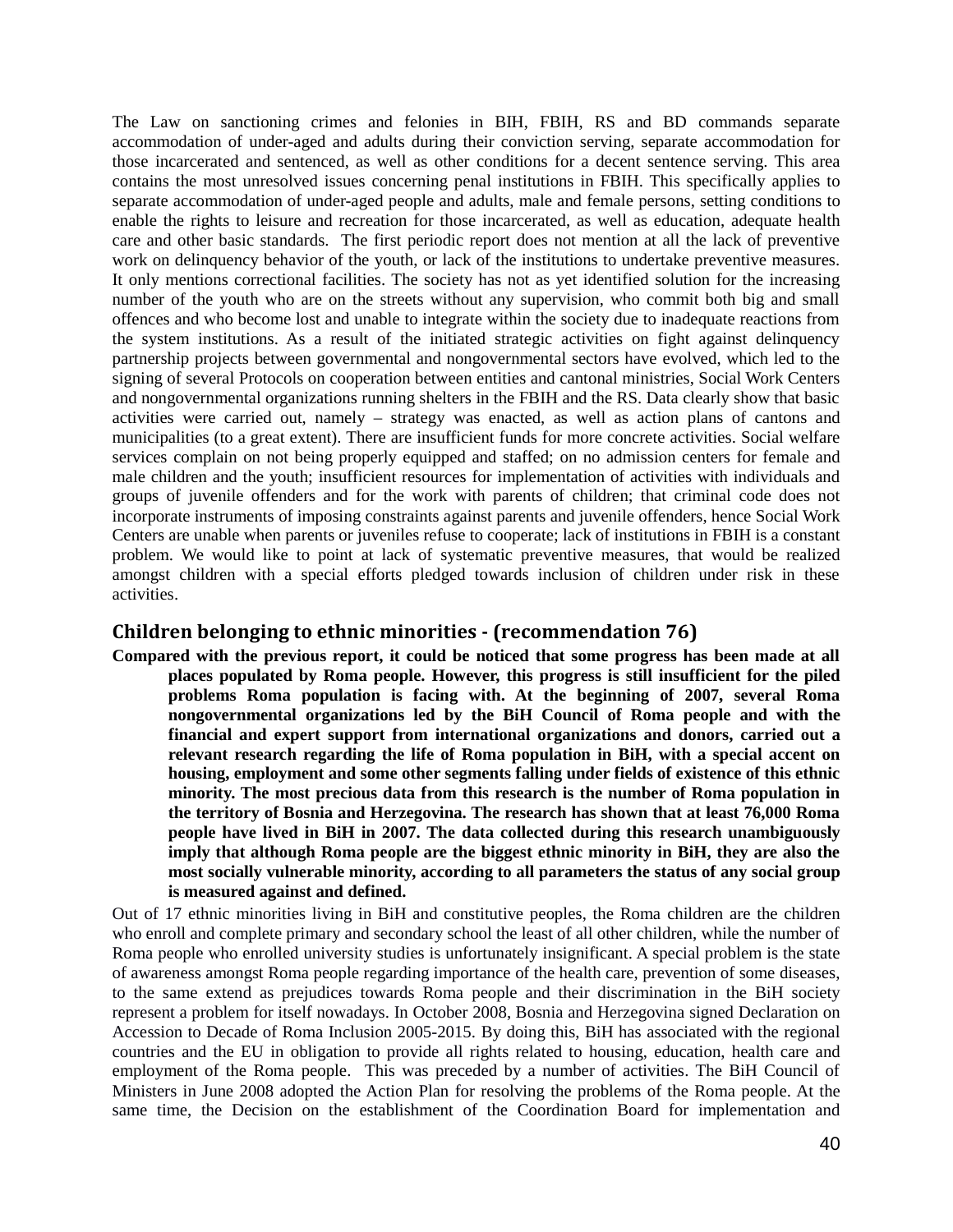The Law on sanctioning crimes and felonies in BIH, FBIH, RS and BD commands separate accommodation of under-aged and adults during their conviction serving, separate accommodation for those incarcerated and sentenced, as well as other conditions for a decent sentence serving. This area contains the most unresolved issues concerning penal institutions in FBIH. This specifically applies to separate accommodation of under-aged people and adults, male and female persons, setting conditions to enable the rights to leisure and recreation for those incarcerated, as well as education, adequate health care and other basic standards. The first periodic report does not mention at all the lack of preventive work on delinquency behavior of the youth, or lack of the institutions to undertake preventive measures. It only mentions correctional facilities. The society has not as yet identified solution for the increasing number of the youth who are on the streets without any supervision, who commit both big and small offences and who become lost and unable to integrate within the society due to inadequate reactions from the system institutions. As a result of the initiated strategic activities on fight against delinquency partnership projects between governmental and nongovernmental sectors have evolved, which led to the signing of several Protocols on cooperation between entities and cantonal ministries, Social Work Centers and nongovernmental organizations running shelters in the FBIH and the RS. Data clearly show that basic activities were carried out, namely – strategy was enacted, as well as action plans of cantons and municipalities (to a great extent). There are insufficient funds for more concrete activities. Social welfare services complain on not being properly equipped and staffed; on no admission centers for female and male children and the youth; insufficient resources for implementation of activities with individuals and groups of juvenile offenders and for the work with parents of children; that criminal code does not incorporate instruments of imposing constraints against parents and juvenile offenders, hence Social Work Centers are unable when parents or juveniles refuse to cooperate; lack of institutions in FBIH is a constant problem. We would like to point at lack of systematic preventive measures, that would be realized amongst children with a special efforts pledged towards inclusion of children under risk in these activities.

## Children belonging to ethnic minorities - (recommendation 76)

**Compared with the previous report, it could be noticed that some progress has been made at all places populated by Roma people. However, this progress is still insufficient for the piled problems Roma population is facing with. At the beginning of 2007, several Roma nongovernmental organizations led by the BiH Council of Roma people and with the financial and expert support from international organizations and donors, carried out a relevant research regarding the life of Roma population in BiH, with a special accent on housing, employment and some other segments falling under fields of existence of this ethnic minority. The most precious data from this research is the number of Roma population in the territory of Bosnia and Herzegovina. The research has shown that at least 76,000 Roma people have lived in BiH in 2007. The data collected during this research unambiguously imply that although Roma people are the biggest ethnic minority in BiH, they are also the most socially vulnerable minority, according to all parameters the status of any social group is measured against and defined.**

Out of 17 ethnic minorities living in BiH and constitutive peoples, the Roma children are the children who enroll and complete primary and secondary school the least of all other children, while the number of Roma people who enrolled university studies is unfortunately insignificant. A special problem is the state of awareness amongst Roma people regarding importance of the health care, prevention of some diseases, to the same extend as prejudices towards Roma people and their discrimination in the BiH society represent a problem for itself nowadays. In October 2008, Bosnia and Herzegovina signed Declaration on Accession to Decade of Roma Inclusion 2005-2015. By doing this, BiH has associated with the regional countries and the EU in obligation to provide all rights related to housing, education, health care and employment of the Roma people. This was preceded by a number of activities. The BiH Council of Ministers in June 2008 adopted the Action Plan for resolving the problems of the Roma people. At the same time, the Decision on the establishment of the Coordination Board for implementation and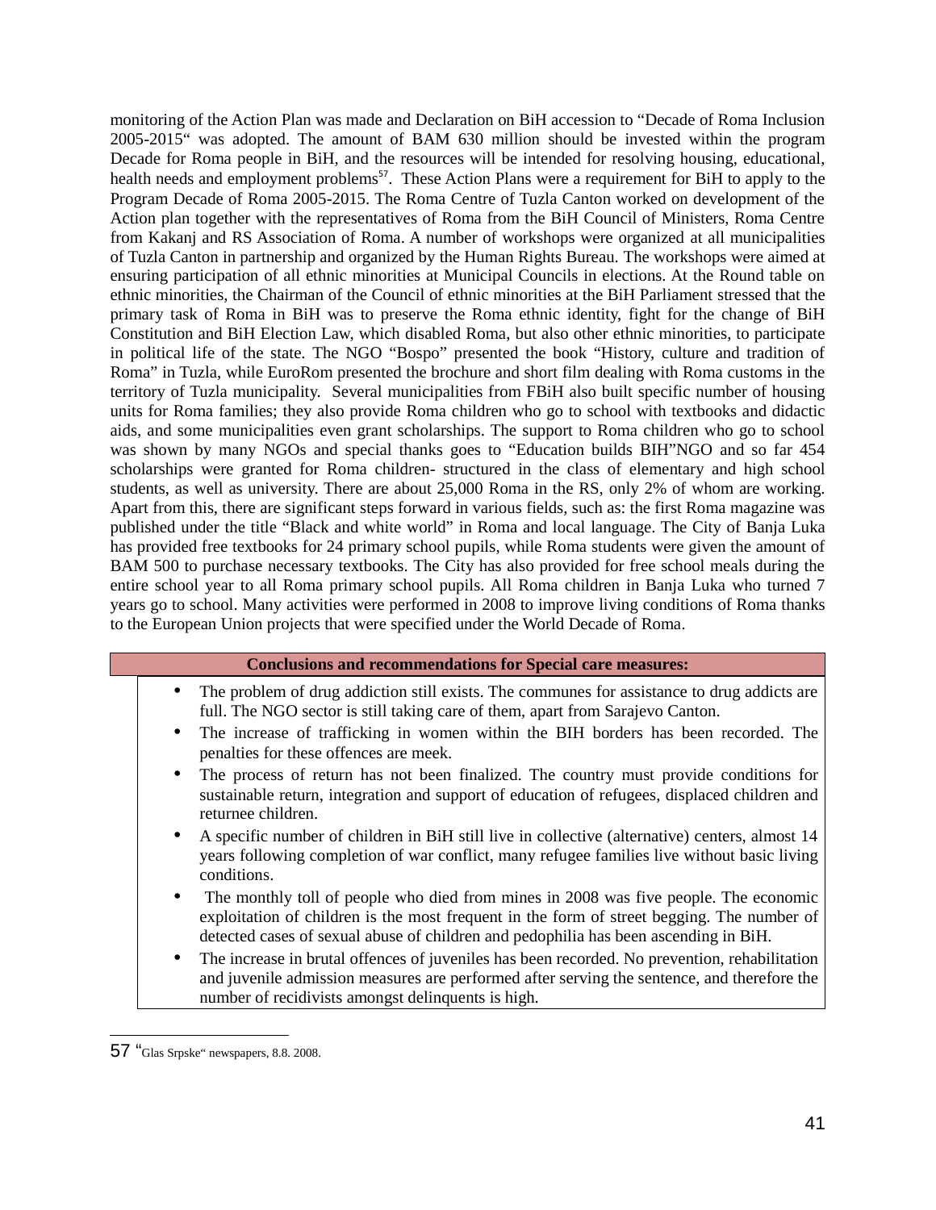monitoring of the Action Plan was made and Declaration on BiH accession to “Decade of Roma Inclusion 2005-2015“ was adopted. The amount of BAM 630 million should be invested within the program Decade for Roma people in BiH, and the resources will be intended for resolving housing, educational, health needs and employment problems[57]. These Action Plans were a requirement for BiH to apply to the Program Decade of Roma 2005-2015. The Roma Centre of Tuzla Canton worked on development of the Action plan together with the representatives of Roma from the BiH Council of Ministers, Roma Centre from Kakanj and RS Association of Roma. A number of workshops were organized at all municipalities of Tuzla Canton in partnership and organized by the Human Rights Bureau. The workshops were aimed at ensuring participation of all ethnic minorities at Municipal Councils in elections. At the Round table on ethnic minorities, the Chairman of the Council of ethnic minorities at the BiH Parliament stressed that the primary task of Roma in BiH was to preserve the Roma ethnic identity, fight for the change of BiH Constitution and BiH Election Law, which disabled Roma, but also other ethnic minorities, to participate in political life of the state. The NGO “Bospo” presented the book “History, culture and tradition of Roma” in Tuzla, while EuroRom presented the brochure and short film dealing with Roma customs in the territory of Tuzla municipality. Several municipalities from FBiH also built specific number of housing units for Roma families; they also provide Roma children who go to school with textbooks and didactic aids, and some municipalities even grant scholarships. The support to Roma children who go to school was shown by many NGOs and special thanks goes to “Education builds BIH”NGO and so far 454 scholarships were granted for Roma children- structured in the class of elementary and high school students, as well as university. There are about 25,000 Roma in the RS, only 2% of whom are working. Apart from this, there are significant steps forward in various fields, such as: the first Roma magazine was published under the title “Black and white world” in Roma and local language. The City of Banja Luka has provided free textbooks for 24 primary school pupils, while Roma students were given the amount of BAM 500 to purchase necessary textbooks. The City has also provided for free school meals during the entire school year to all Roma primary school pupils. All Roma children in Banja Luka who turned 7 years go to school. Many activities were performed in 2008 to improve living conditions of Roma thanks to the European Union projects that were specified under the World Decade of Roma.

| **Conclusions and recommendations for Special care measures:** |
| --- |
| • The problem of drug addiction still exists. The communes for assistance to drug addicts are full. The NGO sector is still taking care of them, apart from Sarajevo Canton.<br>• The increase of trafficking in women within the BIH borders has been recorded. The penalties for these offences are meek.<br>• The process of return has not been finalized. The country must provide conditions for sustainable return, integration and support of education of refugees, displaced children and returnee children.<br>• A specific number of children in BiH still live in collective (alternative) centers, almost 14 years following completion of war conflict, many refugee families live without basic living conditions.<br>• The monthly toll of people who died from mines in 2008 was five people. The economic exploitation of children is the most frequent in the form of street begging. The number of detected cases of sexual abuse of children and pedophilia has been ascending in BiH.<br>• The increase in brutal offences of juveniles has been recorded. No prevention, rehabilitation and juvenile admission measures are performed after serving the sentence, and therefore the number of recidivists amongst delinquents is high. |

57 “Glas Srpske“ newspapers, 8.8. 2008.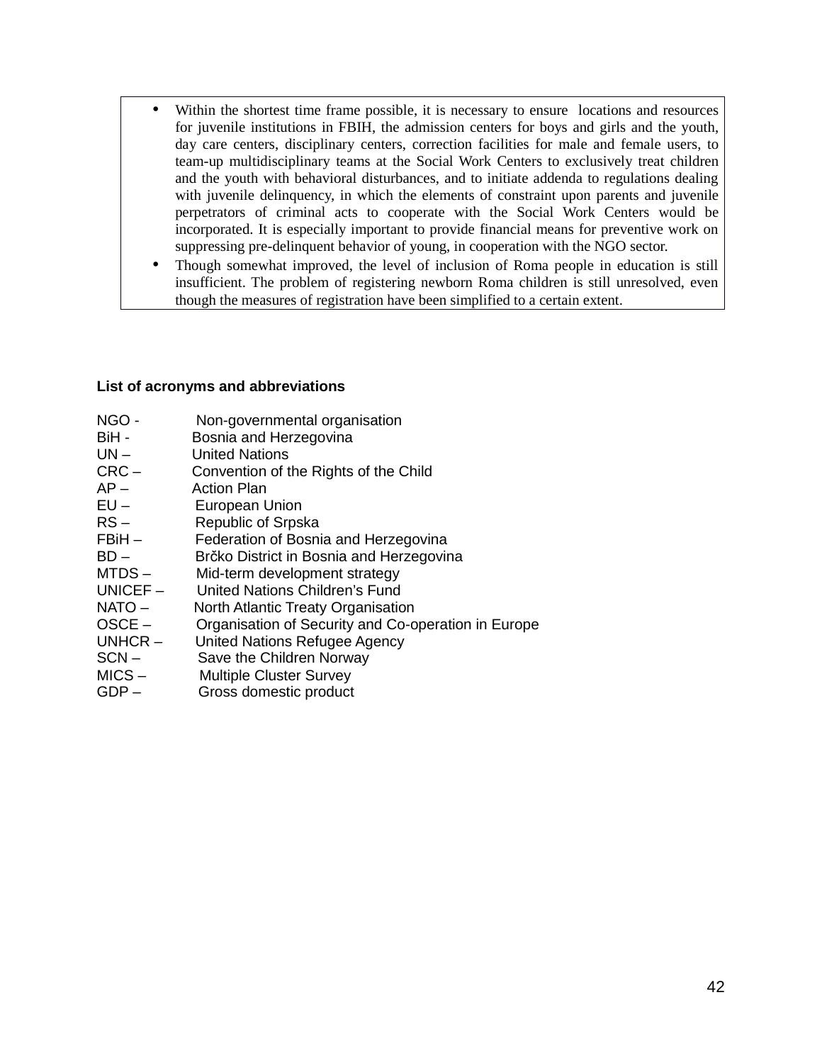- Within the shortest time frame possible, it is necessary to ensure locations and resources for juvenile institutions in FBIH, the admission centers for boys and girls and the youth, day care centers, disciplinary centers, correction facilities for male and female users, to team-up multidisciplinary teams at the Social Work Centers to exclusively treat children and the youth with behavioral disturbances, and to initiate addenda to regulations dealing with juvenile delinquency, in which the elements of constraint upon parents and juvenile perpetrators of criminal acts to cooperate with the Social Work Centers would be incorporated. It is especially important to provide financial means for preventive work on suppressing pre-delinquent behavior of young, in cooperation with the NGO sector.
- Though somewhat improved, the level of inclusion of Roma people in education is still insufficient. The problem of registering newborn Roma children is still unresolved, even though the measures of registration have been simplified to a certain extent.

**List of acronyms and abbreviations**

NGO - Non-governmental organisation
BiH - Bosnia and Herzegovina
UN – United Nations
CRC – Convention of the Rights of the Child
AP – Action Plan
EU – European Union
RS – Republic of Srpska
FBiH – Federation of Bosnia and Herzegovina
BD – Brčko District in Bosnia and Herzegovina
MTDS – Mid-term development strategy
UNICEF – United Nations Children's Fund
NATO – North Atlantic Treaty Organisation
OSCE – Organisation of Security and Co-operation in Europe
UNHCR – United Nations Refugee Agency
SCN – Save the Children Norway
MICS – Multiple Cluster Survey
GDP – Gross domestic product